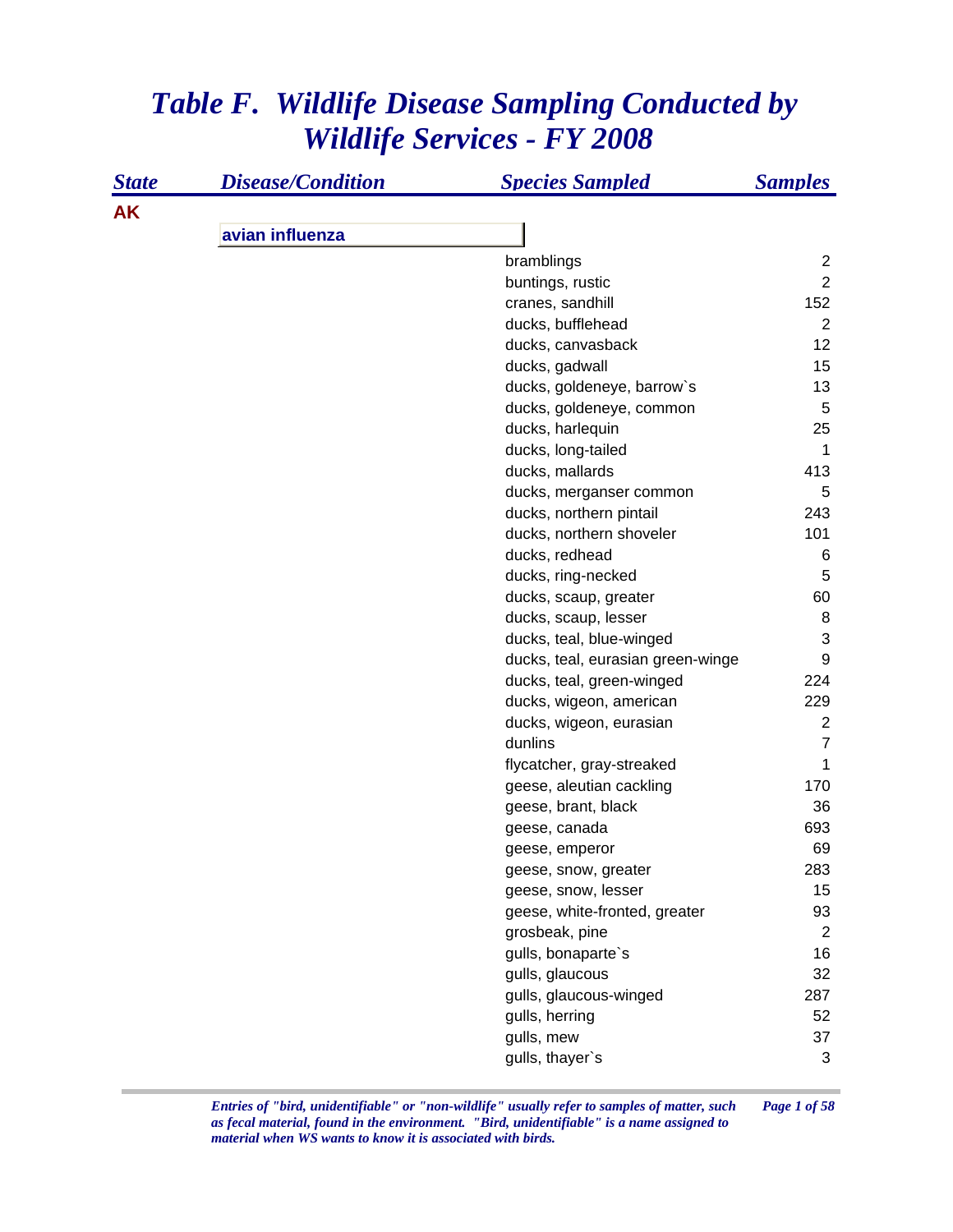# *Table F. Wildlife Disease Sampling Conducted by Wildlife Services - FY 2008*

| State | Disease/Condition | Species Sampled | Samples |
|---|---|---|---|
| **AK** | | | |
| | **avian influenza** | | |
| | | bramblings | 2 |
| | | buntings, rustic | 2 |
| | | cranes, sandhill | 152 |
| | | ducks, bufflehead | 2 |
| | | ducks, canvasback | 12 |
| | | ducks, gadwall | 15 |
| | | ducks, goldeneye, barrow`s | 13 |
| | | ducks, goldeneye, common | 5 |
| | | ducks, harlequin | 25 |
| | | ducks, long-tailed | 1 |
| | | ducks, mallards | 413 |
| | | ducks, merganser common | 5 |
| | | ducks, northern pintail | 243 |
| | | ducks, northern shoveler | 101 |
| | | ducks, redhead | 6 |
| | | ducks, ring-necked | 5 |
| | | ducks, scaup, greater | 60 |
| | | ducks, scaup, lesser | 8 |
| | | ducks, teal, blue-winged | 3 |
| | | ducks, teal, eurasian green-winge | 9 |
| | | ducks, teal, green-winged | 224 |
| | | ducks, wigeon, american | 229 |
| | | ducks, wigeon, eurasian | 2 |
| | | dunlins | 7 |
| | | flycatcher, gray-streaked | 1 |
| | | geese, aleutian cackling | 170 |
| | | geese, brant, black | 36 |
| | | geese, canada | 693 |
| | | geese, emperor | 69 |
| | | geese, snow, greater | 283 |
| | | geese, snow, lesser | 15 |
| | | geese, white-fronted, greater | 93 |
| | | grosbeak, pine | 2 |
| | | gulls, bonaparte`s | 16 |
| | | gulls, glaucous | 32 |
| | | gulls, glaucous-winged | 287 |
| | | gulls, herring | 52 |
| | | gulls, mew | 37 |
| | | gulls, thayer`s | 3 |

*Entries of "bird, unidentifiable" or "non-wildlife" usually refer to samples of matter, such as fecal material, found in the environment. "Bird, unidentifiable" is a name assigned to material when WS wants to know it is associated with birds.*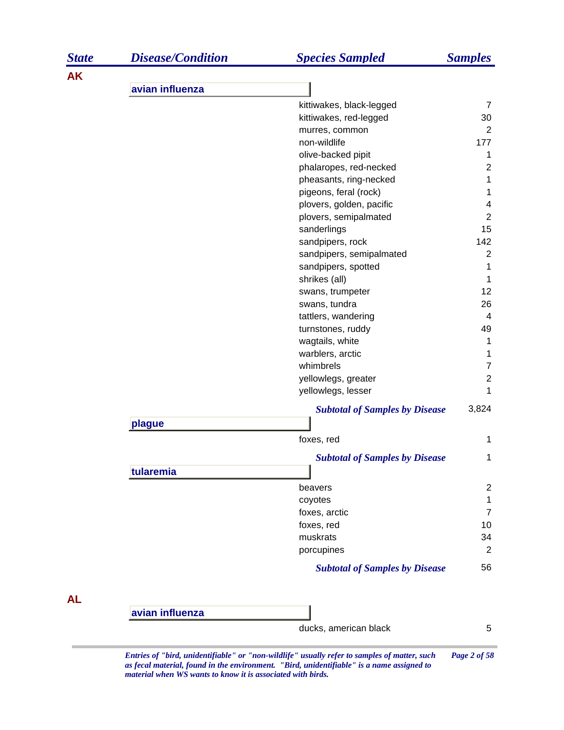| State | Disease/Condition | Species Sampled | Samples |
|---|---|---|---|
| **AK** | | | |
| | **avian influenza** | | |
| | | kittiwakes, black-legged | 7 |
| | | kittiwakes, red-legged | 30 |
| | | murres, common | 2 |
| | | non-wildlife | 177 |
| | | olive-backed pipit | 1 |
| | | phalaropes, red-necked | 2 |
| | | pheasants, ring-necked | 1 |
| | | pigeons, feral (rock) | 1 |
| | | plovers, golden, pacific | 4 |
| | | plovers, semipalmated | 2 |
| | | sanderlings | 15 |
| | | sandpipers, rock | 142 |
| | | sandpipers, semipalmated | 2 |
| | | sandpipers, spotted | 1 |
| | | shrikes (all) | 1 |
| | | swans, trumpeter | 12 |
| | | swans, tundra | 26 |
| | | tattlers, wandering | 4 |
| | | turnstones, ruddy | 49 |
| | | wagtails, white | 1 |
| | | warblers, arctic | 1 |
| | | whimbrels | 7 |
| | | yellowlegs, greater | 2 |
| | | yellowlegs, lesser | 1 |
| | | ***Subtotal of Samples by Disease*** | 3,824 |
| | **plague** | | |
| | | foxes, red | 1 |
| | | ***Subtotal of Samples by Disease*** | 1 |
| | **tularemia** | | |
| | | beavers | 2 |
| | | coyotes | 1 |
| | | foxes, arctic | 7 |
| | | foxes, red | 10 |
| | | muskrats | 34 |
| | | porcupines | 2 |
| | | ***Subtotal of Samples by Disease*** | 56 |
| **AL** | | | |
| | **avian influenza** | | |
| | | ducks, american black | 5 |

*Entries of "bird, unidentifiable" or "non-wildlife" usually refer to samples of matter, such as fecal material, found in the environment. "Bird, unidentifiable" is a name assigned to material when WS wants to know it is associated with birds.*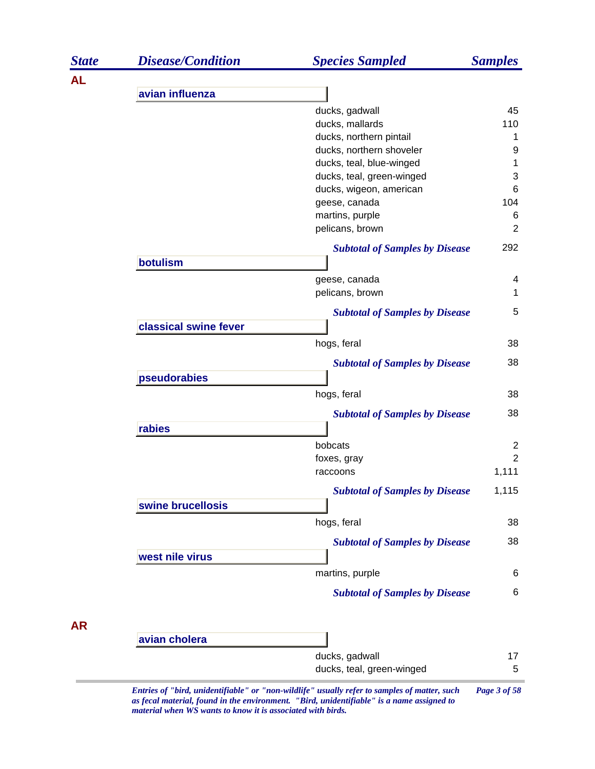| State | Disease/Condition | Species Sampled | Samples |
|---|---|---|---|
| AL | | | |
| | avian influenza | | |
| | | ducks, gadwall | 45 |
| | | ducks, mallards | 110 |
| | | ducks, northern pintail | 1 |
| | | ducks, northern shoveler | 9 |
| | | ducks, teal, blue-winged | 1 |
| | | ducks, teal, green-winged | 3 |
| | | ducks, wigeon, american | 6 |
| | | geese, canada | 104 |
| | | martins, purple | 6 |
| | | pelicans, brown | 2 |
| | | *Subtotal of Samples by Disease* | 292 |
| | botulism | | |
| | | geese, canada | 4 |
| | | pelicans, brown | 1 |
| | | *Subtotal of Samples by Disease* | 5 |
| | classical swine fever | | |
| | | hogs, feral | 38 |
| | | *Subtotal of Samples by Disease* | 38 |
| | pseudorabies | | |
| | | hogs, feral | 38 |
| | | *Subtotal of Samples by Disease* | 38 |
| | rabies | | |
| | | bobcats | 2 |
| | | foxes, gray | 2 |
| | | raccoons | 1,111 |
| | | *Subtotal of Samples by Disease* | 1,115 |
| | swine brucellosis | | |
| | | hogs, feral | 38 |
| | | *Subtotal of Samples by Disease* | 38 |
| | west nile virus | | |
| | | martins, purple | 6 |
| | | *Subtotal of Samples by Disease* | 6 |
| AR | | | |
| | avian cholera | | |
| | | ducks, gadwall | 17 |
| | | ducks, teal, green-winged | 5 |

*Entries of "bird, unidentifiable" or "non-wildlife" usually refer to samples of matter, such as fecal material, found in the environment. "Bird, unidentifiable" is a name assigned to material when WS wants to know it is associated with birds.*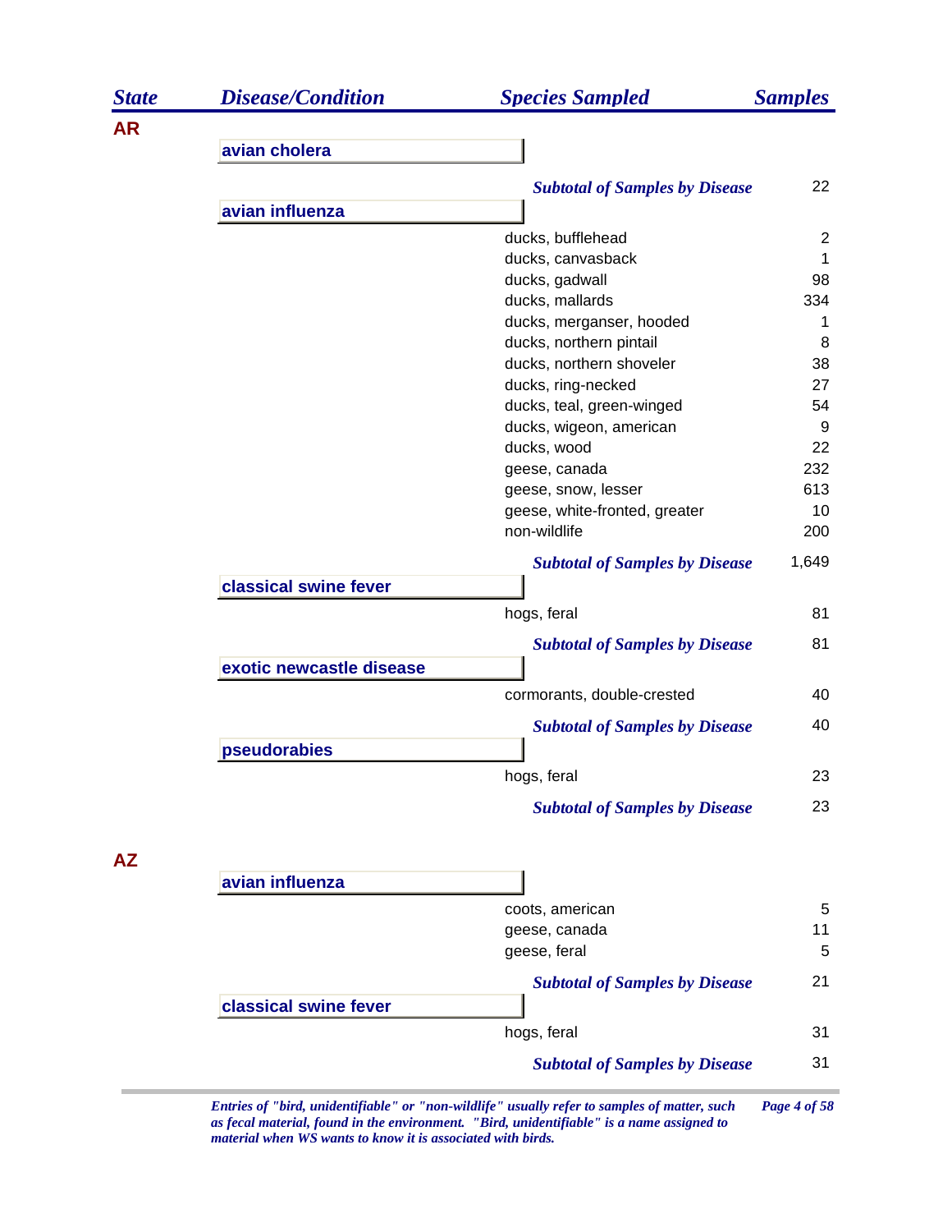| State | Disease/Condition | Species Sampled | Samples |
|---|---|---|---|
| **AR** | | | |
| | **avian cholera** | | |
| | | ***Subtotal of Samples by Disease*** | 22 |
| | **avian influenza** | | |
| | | ducks, bufflehead | 2 |
| | | ducks, canvasback | 1 |
| | | ducks, gadwall | 98 |
| | | ducks, mallards | 334 |
| | | ducks, merganser, hooded | 1 |
| | | ducks, northern pintail | 8 |
| | | ducks, northern shoveler | 38 |
| | | ducks, ring-necked | 27 |
| | | ducks, teal, green-winged | 54 |
| | | ducks, wigeon, american | 9 |
| | | ducks, wood | 22 |
| | | geese, canada | 232 |
| | | geese, snow, lesser | 613 |
| | | geese, white-fronted, greater | 10 |
| | | non-wildlife | 200 |
| | | ***Subtotal of Samples by Disease*** | 1,649 |
| | **classical swine fever** | | |
| | | hogs, feral | 81 |
| | | ***Subtotal of Samples by Disease*** | 81 |
| | **exotic newcastle disease** | | |
| | | cormorants, double-crested | 40 |
| | | ***Subtotal of Samples by Disease*** | 40 |
| | **pseudorabies** | | |
| | | hogs, feral | 23 |
| | | ***Subtotal of Samples by Disease*** | 23 |
| **AZ** | | | |
| | **avian influenza** | | |
| | | coots, american | 5 |
| | | geese, canada | 11 |
| | | geese, feral | 5 |
| | | ***Subtotal of Samples by Disease*** | 21 |
| | **classical swine fever** | | |
| | | hogs, feral | 31 |
| | | ***Subtotal of Samples by Disease*** | 31 |

*Entries of "bird, unidentifiable" or "non-wildlife" usually refer to samples of matter, such as fecal material, found in the environment. "Bird, unidentifiable" is a name assigned to material when WS wants to know it is associated with birds.*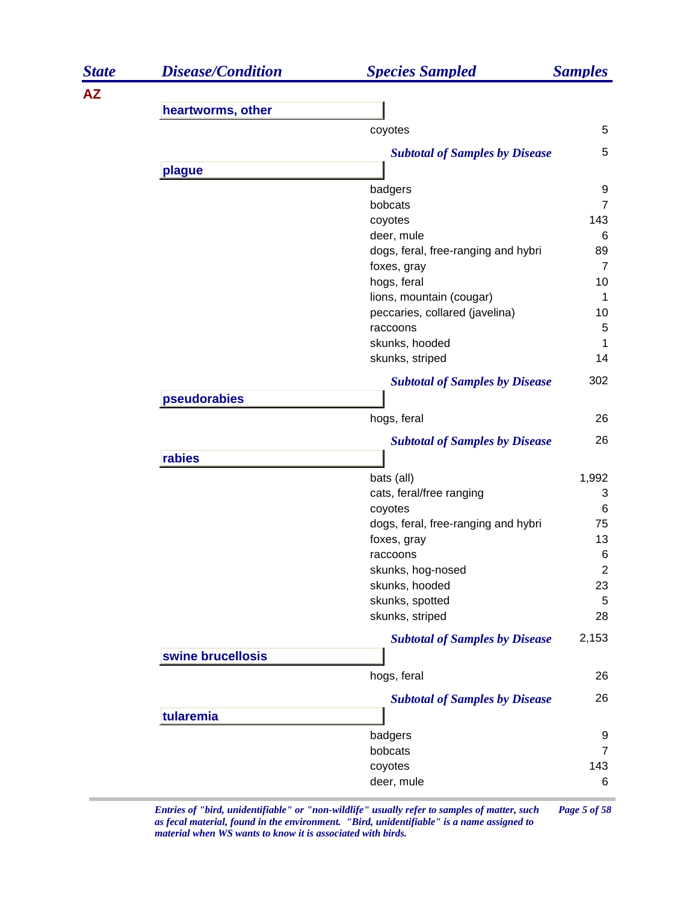| State | Disease/Condition | Species Sampled | Samples |
|---|---|---|---|
| **AZ** | | | |
| | **heartworms, other** | | |
| | | coyotes | 5 |
| | | ***Subtotal of Samples by Disease*** | 5 |
| | **plague** | | |
| | | badgers | 9 |
| | | bobcats | 7 |
| | | coyotes | 143 |
| | | deer, mule | 6 |
| | | dogs, feral, free-ranging and hybri | 89 |
| | | foxes, gray | 7 |
| | | hogs, feral | 10 |
| | | lions, mountain (cougar) | 1 |
| | | peccaries, collared (javelina) | 10 |
| | | raccoons | 5 |
| | | skunks, hooded | 1 |
| | | skunks, striped | 14 |
| | | ***Subtotal of Samples by Disease*** | 302 |
| | **pseudorabies** | | |
| | | hogs, feral | 26 |
| | | ***Subtotal of Samples by Disease*** | 26 |
| | **rabies** | | |
| | | bats (all) | 1,992 |
| | | cats, feral/free ranging | 3 |
| | | coyotes | 6 |
| | | dogs, feral, free-ranging and hybri | 75 |
| | | foxes, gray | 13 |
| | | raccoons | 6 |
| | | skunks, hog-nosed | 2 |
| | | skunks, hooded | 23 |
| | | skunks, spotted | 5 |
| | | skunks, striped | 28 |
| | | ***Subtotal of Samples by Disease*** | 2,153 |
| | **swine brucellosis** | | |
| | | hogs, feral | 26 |
| | | ***Subtotal of Samples by Disease*** | 26 |
| | **tularemia** | | |
| | | badgers | 9 |
| | | bobcats | 7 |
| | | coyotes | 143 |
| | | deer, mule | 6 |

*Entries of "bird, unidentifiable" or "non-wildlife" usually refer to samples of matter, such as fecal material, found in the environment. "Bird, unidentifiable" is a name assigned to material when WS wants to know it is associated with birds.*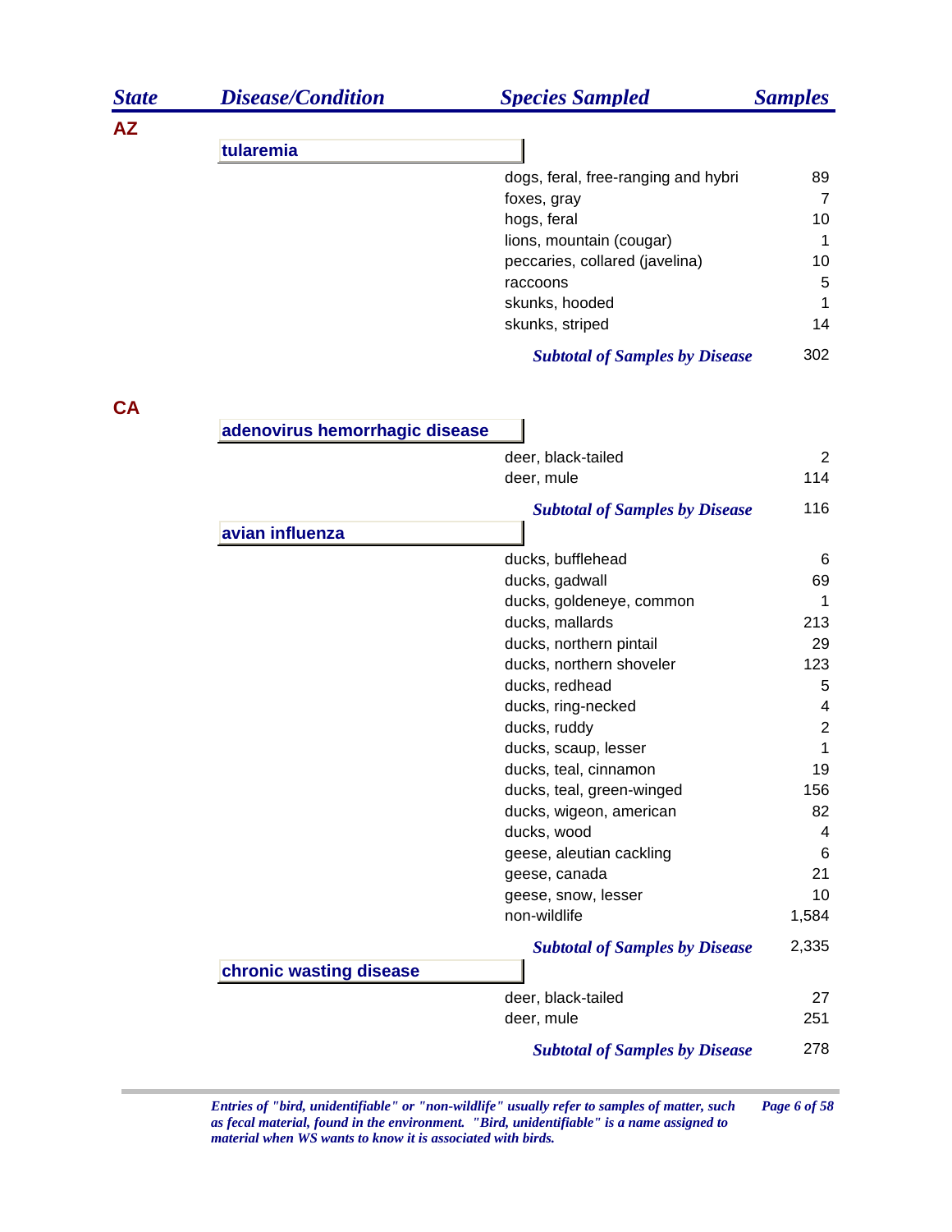| State | Disease/Condition | Species Sampled | Samples |
|---|---|---|---|
| **AZ** | | | |
| | **tularemia** | | |
| | | dogs, feral, free-ranging and hybri | 89 |
| | | foxes, gray | 7 |
| | | hogs, feral | 10 |
| | | lions, mountain (cougar) | 1 |
| | | peccaries, collared (javelina) | 10 |
| | | raccoons | 5 |
| | | skunks, hooded | 1 |
| | | skunks, striped | 14 |
| | | ***Subtotal of Samples by Disease*** | 302 |
| **CA** | | | |
| | **adenovirus hemorrhagic disease** | | |
| | | deer, black-tailed | 2 |
| | | deer, mule | 114 |
| | | ***Subtotal of Samples by Disease*** | 116 |
| | **avian influenza** | | |
| | | ducks, bufflehead | 6 |
| | | ducks, gadwall | 69 |
| | | ducks, goldeneye, common | 1 |
| | | ducks, mallards | 213 |
| | | ducks, northern pintail | 29 |
| | | ducks, northern shoveler | 123 |
| | | ducks, redhead | 5 |
| | | ducks, ring-necked | 4 |
| | | ducks, ruddy | 2 |
| | | ducks, scaup, lesser | 1 |
| | | ducks, teal, cinnamon | 19 |
| | | ducks, teal, green-winged | 156 |
| | | ducks, wigeon, american | 82 |
| | | ducks, wood | 4 |
| | | geese, aleutian cackling | 6 |
| | | geese, canada | 21 |
| | | geese, snow, lesser | 10 |
| | | non-wildlife | 1,584 |
| | | ***Subtotal of Samples by Disease*** | 2,335 |
| | **chronic wasting disease** | | |
| | | deer, black-tailed | 27 |
| | | deer, mule | 251 |
| | | ***Subtotal of Samples by Disease*** | 278 |

*Entries of "bird, unidentifiable" or "non-wildlife" usually refer to samples of matter, such as fecal material, found in the environment. "Bird, unidentifiable" is a name assigned to material when WS wants to know it is associated with birds.*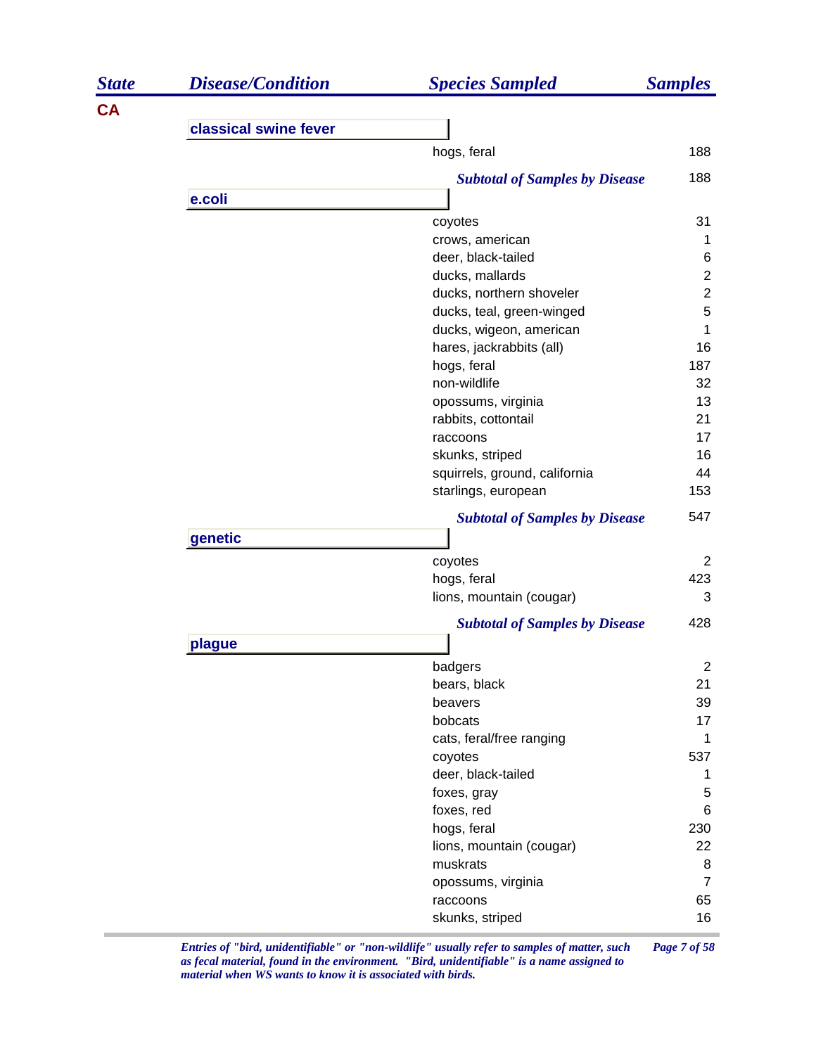| State | Disease/Condition | Species Sampled | Samples |
|---|---|---|---|
| **CA** | | | |
| | **classical swine fever** | | |
| | | hogs, feral | 188 |
| | | ***Subtotal of Samples by Disease*** | 188 |
| | **e.coli** | | |
| | | coyotes | 31 |
| | | crows, american | 1 |
| | | deer, black-tailed | 6 |
| | | ducks, mallards | 2 |
| | | ducks, northern shoveler | 2 |
| | | ducks, teal, green-winged | 5 |
| | | ducks, wigeon, american | 1 |
| | | hares, jackrabbits (all) | 16 |
| | | hogs, feral | 187 |
| | | non-wildlife | 32 |
| | | opossums, virginia | 13 |
| | | rabbits, cottontail | 21 |
| | | raccoons | 17 |
| | | skunks, striped | 16 |
| | | squirrels, ground, california | 44 |
| | | starlings, european | 153 |
| | | ***Subtotal of Samples by Disease*** | 547 |
| | **genetic** | | |
| | | coyotes | 2 |
| | | hogs, feral | 423 |
| | | lions, mountain (cougar) | 3 |
| | | ***Subtotal of Samples by Disease*** | 428 |
| | **plague** | | |
| | | badgers | 2 |
| | | bears, black | 21 |
| | | beavers | 39 |
| | | bobcats | 17 |
| | | cats, feral/free ranging | 1 |
| | | coyotes | 537 |
| | | deer, black-tailed | 1 |
| | | foxes, gray | 5 |
| | | foxes, red | 6 |
| | | hogs, feral | 230 |
| | | lions, mountain (cougar) | 22 |
| | | muskrats | 8 |
| | | opossums, virginia | 7 |
| | | raccoons | 65 |
| | | skunks, striped | 16 |

*Entries of "bird, unidentifiable" or "non-wildlife" usually refer to samples of matter, such as fecal material, found in the environment. "Bird, unidentifiable" is a name assigned to material when WS wants to know it is associated with birds.*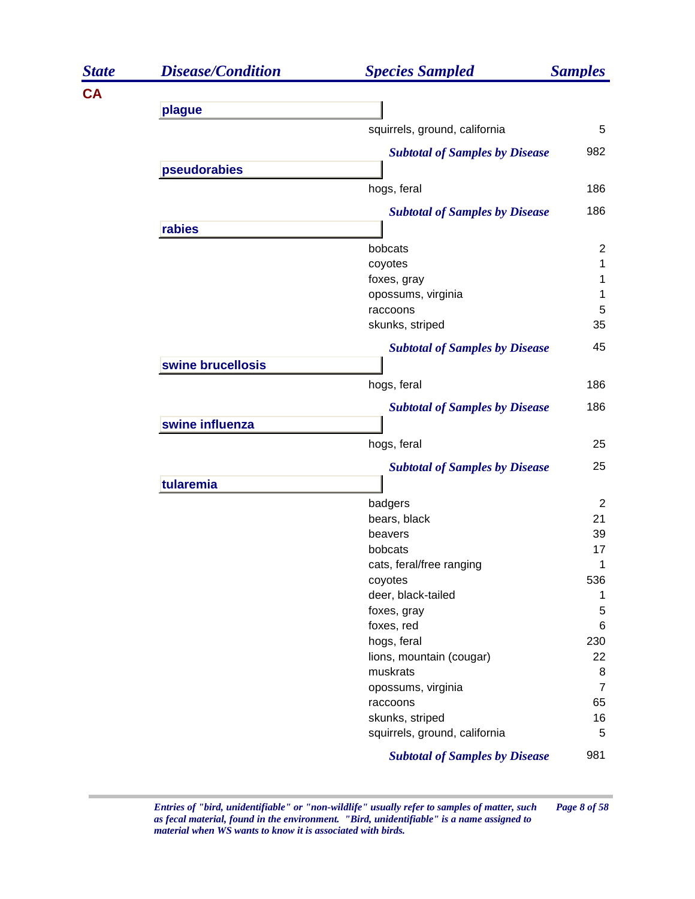| State | Disease/Condition | Species Sampled | Samples |
|---|---|---|---|
| CA | | | |
| | plague | | |
| | | squirrels, ground, california | 5 |
| | | *Subtotal of Samples by Disease* | 982 |
| | pseudorabies | | |
| | | hogs, feral | 186 |
| | | *Subtotal of Samples by Disease* | 186 |
| | rabies | | |
| | | bobcats | 2 |
| | | coyotes | 1 |
| | | foxes, gray | 1 |
| | | opossums, virginia | 1 |
| | | raccoons | 5 |
| | | skunks, striped | 35 |
| | | *Subtotal of Samples by Disease* | 45 |
| | swine brucellosis | | |
| | | hogs, feral | 186 |
| | | *Subtotal of Samples by Disease* | 186 |
| | swine influenza | | |
| | | hogs, feral | 25 |
| | | *Subtotal of Samples by Disease* | 25 |
| | tularemia | | |
| | | badgers | 2 |
| | | bears, black | 21 |
| | | beavers | 39 |
| | | bobcats | 17 |
| | | cats, feral/free ranging | 1 |
| | | coyotes | 536 |
| | | deer, black-tailed | 1 |
| | | foxes, gray | 5 |
| | | foxes, red | 6 |
| | | hogs, feral | 230 |
| | | lions, mountain (cougar) | 22 |
| | | muskrats | 8 |
| | | opossums, virginia | 7 |
| | | raccoons | 65 |
| | | skunks, striped | 16 |
| | | squirrels, ground, california | 5 |
| | | *Subtotal of Samples by Disease* | 981 |

*Entries of "bird, unidentifiable" or "non-wildlife" usually refer to samples of matter, such as fecal material, found in the environment. "Bird, unidentifiable" is a name assigned to material when WS wants to know it is associated with birds.*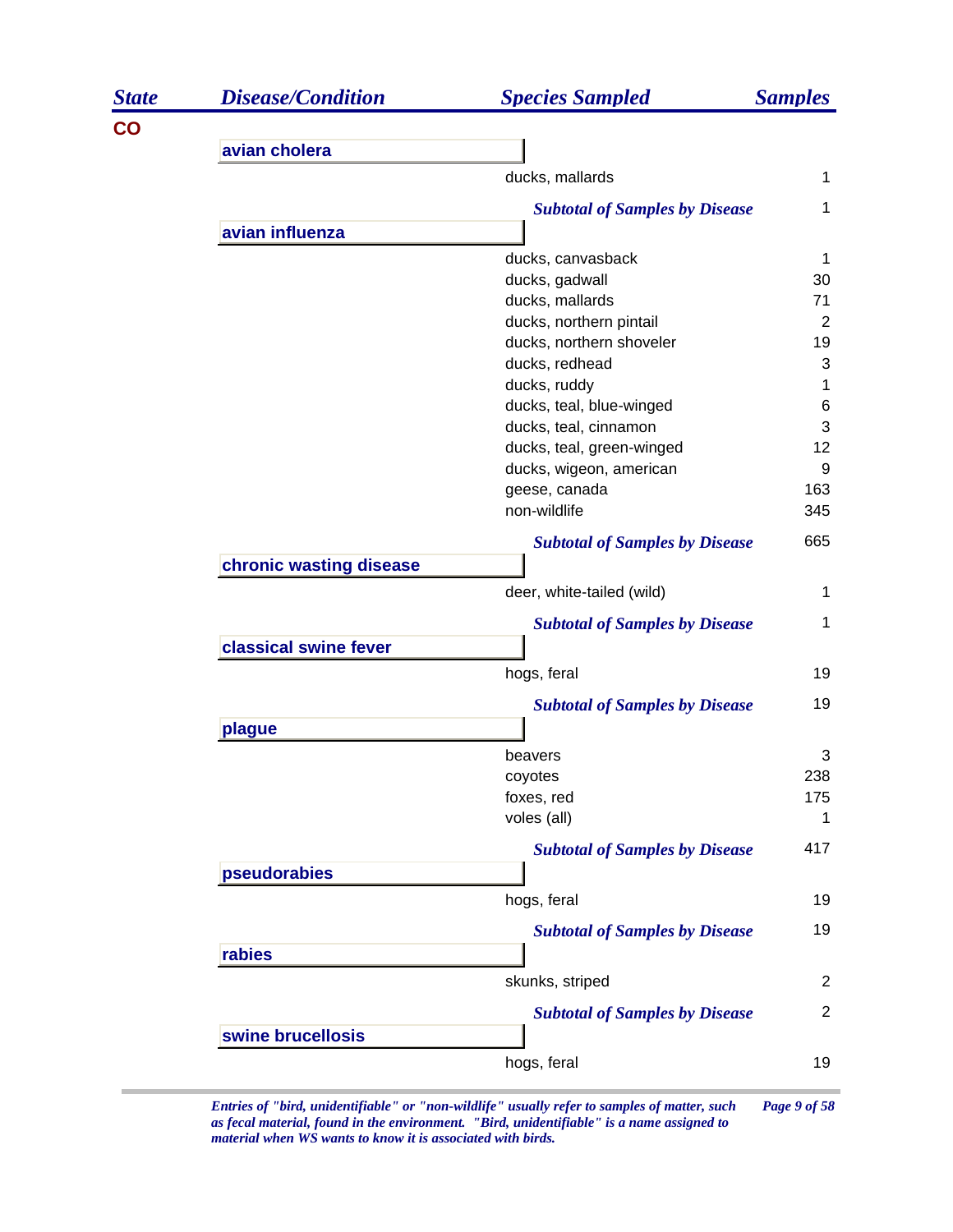| State | Disease/Condition | Species Sampled | Samples |
|---|---|---|---|
| **CO** | | | |
| | **avian cholera** | | |
| | | ducks, mallards | 1 |
| | | ***Subtotal of Samples by Disease*** | 1 |
| | **avian influenza** | | |
| | | ducks, canvasback | 1 |
| | | ducks, gadwall | 30 |
| | | ducks, mallards | 71 |
| | | ducks, northern pintail | 2 |
| | | ducks, northern shoveler | 19 |
| | | ducks, redhead | 3 |
| | | ducks, ruddy | 1 |
| | | ducks, teal, blue-winged | 6 |
| | | ducks, teal, cinnamon | 3 |
| | | ducks, teal, green-winged | 12 |
| | | ducks, wigeon, american | 9 |
| | | geese, canada | 163 |
| | | non-wildlife | 345 |
| | | ***Subtotal of Samples by Disease*** | 665 |
| | **chronic wasting disease** | | |
| | | deer, white-tailed (wild) | 1 |
| | | ***Subtotal of Samples by Disease*** | 1 |
| | **classical swine fever** | | |
| | | hogs, feral | 19 |
| | | ***Subtotal of Samples by Disease*** | 19 |
| | **plague** | | |
| | | beavers | 3 |
| | | coyotes | 238 |
| | | foxes, red | 175 |
| | | voles (all) | 1 |
| | | ***Subtotal of Samples by Disease*** | 417 |
| | **pseudorabies** | | |
| | | hogs, feral | 19 |
| | | ***Subtotal of Samples by Disease*** | 19 |
| | **rabies** | | |
| | | skunks, striped | 2 |
| | | ***Subtotal of Samples by Disease*** | 2 |
| | **swine brucellosis** | | |
| | | hogs, feral | 19 |

*Entries of "bird, unidentifiable" or "non-wildlife" usually refer to samples of matter, such as fecal material, found in the environment. "Bird, unidentifiable" is a name assigned to material when WS wants to know it is associated with birds.*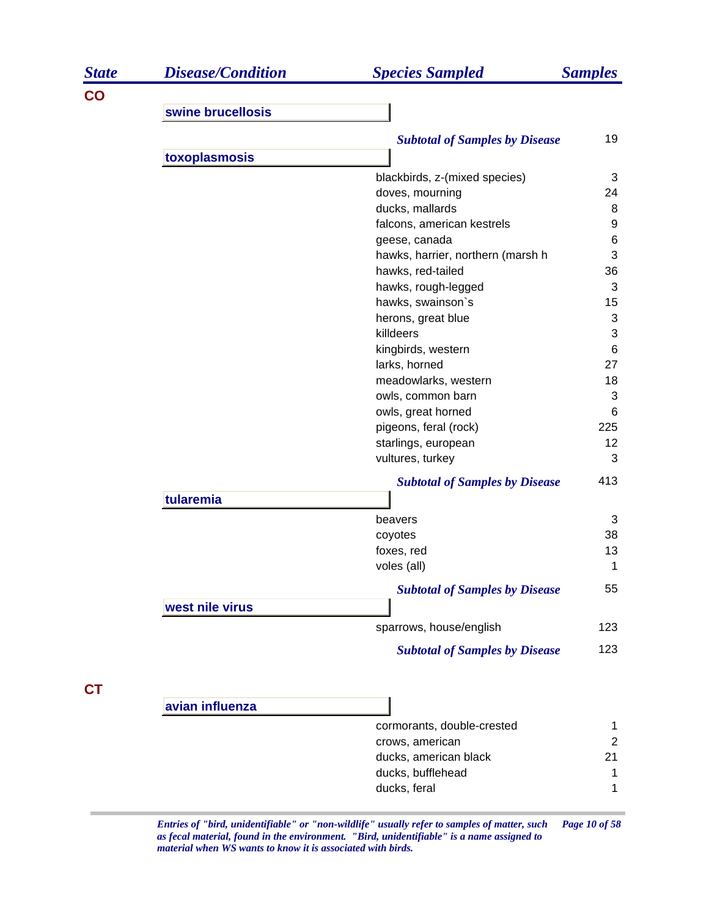| State | Disease/Condition | Species Sampled | Samples |
|---|---|---|---|
| **CO** | | | |
| | **swine brucellosis** | | |
| | | *Subtotal of Samples by Disease* | 19 |
| | **toxoplasmosis** | | |
| | | blackbirds, z-(mixed species) | 3 |
| | | doves, mourning | 24 |
| | | ducks, mallards | 8 |
| | | falcons, american kestrels | 9 |
| | | geese, canada | 6 |
| | | hawks, harrier, northern (marsh h | 3 |
| | | hawks, red-tailed | 36 |
| | | hawks, rough-legged | 3 |
| | | hawks, swainson`s | 15 |
| | | herons, great blue | 3 |
| | | killdeers | 3 |
| | | kingbirds, western | 6 |
| | | larks, horned | 27 |
| | | meadowlarks, western | 18 |
| | | owls, common barn | 3 |
| | | owls, great horned | 6 |
| | | pigeons, feral (rock) | 225 |
| | | starlings, european | 12 |
| | | vultures, turkey | 3 |
| | | *Subtotal of Samples by Disease* | 413 |
| | **tularemia** | | |
| | | beavers | 3 |
| | | coyotes | 38 |
| | | foxes, red | 13 |
| | | voles (all) | 1 |
| | | *Subtotal of Samples by Disease* | 55 |
| | **west nile virus** | | |
| | | sparrows, house/english | 123 |
| | | *Subtotal of Samples by Disease* | 123 |
| **CT** | | | |
| | **avian influenza** | | |
| | | cormorants, double-crested | 1 |
| | | crows, american | 2 |
| | | ducks, american black | 21 |
| | | ducks, bufflehead | 1 |
| | | ducks, feral | 1 |

*Entries of "bird, unidentifiable" or "non-wildlife" usually refer to samples of matter, such as fecal material, found in the environment. "Bird, unidentifiable" is a name assigned to material when WS wants to know it is associated with birds.*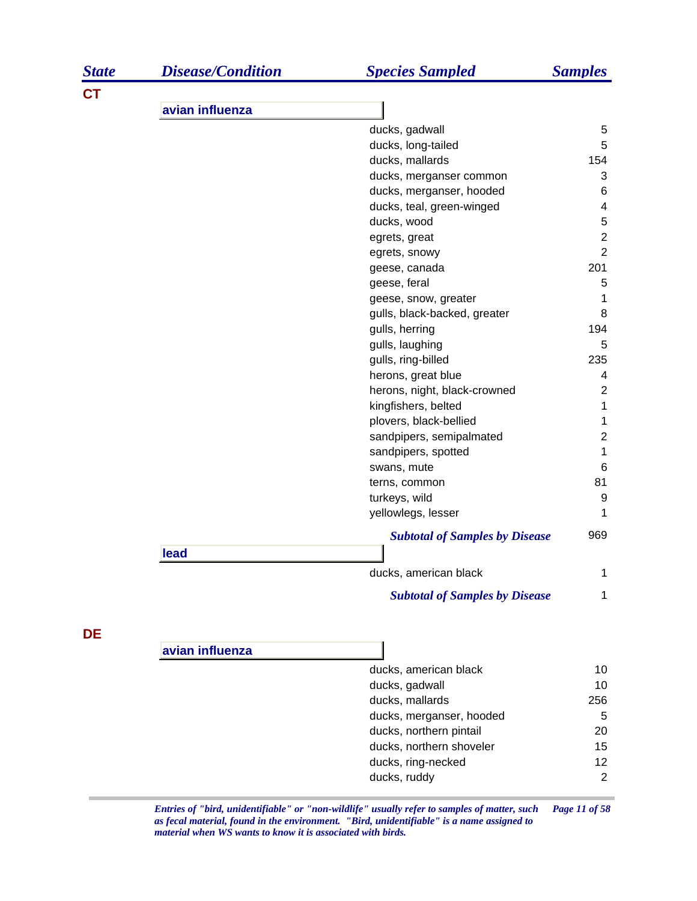| State | Disease/Condition | Species Sampled | Samples |
|---|---|---|---|
| **CT** | | | |
| | **avian influenza** | | |
| | | ducks, gadwall | 5 |
| | | ducks, long-tailed | 5 |
| | | ducks, mallards | 154 |
| | | ducks, merganser common | 3 |
| | | ducks, merganser, hooded | 6 |
| | | ducks, teal, green-winged | 4 |
| | | ducks, wood | 5 |
| | | egrets, great | 2 |
| | | egrets, snowy | 2 |
| | | geese, canada | 201 |
| | | geese, feral | 5 |
| | | geese, snow, greater | 1 |
| | | gulls, black-backed, greater | 8 |
| | | gulls, herring | 194 |
| | | gulls, laughing | 5 |
| | | gulls, ring-billed | 235 |
| | | herons, great blue | 4 |
| | | herons, night, black-crowned | 2 |
| | | kingfishers, belted | 1 |
| | | plovers, black-bellied | 1 |
| | | sandpipers, semipalmated | 2 |
| | | sandpipers, spotted | 1 |
| | | swans, mute | 6 |
| | | terns, common | 81 |
| | | turkeys, wild | 9 |
| | | yellowlegs, lesser | 1 |
| | | ***Subtotal of Samples by Disease*** | 969 |
| | **lead** | | |
| | | ducks, american black | 1 |
| | | ***Subtotal of Samples by Disease*** | 1 |
| **DE** | | | |
| | **avian influenza** | | |
| | | ducks, american black | 10 |
| | | ducks, gadwall | 10 |
| | | ducks, mallards | 256 |
| | | ducks, merganser, hooded | 5 |
| | | ducks, northern pintail | 20 |
| | | ducks, northern shoveler | 15 |
| | | ducks, ring-necked | 12 |
| | | ducks, ruddy | 2 |

*Entries of "bird, unidentifiable" or "non-wildlife" usually refer to samples of matter, such as fecal material, found in the environment. "Bird, unidentifiable" is a name assigned to material when WS wants to know it is associated with birds.*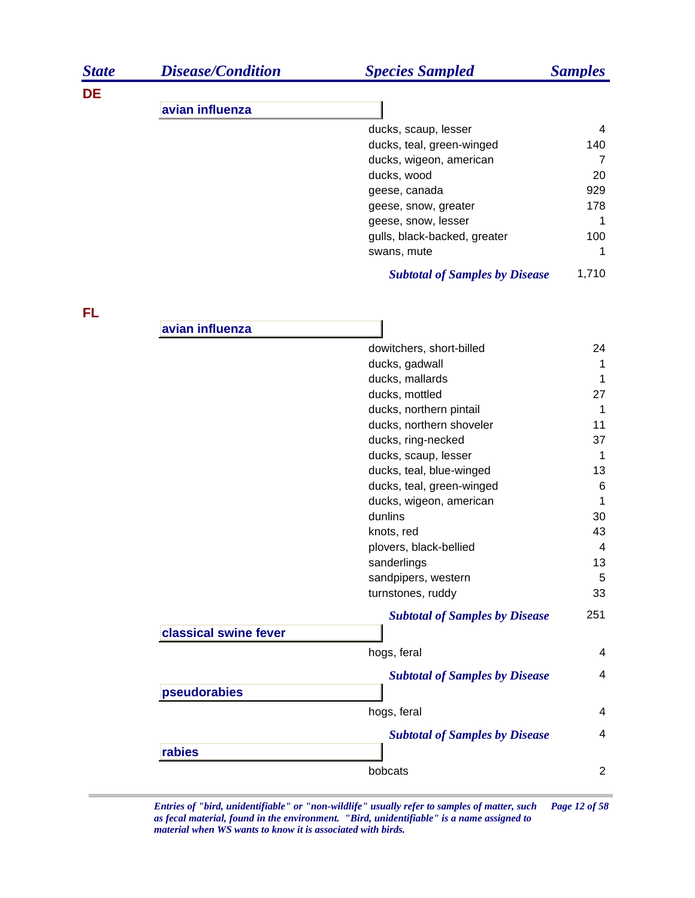| State | Disease/Condition | Species Sampled | Samples |
|---|---|---|---|
| DE | | | |
| | avian influenza | | |
| | | ducks, scaup, lesser | 4 |
| | | ducks, teal, green-winged | 140 |
| | | ducks, wigeon, american | 7 |
| | | ducks, wood | 20 |
| | | geese, canada | 929 |
| | | geese, snow, greater | 178 |
| | | geese, snow, lesser | 1 |
| | | gulls, black-backed, greater | 100 |
| | | swans, mute | 1 |
| | | *Subtotal of Samples by Disease* | 1,710 |
| FL | | | |
| | avian influenza | | |
| | | dowitchers, short-billed | 24 |
| | | ducks, gadwall | 1 |
| | | ducks, mallards | 1 |
| | | ducks, mottled | 27 |
| | | ducks, northern pintail | 1 |
| | | ducks, northern shoveler | 11 |
| | | ducks, ring-necked | 37 |
| | | ducks, scaup, lesser | 1 |
| | | ducks, teal, blue-winged | 13 |
| | | ducks, teal, green-winged | 6 |
| | | ducks, wigeon, american | 1 |
| | | dunlins | 30 |
| | | knots, red | 43 |
| | | plovers, black-bellied | 4 |
| | | sanderlings | 13 |
| | | sandpipers, western | 5 |
| | | turnstones, ruddy | 33 |
| | | *Subtotal of Samples by Disease* | 251 |
| | classical swine fever | | |
| | | hogs, feral | 4 |
| | | *Subtotal of Samples by Disease* | 4 |
| | pseudorabies | | |
| | | hogs, feral | 4 |
| | | *Subtotal of Samples by Disease* | 4 |
| | rabies | | |
| | | bobcats | 2 |

*Entries of "bird, unidentifiable" or "non-wildlife" usually refer to samples of matter, such as fecal material, found in the environment. "Bird, unidentifiable" is a name assigned to material when WS wants to know it is associated with birds.*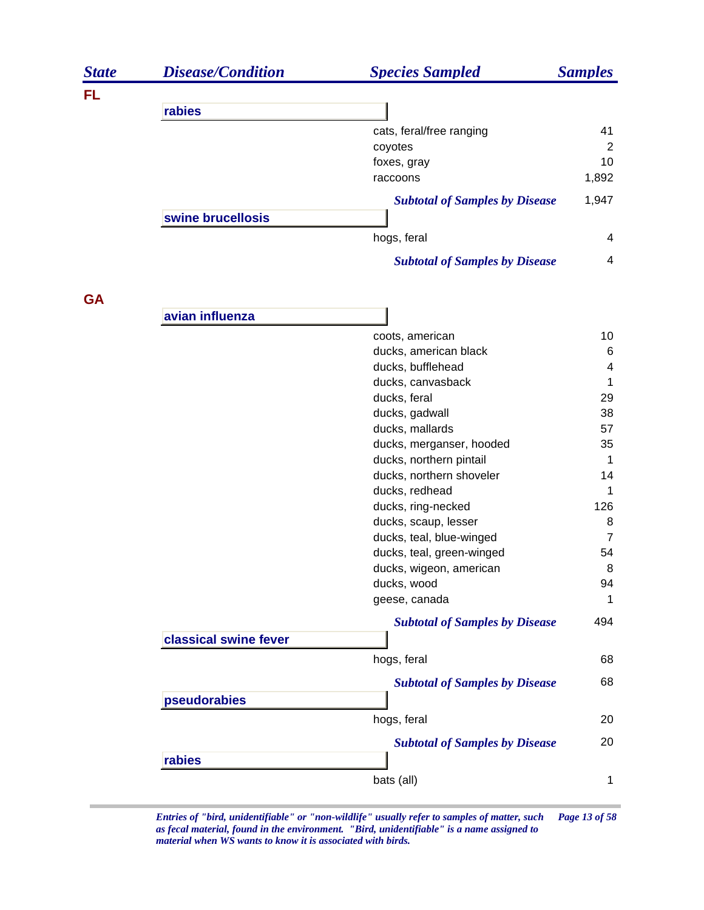| State | Disease/Condition | Species Sampled | Samples |
|---|---|---|---|
| **FL** | | | |
| | **rabies** | | |
| | | cats, feral/free ranging | 41 |
| | | coyotes | 2 |
| | | foxes, gray | 10 |
| | | raccoons | 1,892 |
| | | ***Subtotal of Samples by Disease*** | 1,947 |
| | **swine brucellosis** | | |
| | | hogs, feral | 4 |
| | | ***Subtotal of Samples by Disease*** | 4 |
| **GA** | | | |
| | **avian influenza** | | |
| | | coots, american | 10 |
| | | ducks, american black | 6 |
| | | ducks, bufflehead | 4 |
| | | ducks, canvasback | 1 |
| | | ducks, feral | 29 |
| | | ducks, gadwall | 38 |
| | | ducks, mallards | 57 |
| | | ducks, merganser, hooded | 35 |
| | | ducks, northern pintail | 1 |
| | | ducks, northern shoveler | 14 |
| | | ducks, redhead | 1 |
| | | ducks, ring-necked | 126 |
| | | ducks, scaup, lesser | 8 |
| | | ducks, teal, blue-winged | 7 |
| | | ducks, teal, green-winged | 54 |
| | | ducks, wigeon, american | 8 |
| | | ducks, wood | 94 |
| | | geese, canada | 1 |
| | | ***Subtotal of Samples by Disease*** | 494 |
| | **classical swine fever** | | |
| | | hogs, feral | 68 |
| | | ***Subtotal of Samples by Disease*** | 68 |
| | **pseudorabies** | | |
| | | hogs, feral | 20 |
| | | ***Subtotal of Samples by Disease*** | 20 |
| | **rabies** | | |
| | | bats (all) | 1 |

*Entries of "bird, unidentifiable" or "non-wildlife" usually refer to samples of matter, such as fecal material, found in the environment. "Bird, unidentifiable" is a name assigned to material when WS wants to know it is associated with birds.*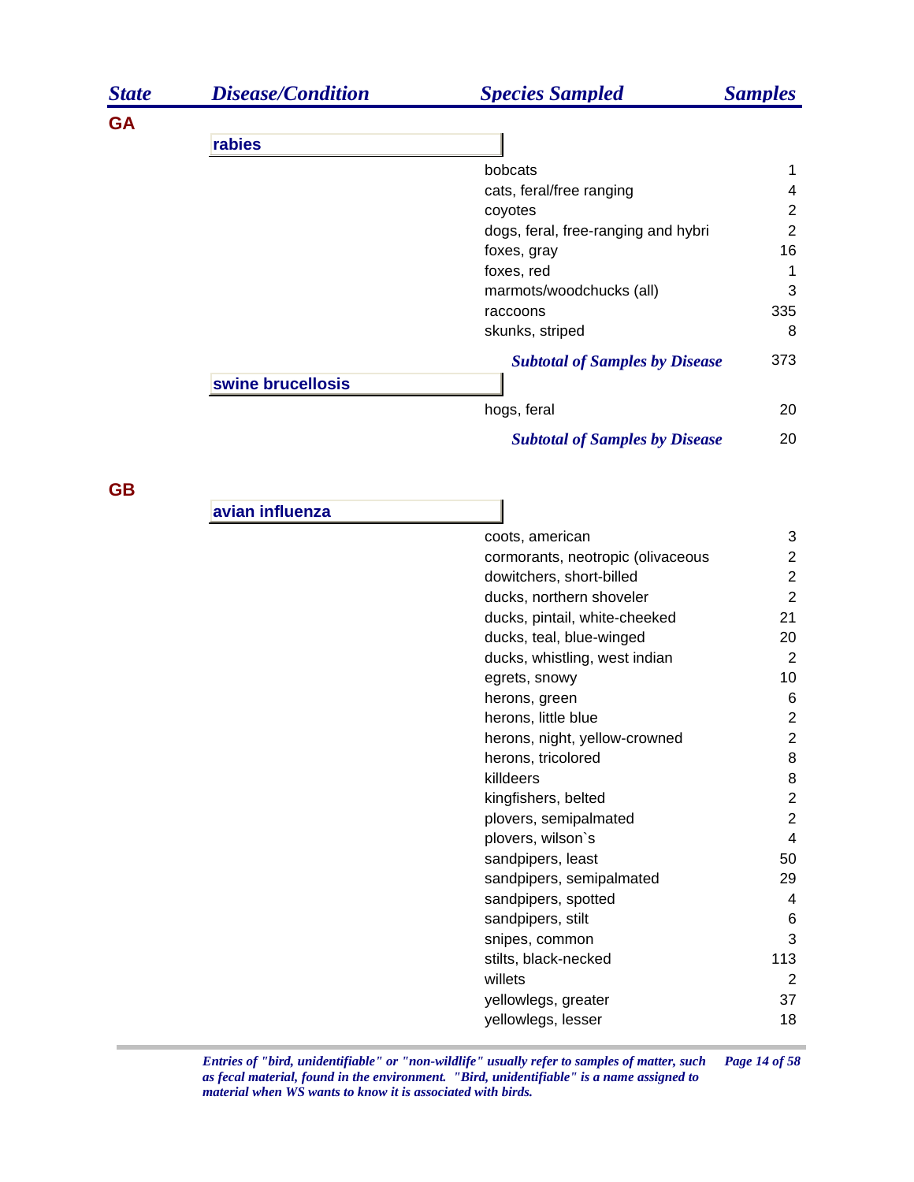| State | Disease/Condition | Species Sampled | Samples |
|---|---|---|---|
| **GA** | | | |
| | **rabies** | | |
| | | bobcats | 1 |
| | | cats, feral/free ranging | 4 |
| | | coyotes | 2 |
| | | dogs, feral, free-ranging and hybri | 2 |
| | | foxes, gray | 16 |
| | | foxes, red | 1 |
| | | marmots/woodchucks (all) | 3 |
| | | raccoons | 335 |
| | | skunks, striped | 8 |
| | | ***Subtotal of Samples by Disease*** | 373 |
| | **swine brucellosis** | | |
| | | hogs, feral | 20 |
| | | ***Subtotal of Samples by Disease*** | 20 |
| **GB** | | | |
| | **avian influenza** | | |
| | | coots, american | 3 |
| | | cormorants, neotropic (olivaceous | 2 |
| | | dowitchers, short-billed | 2 |
| | | ducks, northern shoveler | 2 |
| | | ducks, pintail, white-cheeked | 21 |
| | | ducks, teal, blue-winged | 20 |
| | | ducks, whistling, west indian | 2 |
| | | egrets, snowy | 10 |
| | | herons, green | 6 |
| | | herons, little blue | 2 |
| | | herons, night, yellow-crowned | 2 |
| | | herons, tricolored | 8 |
| | | killdeers | 8 |
| | | kingfishers, belted | 2 |
| | | plovers, semipalmated | 2 |
| | | plovers, wilson`s | 4 |
| | | sandpipers, least | 50 |
| | | sandpipers, semipalmated | 29 |
| | | sandpipers, spotted | 4 |
| | | sandpipers, stilt | 6 |
| | | snipes, common | 3 |
| | | stilts, black-necked | 113 |
| | | willets | 2 |
| | | yellowlegs, greater | 37 |
| | | yellowlegs, lesser | 18 |

*Entries of "bird, unidentifiable" or "non-wildlife" usually refer to samples of matter, such as fecal material, found in the environment. "Bird, unidentifiable" is a name assigned to material when WS wants to know it is associated with birds.*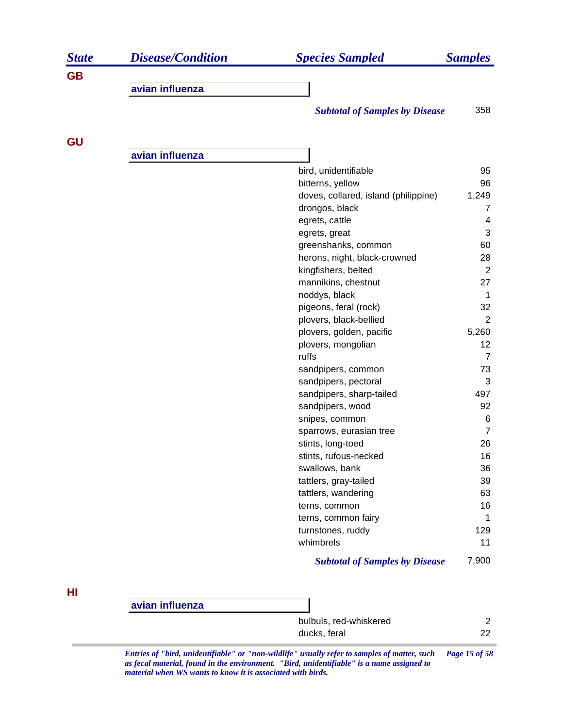| State | Disease/Condition | Species Sampled | Samples |
| --- | --- | --- | --- |
| **GB** | | | |
| | **avian influenza** | | |
| | | ***Subtotal of Samples by Disease*** | 358 |
| **GU** | | | |
| | **avian influenza** | | |
| | | bird, unidentifiable | 95 |
| | | bitterns, yellow | 96 |
| | | doves, collared, island (philippine) | 1,249 |
| | | drongos, black | 7 |
| | | egrets, cattle | 4 |
| | | egrets, great | 3 |
| | | greenshanks, common | 60 |
| | | herons, night, black-crowned | 28 |
| | | kingfishers, belted | 2 |
| | | mannikins, chestnut | 27 |
| | | noddys, black | 1 |
| | | pigeons, feral (rock) | 32 |
| | | plovers, black-bellied | 2 |
| | | plovers, golden, pacific | 5,260 |
| | | plovers, mongolian | 12 |
| | | ruffs | 7 |
| | | sandpipers, common | 73 |
| | | sandpipers, pectoral | 3 |
| | | sandpipers, sharp-tailed | 497 |
| | | sandpipers, wood | 92 |
| | | snipes, common | 6 |
| | | sparrows, eurasian tree | 7 |
| | | stints, long-toed | 26 |
| | | stints, rufous-necked | 16 |
| | | swallows, bank | 36 |
| | | tattlers, gray-tailed | 39 |
| | | tattlers, wandering | 63 |
| | | terns, common | 16 |
| | | terns, common fairy | 1 |
| | | turnstones, ruddy | 129 |
| | | whimbrels | 11 |
| | | ***Subtotal of Samples by Disease*** | 7,900 |
| **HI** | | | |
| | **avian influenza** | | |
| | | bulbuls, red-whiskered | 2 |
| | | ducks, feral | 22 |

*Entries of "bird, unidentifiable" or "non-wildlife" usually refer to samples of matter, such as fecal material, found in the environment. "Bird, unidentifiable" is a name assigned to material when WS wants to know it is associated with birds.*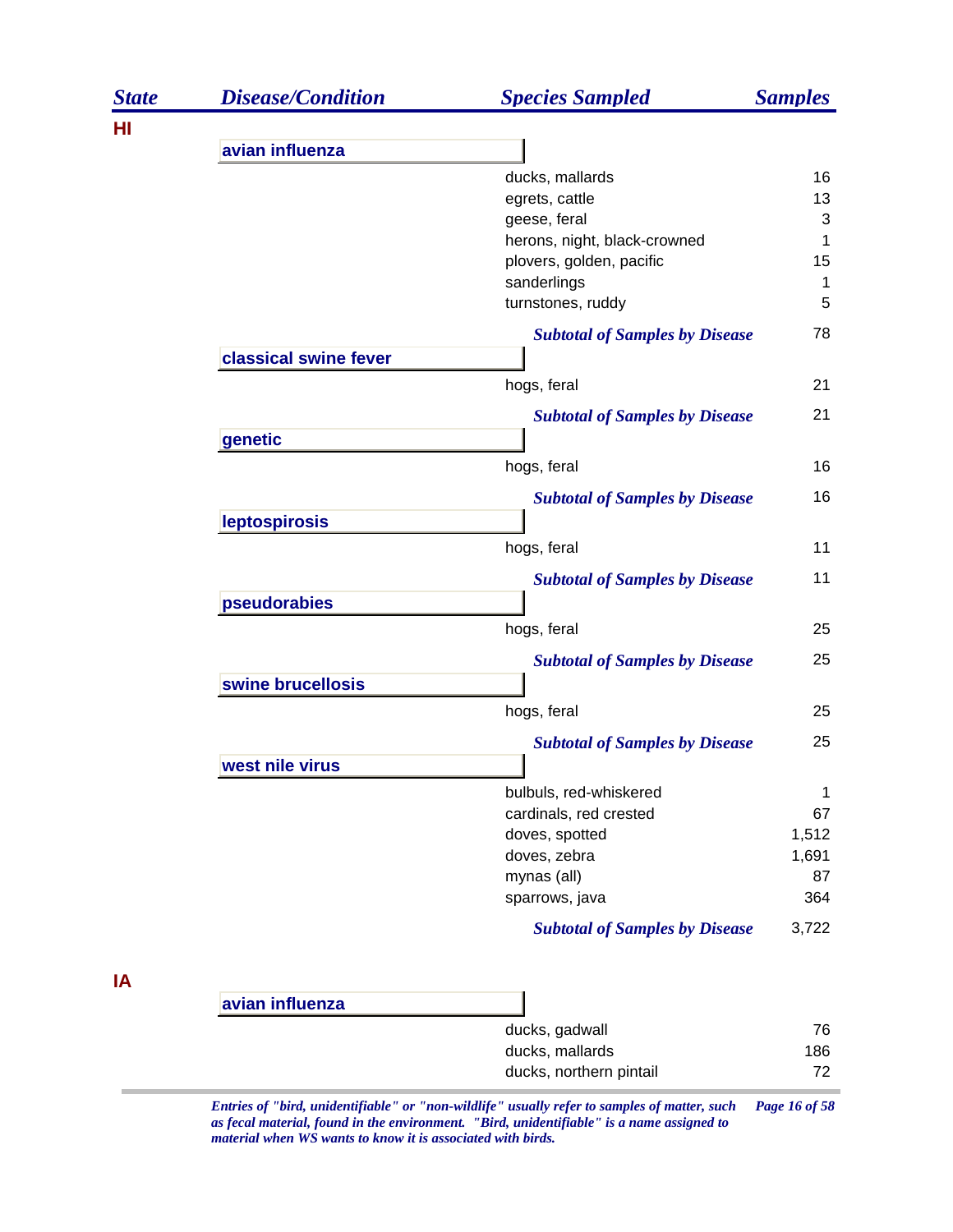| State | Disease/Condition | Species Sampled | Samples |
|---|---|---|---|
| **HI** | | | |
| | **avian influenza** | | |
| | | ducks, mallards | 16 |
| | | egrets, cattle | 13 |
| | | geese, feral | 3 |
| | | herons, night, black-crowned | 1 |
| | | plovers, golden, pacific | 15 |
| | | sanderlings | 1 |
| | | turnstones, ruddy | 5 |
| | | ***Subtotal of Samples by Disease*** | 78 |
| | **classical swine fever** | | |
| | | hogs, feral | 21 |
| | | ***Subtotal of Samples by Disease*** | 21 |
| | **genetic** | | |
| | | hogs, feral | 16 |
| | | ***Subtotal of Samples by Disease*** | 16 |
| | **leptospirosis** | | |
| | | hogs, feral | 11 |
| | | ***Subtotal of Samples by Disease*** | 11 |
| | **pseudorabies** | | |
| | | hogs, feral | 25 |
| | | ***Subtotal of Samples by Disease*** | 25 |
| | **swine brucellosis** | | |
| | | hogs, feral | 25 |
| | | ***Subtotal of Samples by Disease*** | 25 |
| | **west nile virus** | | |
| | | bulbuls, red-whiskered | 1 |
| | | cardinals, red crested | 67 |
| | | doves, spotted | 1,512 |
| | | doves, zebra | 1,691 |
| | | mynas (all) | 87 |
| | | sparrows, java | 364 |
| | | ***Subtotal of Samples by Disease*** | 3,722 |
| **IA** | | | |
| | **avian influenza** | | |
| | | ducks, gadwall | 76 |
| | | ducks, mallards | 186 |
| | | ducks, northern pintail | 72 |

*Entries of "bird, unidentifiable" or "non-wildlife" usually refer to samples of matter, such as fecal material, found in the environment. "Bird, unidentifiable" is a name assigned to material when WS wants to know it is associated with birds.*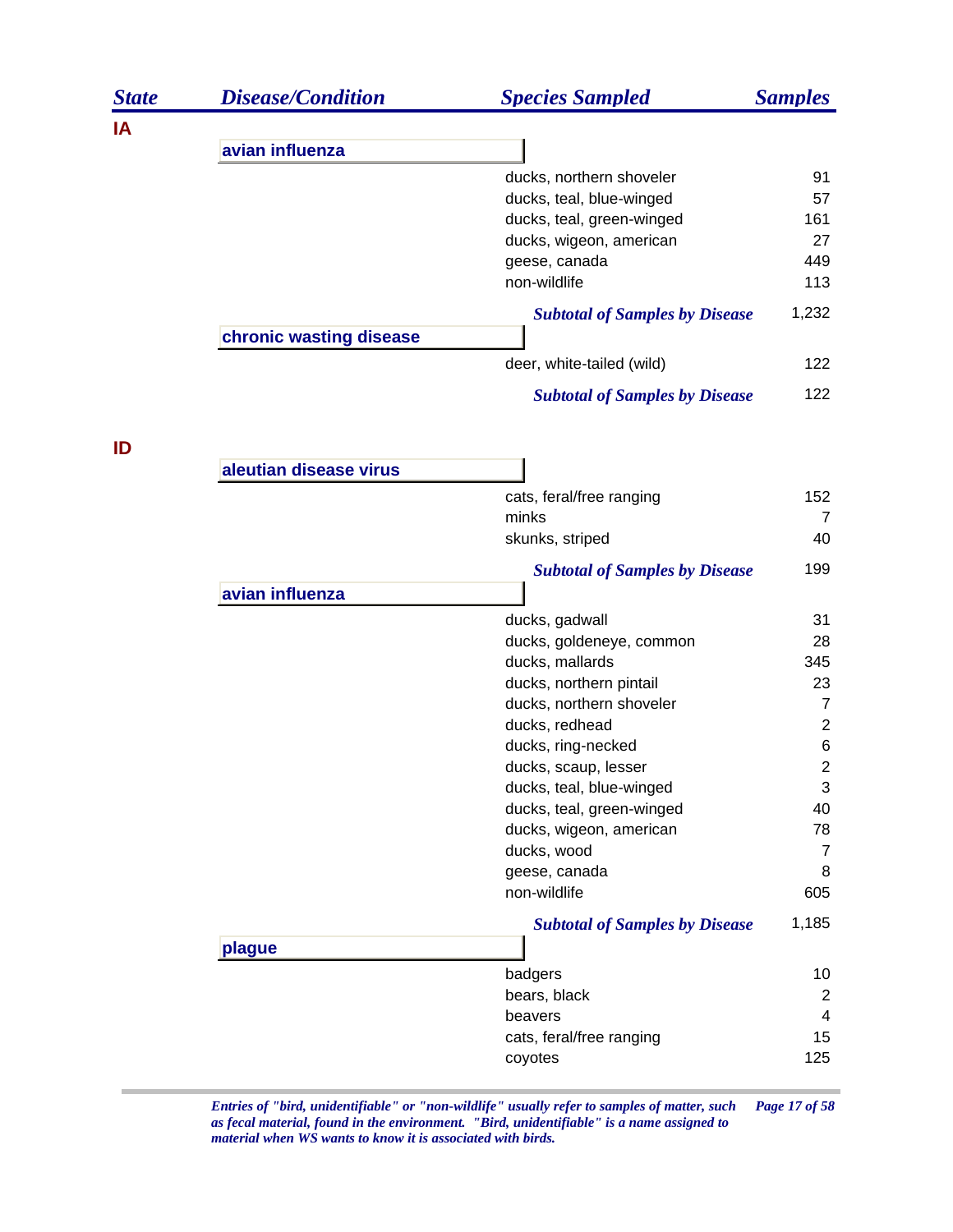| State | Disease/Condition | Species Sampled | Samples |
|---|---|---|---|
| **IA** | | | |
| | **avian influenza** | | |
| | | ducks, northern shoveler | 91 |
| | | ducks, teal, blue-winged | 57 |
| | | ducks, teal, green-winged | 161 |
| | | ducks, wigeon, american | 27 |
| | | geese, canada | 449 |
| | | non-wildlife | 113 |
| | | ***Subtotal of Samples by Disease*** | 1,232 |
| | **chronic wasting disease** | | |
| | | deer, white-tailed (wild) | 122 |
| | | ***Subtotal of Samples by Disease*** | 122 |
| **ID** | | | |
| | **aleutian disease virus** | | |
| | | cats, feral/free ranging | 152 |
| | | minks | 7 |
| | | skunks, striped | 40 |
| | | ***Subtotal of Samples by Disease*** | 199 |
| | **avian influenza** | | |
| | | ducks, gadwall | 31 |
| | | ducks, goldeneye, common | 28 |
| | | ducks, mallards | 345 |
| | | ducks, northern pintail | 23 |
| | | ducks, northern shoveler | 7 |
| | | ducks, redhead | 2 |
| | | ducks, ring-necked | 6 |
| | | ducks, scaup, lesser | 2 |
| | | ducks, teal, blue-winged | 3 |
| | | ducks, teal, green-winged | 40 |
| | | ducks, wigeon, american | 78 |
| | | ducks, wood | 7 |
| | | geese, canada | 8 |
| | | non-wildlife | 605 |
| | | ***Subtotal of Samples by Disease*** | 1,185 |
| | **plague** | | |
| | | badgers | 10 |
| | | bears, black | 2 |
| | | beavers | 4 |
| | | cats, feral/free ranging | 15 |
| | | coyotes | 125 |

*Entries of "bird, unidentifiable" or "non-wildlife" usually refer to samples of matter, such as fecal material, found in the environment. "Bird, unidentifiable" is a name assigned to material when WS wants to know it is associated with birds.*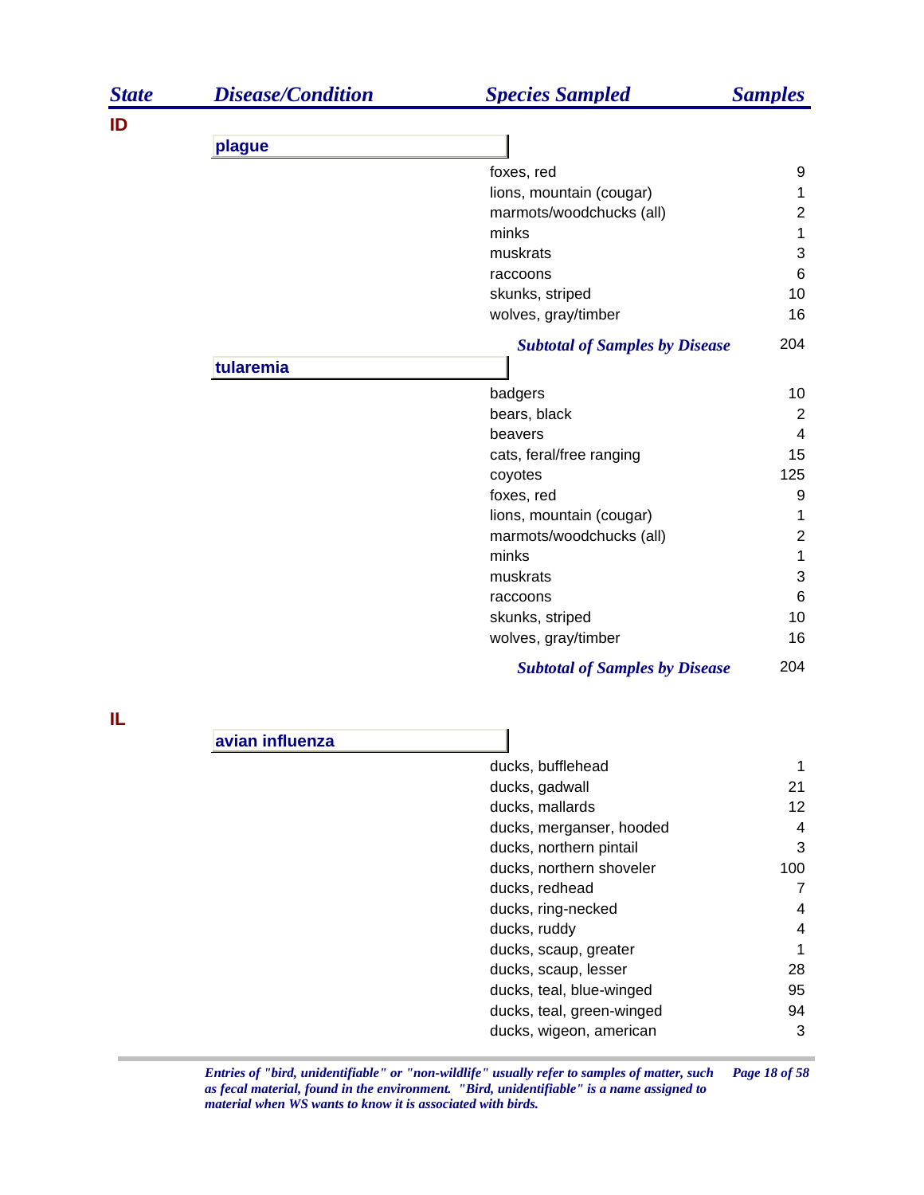| State | Disease/Condition | Species Sampled | Samples |
|---|---|---|---|
| ID | | | |
| | plague | | |
| | | foxes, red | 9 |
| | | lions, mountain (cougar) | 1 |
| | | marmots/woodchucks (all) | 2 |
| | | minks | 1 |
| | | muskrats | 3 |
| | | raccoons | 6 |
| | | skunks, striped | 10 |
| | | wolves, gray/timber | 16 |
| | | *Subtotal of Samples by Disease* | 204 |
| | tularemia | | |
| | | badgers | 10 |
| | | bears, black | 2 |
| | | beavers | 4 |
| | | cats, feral/free ranging | 15 |
| | | coyotes | 125 |
| | | foxes, red | 9 |
| | | lions, mountain (cougar) | 1 |
| | | marmots/woodchucks (all) | 2 |
| | | minks | 1 |
| | | muskrats | 3 |
| | | raccoons | 6 |
| | | skunks, striped | 10 |
| | | wolves, gray/timber | 16 |
| | | *Subtotal of Samples by Disease* | 204 |
| IL | | | |
| | avian influenza | | |
| | | ducks, bufflehead | 1 |
| | | ducks, gadwall | 21 |
| | | ducks, mallards | 12 |
| | | ducks, merganser, hooded | 4 |
| | | ducks, northern pintail | 3 |
| | | ducks, northern shoveler | 100 |
| | | ducks, redhead | 7 |
| | | ducks, ring-necked | 4 |
| | | ducks, ruddy | 4 |
| | | ducks, scaup, greater | 1 |
| | | ducks, scaup, lesser | 28 |
| | | ducks, teal, blue-winged | 95 |
| | | ducks, teal, green-winged | 94 |
| | | ducks, wigeon, american | 3 |

*Entries of "bird, unidentifiable" or "non-wildlife" usually refer to samples of matter, such as fecal material, found in the environment. "Bird, unidentifiable" is a name assigned to material when WS wants to know it is associated with birds.*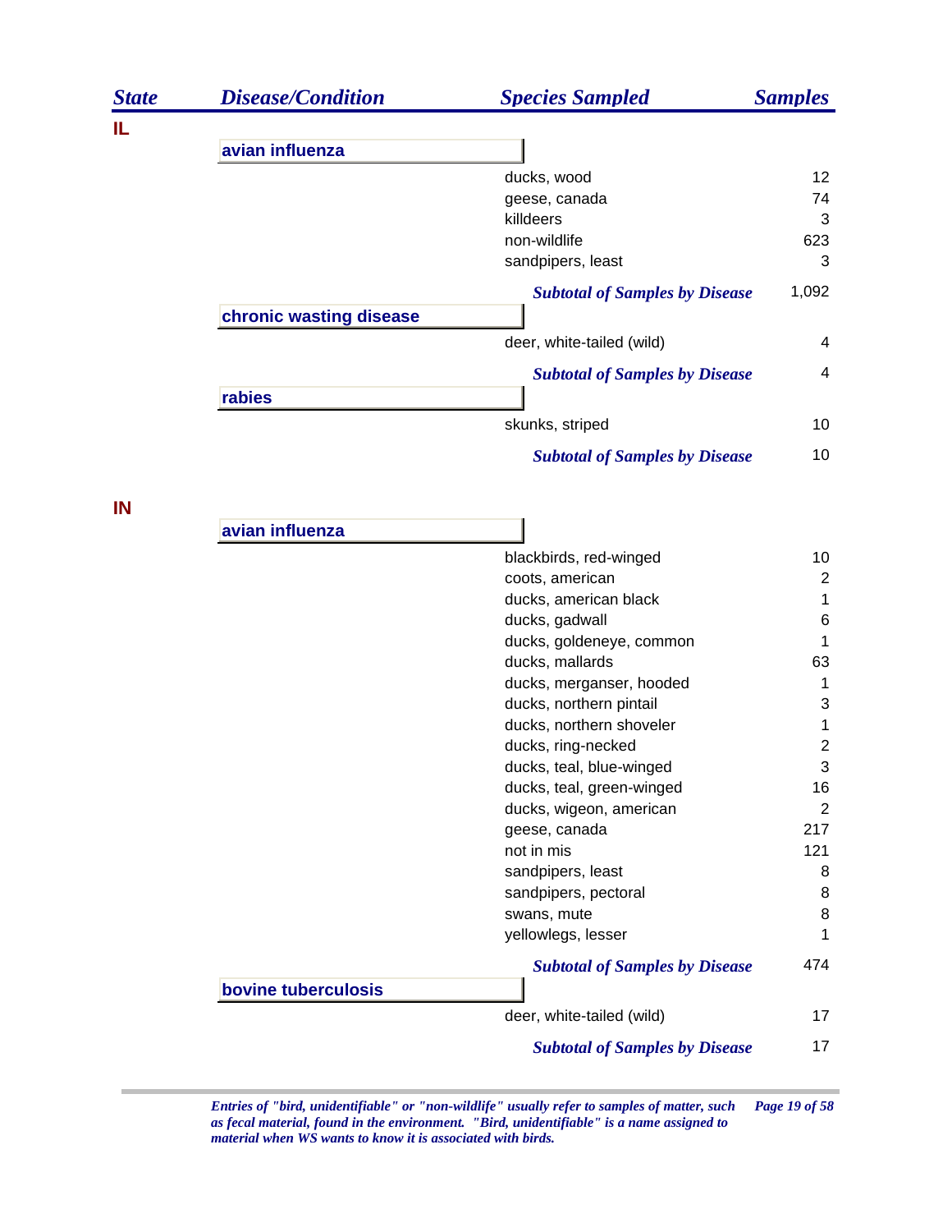| State | Disease/Condition | Species Sampled | Samples |
|---|---|---|---|
| IL | | | |
| | avian influenza | | |
| | | ducks, wood | 12 |
| | | geese, canada | 74 |
| | | killdeers | 3 |
| | | non-wildlife | 623 |
| | | sandpipers, least | 3 |
| | | *Subtotal of Samples by Disease* | 1,092 |
| | chronic wasting disease | | |
| | | deer, white-tailed (wild) | 4 |
| | | *Subtotal of Samples by Disease* | 4 |
| | rabies | | |
| | | skunks, striped | 10 |
| | | *Subtotal of Samples by Disease* | 10 |
| IN | | | |
| | avian influenza | | |
| | | blackbirds, red-winged | 10 |
| | | coots, american | 2 |
| | | ducks, american black | 1 |
| | | ducks, gadwall | 6 |
| | | ducks, goldeneye, common | 1 |
| | | ducks, mallards | 63 |
| | | ducks, merganser, hooded | 1 |
| | | ducks, northern pintail | 3 |
| | | ducks, northern shoveler | 1 |
| | | ducks, ring-necked | 2 |
| | | ducks, teal, blue-winged | 3 |
| | | ducks, teal, green-winged | 16 |
| | | ducks, wigeon, american | 2 |
| | | geese, canada | 217 |
| | | not in mis | 121 |
| | | sandpipers, least | 8 |
| | | sandpipers, pectoral | 8 |
| | | swans, mute | 8 |
| | | yellowlegs, lesser | 1 |
| | | *Subtotal of Samples by Disease* | 474 |
| | bovine tuberculosis | | |
| | | deer, white-tailed (wild) | 17 |
| | | *Subtotal of Samples by Disease* | 17 |

*Entries of "bird, unidentifiable" or "non-wildlife" usually refer to samples of matter, such as fecal material, found in the environment. "Bird, unidentifiable" is a name assigned to material when WS wants to know it is associated with birds.*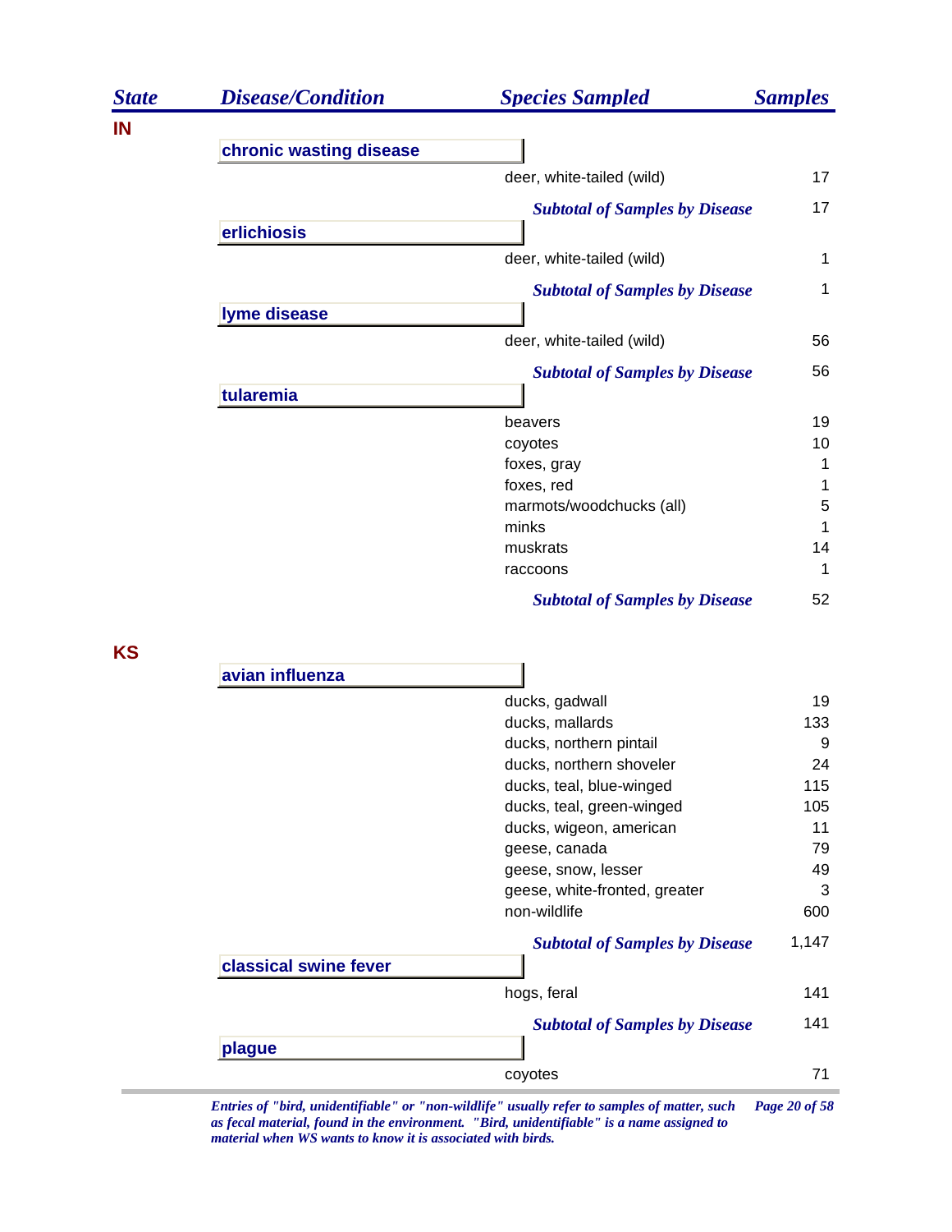| State | Disease/Condition | Species Sampled | Samples |
|---|---|---|---|
| **IN** | | | |
| | **chronic wasting disease** | | |
| | | deer, white-tailed (wild) | 17 |
| | | ***Subtotal of Samples by Disease*** | 17 |
| | **erlichiosis** | | |
| | | deer, white-tailed (wild) | 1 |
| | | ***Subtotal of Samples by Disease*** | 1 |
| | **lyme disease** | | |
| | | deer, white-tailed (wild) | 56 |
| | | ***Subtotal of Samples by Disease*** | 56 |
| | **tularemia** | | |
| | | beavers | 19 |
| | | coyotes | 10 |
| | | foxes, gray | 1 |
| | | foxes, red | 1 |
| | | marmots/woodchucks (all) | 5 |
| | | minks | 1 |
| | | muskrats | 14 |
| | | raccoons | 1 |
| | | ***Subtotal of Samples by Disease*** | 52 |
| **KS** | | | |
| | **avian influenza** | | |
| | | ducks, gadwall | 19 |
| | | ducks, mallards | 133 |
| | | ducks, northern pintail | 9 |
| | | ducks, northern shoveler | 24 |
| | | ducks, teal, blue-winged | 115 |
| | | ducks, teal, green-winged | 105 |
| | | ducks, wigeon, american | 11 |
| | | geese, canada | 79 |
| | | geese, snow, lesser | 49 |
| | | geese, white-fronted, greater | 3 |
| | | non-wildlife | 600 |
| | | ***Subtotal of Samples by Disease*** | 1,147 |
| | **classical swine fever** | | |
| | | hogs, feral | 141 |
| | | ***Subtotal of Samples by Disease*** | 141 |
| | **plague** | | |
| | | coyotes | 71 |

*Entries of "bird, unidentifiable" or "non-wildlife" usually refer to samples of matter, such as fecal material, found in the environment. "Bird, unidentifiable" is a name assigned to material when WS wants to know it is associated with birds.*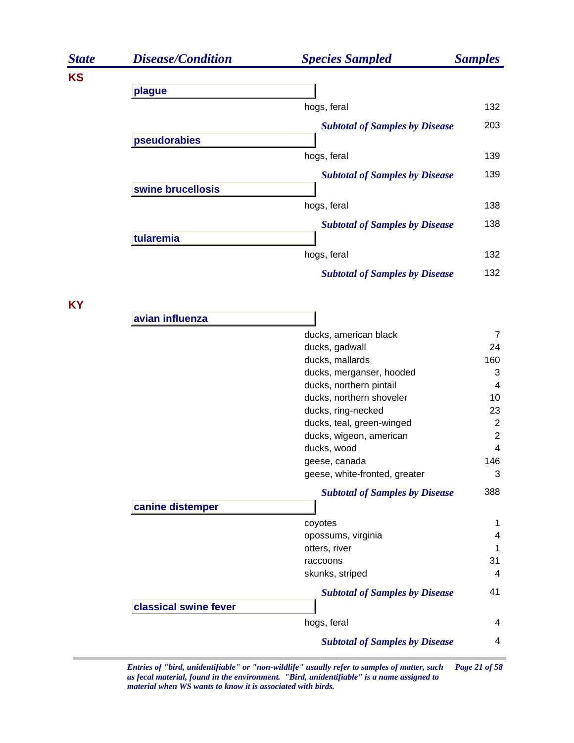| State | Disease/Condition | Species Sampled | Samples |
|---|---|---|---|
| KS | | | |
| | plague | | |
| | | hogs, feral | 132 |
| | | *Subtotal of Samples by Disease* | 203 |
| | pseudorabies | | |
| | | hogs, feral | 139 |
| | | *Subtotal of Samples by Disease* | 139 |
| | swine brucellosis | | |
| | | hogs, feral | 138 |
| | | *Subtotal of Samples by Disease* | 138 |
| | tularemia | | |
| | | hogs, feral | 132 |
| | | *Subtotal of Samples by Disease* | 132 |
| KY | | | |
| | avian influenza | | |
| | | ducks, american black | 7 |
| | | ducks, gadwall | 24 |
| | | ducks, mallards | 160 |
| | | ducks, merganser, hooded | 3 |
| | | ducks, northern pintail | 4 |
| | | ducks, northern shoveler | 10 |
| | | ducks, ring-necked | 23 |
| | | ducks, teal, green-winged | 2 |
| | | ducks, wigeon, american | 2 |
| | | ducks, wood | 4 |
| | | geese, canada | 146 |
| | | geese, white-fronted, greater | 3 |
| | | *Subtotal of Samples by Disease* | 388 |
| | canine distemper | | |
| | | coyotes | 1 |
| | | opossums, virginia | 4 |
| | | otters, river | 1 |
| | | raccoons | 31 |
| | | skunks, striped | 4 |
| | | *Subtotal of Samples by Disease* | 41 |
| | classical swine fever | | |
| | | hogs, feral | 4 |
| | | *Subtotal of Samples by Disease* | 4 |

*Entries of "bird, unidentifiable" or "non-wildlife" usually refer to samples of matter, such as fecal material, found in the environment. "Bird, unidentifiable" is a name assigned to material when WS wants to know it is associated with birds.*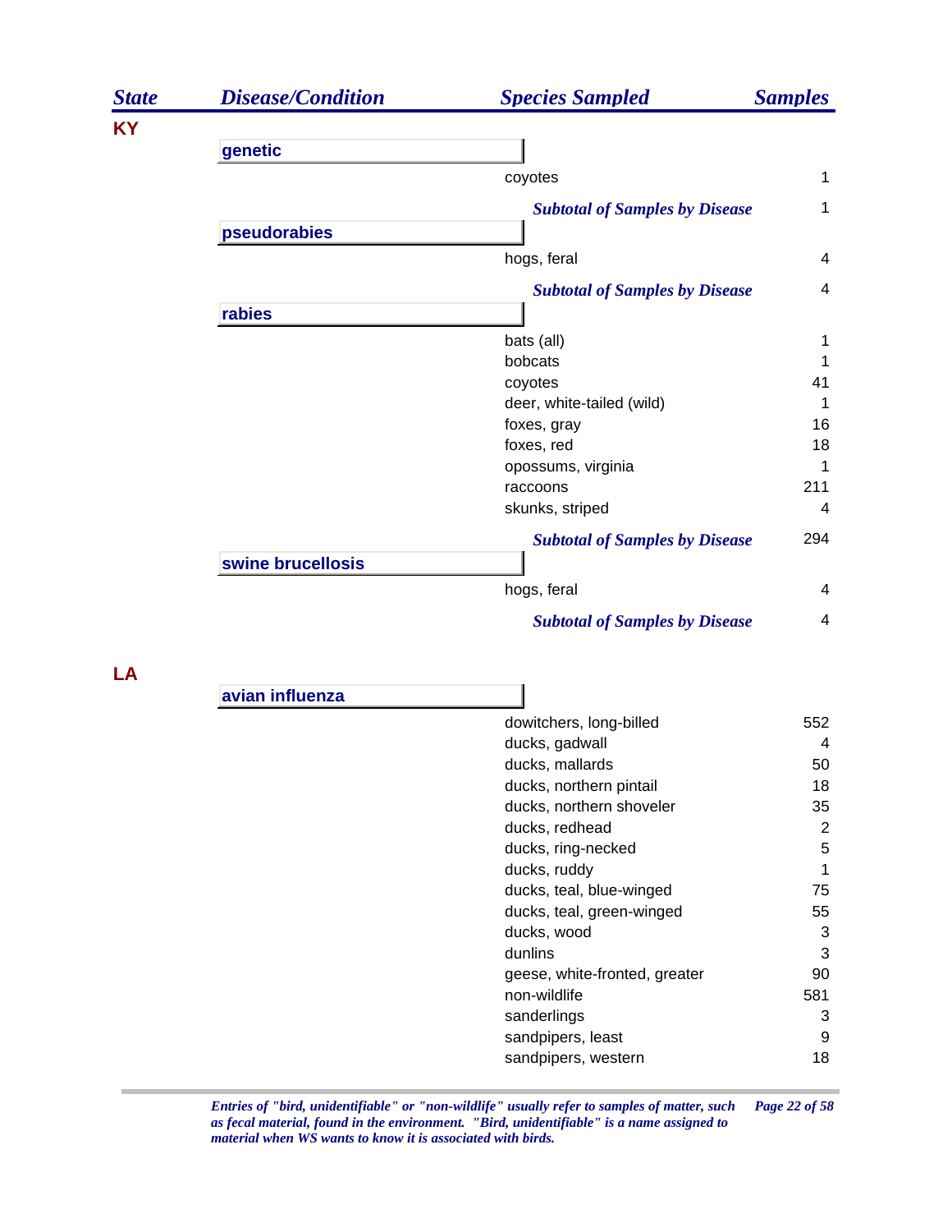| State | Disease/Condition | Species Sampled | Samples |
|---|---|---|---|
| KY | | | |
| | genetic | | |
| | | coyotes | 1 |
| | | *Subtotal of Samples by Disease* | 1 |
| | pseudorabies | | |
| | | hogs, feral | 4 |
| | | *Subtotal of Samples by Disease* | 4 |
| | rabies | | |
| | | bats (all) | 1 |
| | | bobcats | 1 |
| | | coyotes | 41 |
| | | deer, white-tailed (wild) | 1 |
| | | foxes, gray | 16 |
| | | foxes, red | 18 |
| | | opossums, virginia | 1 |
| | | raccoons | 211 |
| | | skunks, striped | 4 |
| | | *Subtotal of Samples by Disease* | 294 |
| | swine brucellosis | | |
| | | hogs, feral | 4 |
| | | *Subtotal of Samples by Disease* | 4 |
| LA | | | |
| | avian influenza | | |
| | | dowitchers, long-billed | 552 |
| | | ducks, gadwall | 4 |
| | | ducks, mallards | 50 |
| | | ducks, northern pintail | 18 |
| | | ducks, northern shoveler | 35 |
| | | ducks, redhead | 2 |
| | | ducks, ring-necked | 5 |
| | | ducks, ruddy | 1 |
| | | ducks, teal, blue-winged | 75 |
| | | ducks, teal, green-winged | 55 |
| | | ducks, wood | 3 |
| | | dunlins | 3 |
| | | geese, white-fronted, greater | 90 |
| | | non-wildlife | 581 |
| | | sanderlings | 3 |
| | | sandpipers, least | 9 |
| | | sandpipers, western | 18 |

*Entries of "bird, unidentifiable" or "non-wildlife" usually refer to samples of matter, such as fecal material, found in the environment. "Bird, unidentifiable" is a name assigned to material when WS wants to know it is associated with birds.*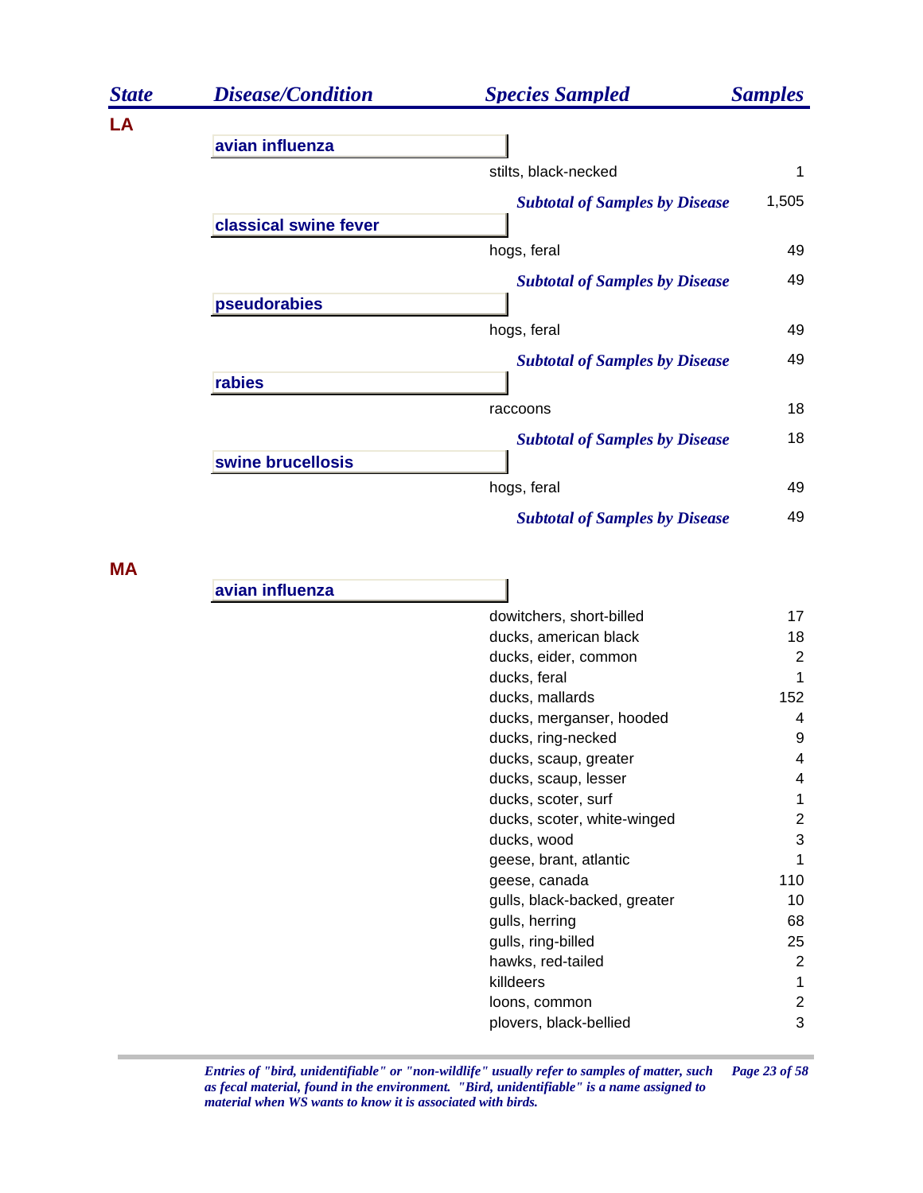| State | Disease/Condition | Species Sampled | Samples |
|---|---|---|---|
| **LA** | | | |
| | **avian influenza** | | |
| | | stilts, black-necked | 1 |
| | | ***Subtotal of Samples by Disease*** | 1,505 |
| | **classical swine fever** | | |
| | | hogs, feral | 49 |
| | | ***Subtotal of Samples by Disease*** | 49 |
| | **pseudorabies** | | |
| | | hogs, feral | 49 |
| | | ***Subtotal of Samples by Disease*** | 49 |
| | **rabies** | | |
| | | raccoons | 18 |
| | | ***Subtotal of Samples by Disease*** | 18 |
| | **swine brucellosis** | | |
| | | hogs, feral | 49 |
| | | ***Subtotal of Samples by Disease*** | 49 |
| **MA** | | | |
| | **avian influenza** | | |
| | | dowitchers, short-billed | 17 |
| | | ducks, american black | 18 |
| | | ducks, eider, common | 2 |
| | | ducks, feral | 1 |
| | | ducks, mallards | 152 |
| | | ducks, merganser, hooded | 4 |
| | | ducks, ring-necked | 9 |
| | | ducks, scaup, greater | 4 |
| | | ducks, scaup, lesser | 4 |
| | | ducks, scoter, surf | 1 |
| | | ducks, scoter, white-winged | 2 |
| | | ducks, wood | 3 |
| | | geese, brant, atlantic | 1 |
| | | geese, canada | 110 |
| | | gulls, black-backed, greater | 10 |
| | | gulls, herring | 68 |
| | | gulls, ring-billed | 25 |
| | | hawks, red-tailed | 2 |
| | | killdeers | 1 |
| | | loons, common | 2 |
| | | plovers, black-bellied | 3 |

*Entries of "bird, unidentifiable" or "non-wildlife" usually refer to samples of matter, such as fecal material, found in the environment. "Bird, unidentifiable" is a name assigned to material when WS wants to know it is associated with birds.*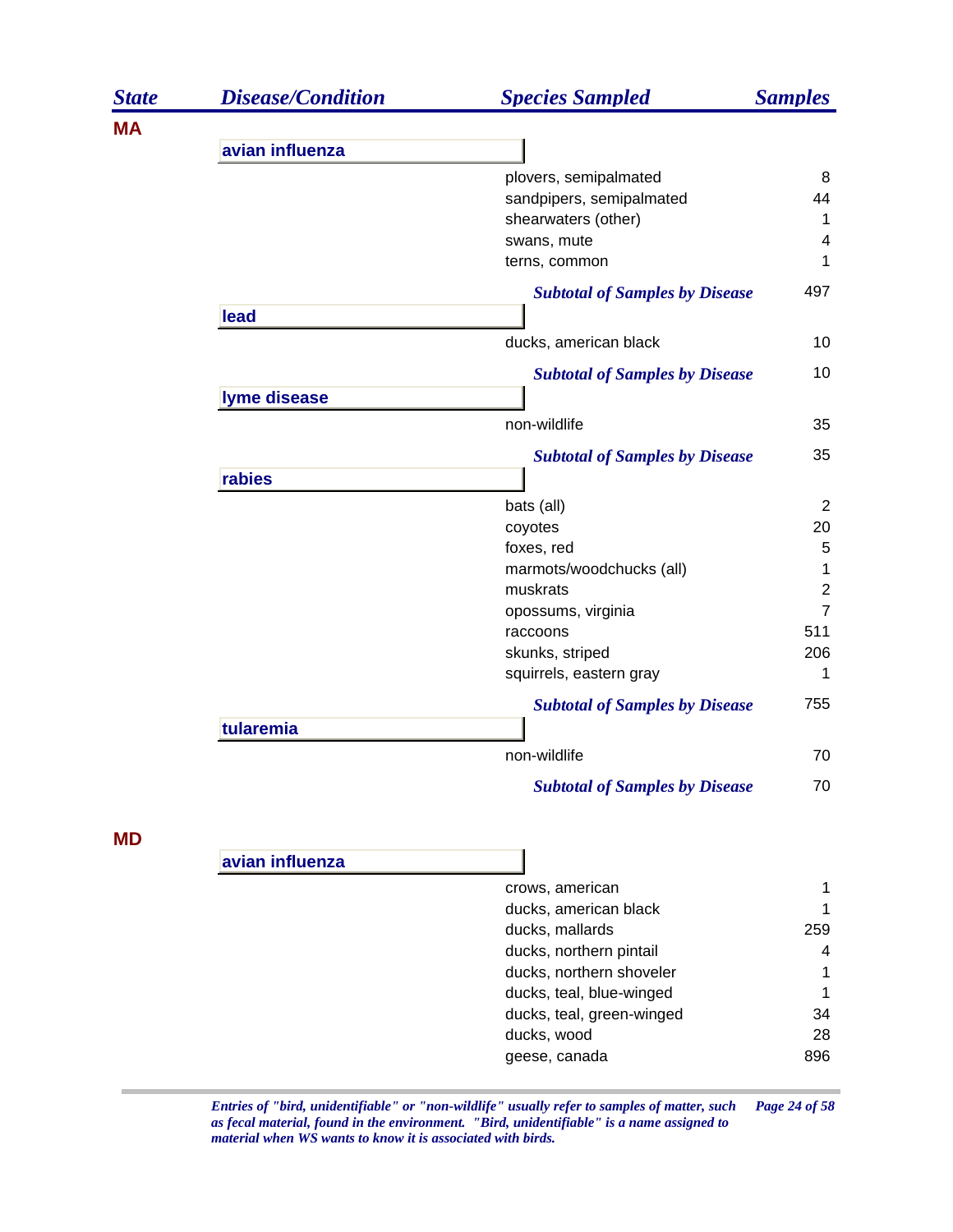| State | Disease/Condition | Species Sampled | Samples |
|---|---|---|---|
| MA | | | |
| | avian influenza | | |
| | | plovers, semipalmated | 8 |
| | | sandpipers, semipalmated | 44 |
| | | shearwaters (other) | 1 |
| | | swans, mute | 4 |
| | | terns, common | 1 |
| | | *Subtotal of Samples by Disease* | 497 |
| | lead | | |
| | | ducks, american black | 10 |
| | | *Subtotal of Samples by Disease* | 10 |
| | lyme disease | | |
| | | non-wildlife | 35 |
| | | *Subtotal of Samples by Disease* | 35 |
| | rabies | | |
| | | bats (all) | 2 |
| | | coyotes | 20 |
| | | foxes, red | 5 |
| | | marmots/woodchucks (all) | 1 |
| | | muskrats | 2 |
| | | opossums, virginia | 7 |
| | | raccoons | 511 |
| | | skunks, striped | 206 |
| | | squirrels, eastern gray | 1 |
| | | *Subtotal of Samples by Disease* | 755 |
| | tularemia | | |
| | | non-wildlife | 70 |
| | | *Subtotal of Samples by Disease* | 70 |
| MD | | | |
| | avian influenza | | |
| | | crows, american | 1 |
| | | ducks, american black | 1 |
| | | ducks, mallards | 259 |
| | | ducks, northern pintail | 4 |
| | | ducks, northern shoveler | 1 |
| | | ducks, teal, blue-winged | 1 |
| | | ducks, teal, green-winged | 34 |
| | | ducks, wood | 28 |
| | | geese, canada | 896 |

*Entries of "bird, unidentifiable" or "non-wildlife" usually refer to samples of matter, such as fecal material, found in the environment. "Bird, unidentifiable" is a name assigned to material when WS wants to know it is associated with birds.*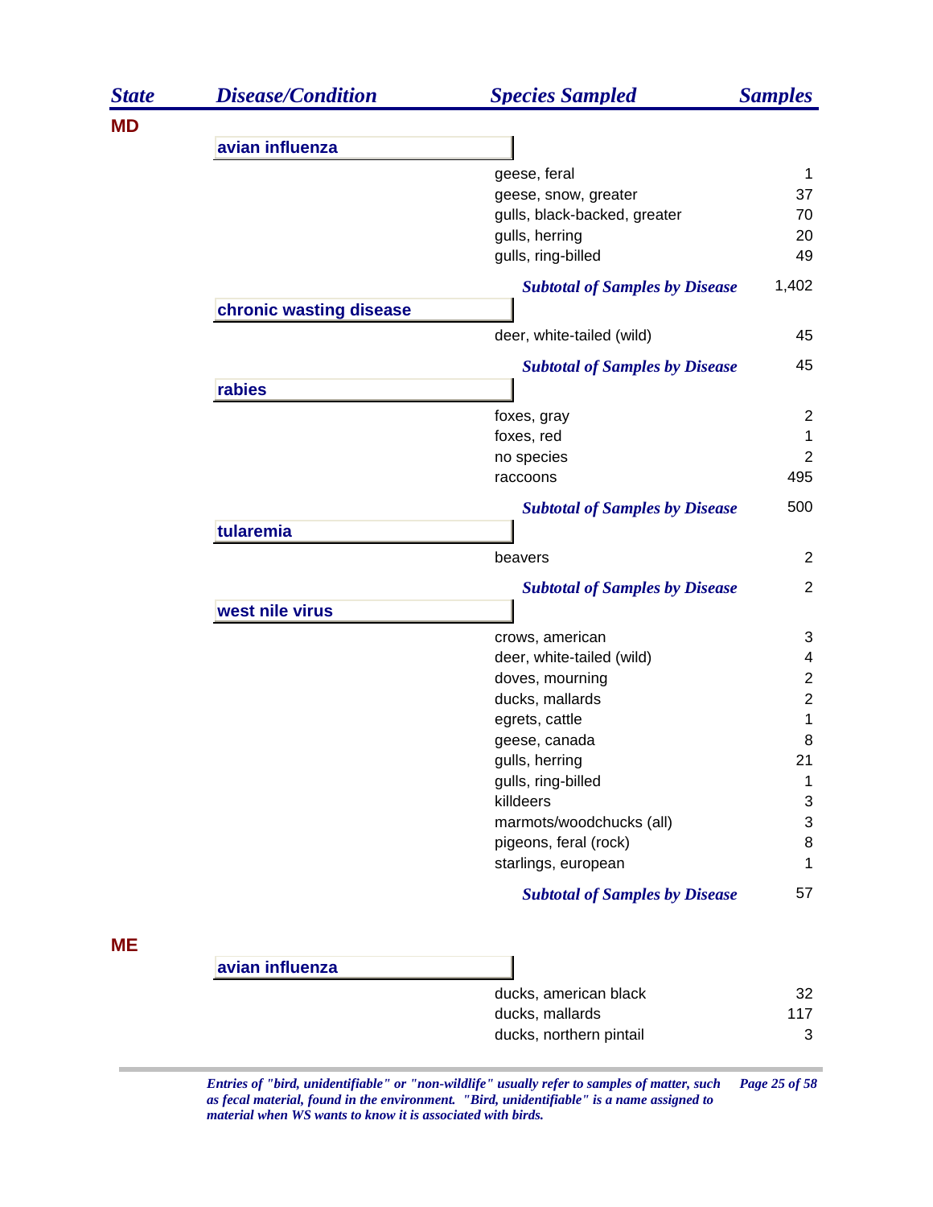| State | Disease/Condition | Species Sampled | Samples |
|---|---|---|---|
| **MD** | | | |
| | **avian influenza** | | |
| | | geese, feral | 1 |
| | | geese, snow, greater | 37 |
| | | gulls, black-backed, greater | 70 |
| | | gulls, herring | 20 |
| | | gulls, ring-billed | 49 |
| | | ***Subtotal of Samples by Disease*** | 1,402 |
| | **chronic wasting disease** | | |
| | | deer, white-tailed (wild) | 45 |
| | | ***Subtotal of Samples by Disease*** | 45 |
| | **rabies** | | |
| | | foxes, gray | 2 |
| | | foxes, red | 1 |
| | | no species | 2 |
| | | raccoons | 495 |
| | | ***Subtotal of Samples by Disease*** | 500 |
| | **tularemia** | | |
| | | beavers | 2 |
| | | ***Subtotal of Samples by Disease*** | 2 |
| | **west nile virus** | | |
| | | crows, american | 3 |
| | | deer, white-tailed (wild) | 4 |
| | | doves, mourning | 2 |
| | | ducks, mallards | 2 |
| | | egrets, cattle | 1 |
| | | geese, canada | 8 |
| | | gulls, herring | 21 |
| | | gulls, ring-billed | 1 |
| | | killdeers | 3 |
| | | marmots/woodchucks (all) | 3 |
| | | pigeons, feral (rock) | 8 |
| | | starlings, european | 1 |
| | | ***Subtotal of Samples by Disease*** | 57 |
| **ME** | | | |
| | **avian influenza** | | |
| | | ducks, american black | 32 |
| | | ducks, mallards | 117 |
| | | ducks, northern pintail | 3 |

*Entries of "bird, unidentifiable" or "non-wildlife" usually refer to samples of matter, such as fecal material, found in the environment. "Bird, unidentifiable" is a name assigned to material when WS wants to know it is associated with birds.*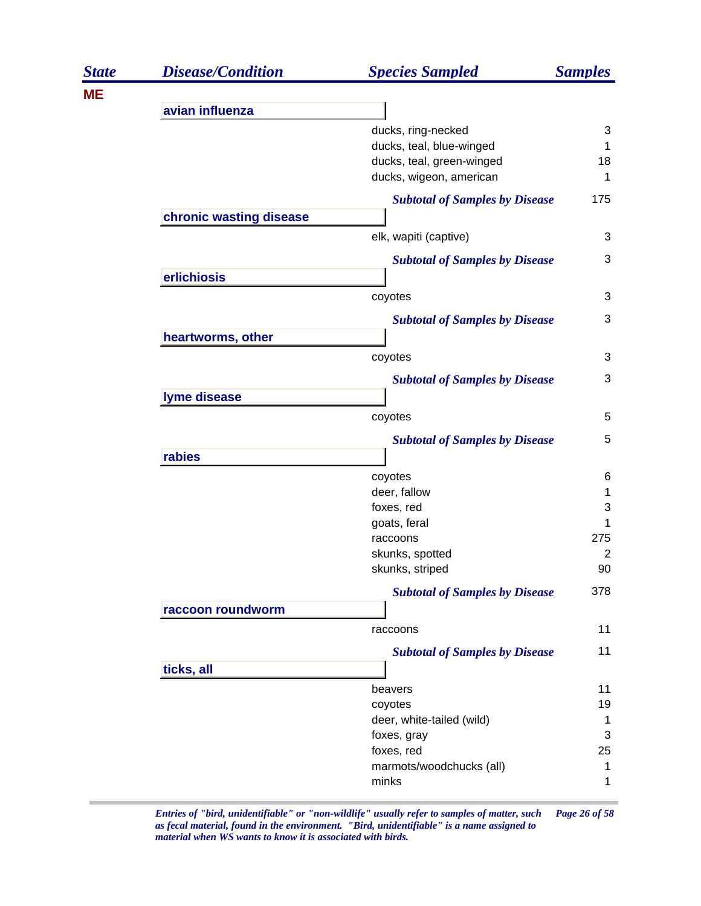| State | Disease/Condition | Species Sampled | Samples |
|---|---|---|---|
| **ME** | | | |
| | **avian influenza** | | |
| | | ducks, ring-necked | 3 |
| | | ducks, teal, blue-winged | 1 |
| | | ducks, teal, green-winged | 18 |
| | | ducks, wigeon, american | 1 |
| | | ***Subtotal of Samples by Disease*** | 175 |
| | **chronic wasting disease** | | |
| | | elk, wapiti (captive) | 3 |
| | | ***Subtotal of Samples by Disease*** | 3 |
| | **erlichiosis** | | |
| | | coyotes | 3 |
| | | ***Subtotal of Samples by Disease*** | 3 |
| | **heartworms, other** | | |
| | | coyotes | 3 |
| | | ***Subtotal of Samples by Disease*** | 3 |
| | **lyme disease** | | |
| | | coyotes | 5 |
| | | ***Subtotal of Samples by Disease*** | 5 |
| | **rabies** | | |
| | | coyotes | 6 |
| | | deer, fallow | 1 |
| | | foxes, red | 3 |
| | | goats, feral | 1 |
| | | raccoons | 275 |
| | | skunks, spotted | 2 |
| | | skunks, striped | 90 |
| | | ***Subtotal of Samples by Disease*** | 378 |
| | **raccoon roundworm** | | |
| | | raccoons | 11 |
| | | ***Subtotal of Samples by Disease*** | 11 |
| | **ticks, all** | | |
| | | beavers | 11 |
| | | coyotes | 19 |
| | | deer, white-tailed (wild) | 1 |
| | | foxes, gray | 3 |
| | | foxes, red | 25 |
| | | marmots/woodchucks (all) | 1 |
| | | minks | 1 |

*Entries of "bird, unidentifiable" or "non-wildlife" usually refer to samples of matter, such as fecal material, found in the environment. "Bird, unidentifiable" is a name assigned to material when WS wants to know it is associated with birds.*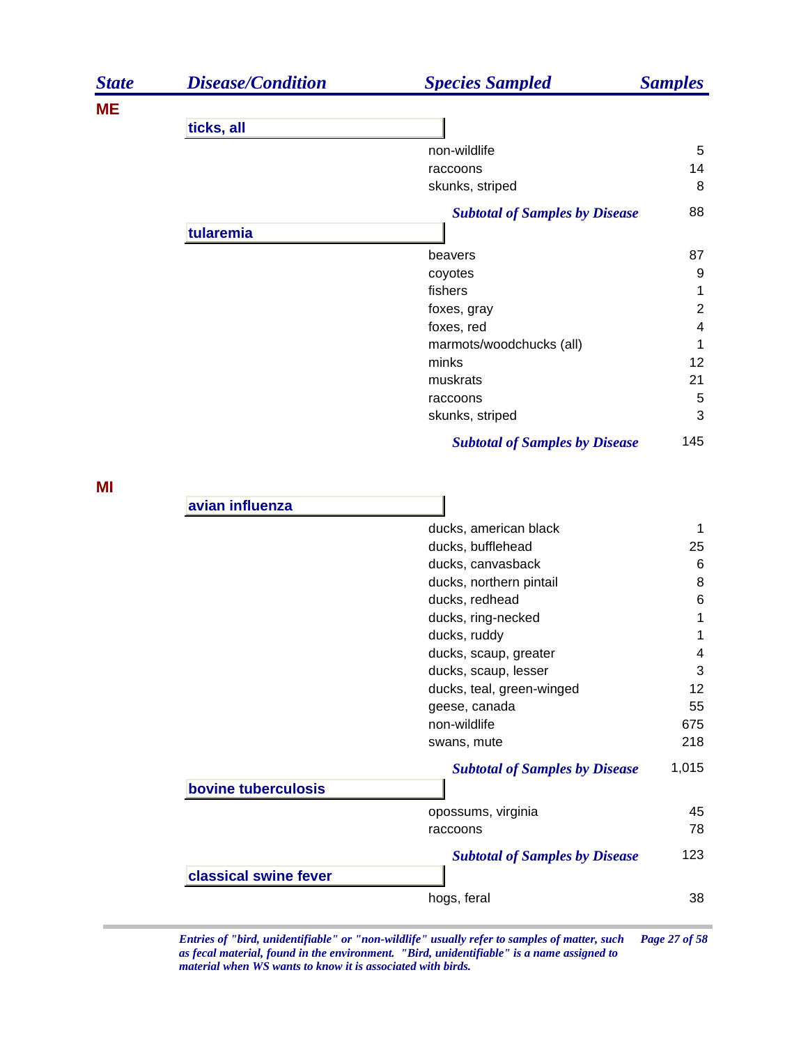| State | Disease/Condition | Species Sampled | Samples |
|---|---|---|---|
| ME | | | |
| | ticks, all | | |
| | | non-wildlife | 5 |
| | | raccoons | 14 |
| | | skunks, striped | 8 |
| | | *Subtotal of Samples by Disease* | 88 |
| | tularemia | | |
| | | beavers | 87 |
| | | coyotes | 9 |
| | | fishers | 1 |
| | | foxes, gray | 2 |
| | | foxes, red | 4 |
| | | marmots/woodchucks (all) | 1 |
| | | minks | 12 |
| | | muskrats | 21 |
| | | raccoons | 5 |
| | | skunks, striped | 3 |
| | | *Subtotal of Samples by Disease* | 145 |
| MI | | | |
| | avian influenza | | |
| | | ducks, american black | 1 |
| | | ducks, bufflehead | 25 |
| | | ducks, canvasback | 6 |
| | | ducks, northern pintail | 8 |
| | | ducks, redhead | 6 |
| | | ducks, ring-necked | 1 |
| | | ducks, ruddy | 1 |
| | | ducks, scaup, greater | 4 |
| | | ducks, scaup, lesser | 3 |
| | | ducks, teal, green-winged | 12 |
| | | geese, canada | 55 |
| | | non-wildlife | 675 |
| | | swans, mute | 218 |
| | | *Subtotal of Samples by Disease* | 1,015 |
| | bovine tuberculosis | | |
| | | opossums, virginia | 45 |
| | | raccoons | 78 |
| | | *Subtotal of Samples by Disease* | 123 |
| | classical swine fever | | |
| | | hogs, feral | 38 |

*Entries of "bird, unidentifiable" or "non-wildlife" usually refer to samples of matter, such as fecal material, found in the environment. "Bird, unidentifiable" is a name assigned to material when WS wants to know it is associated with birds.*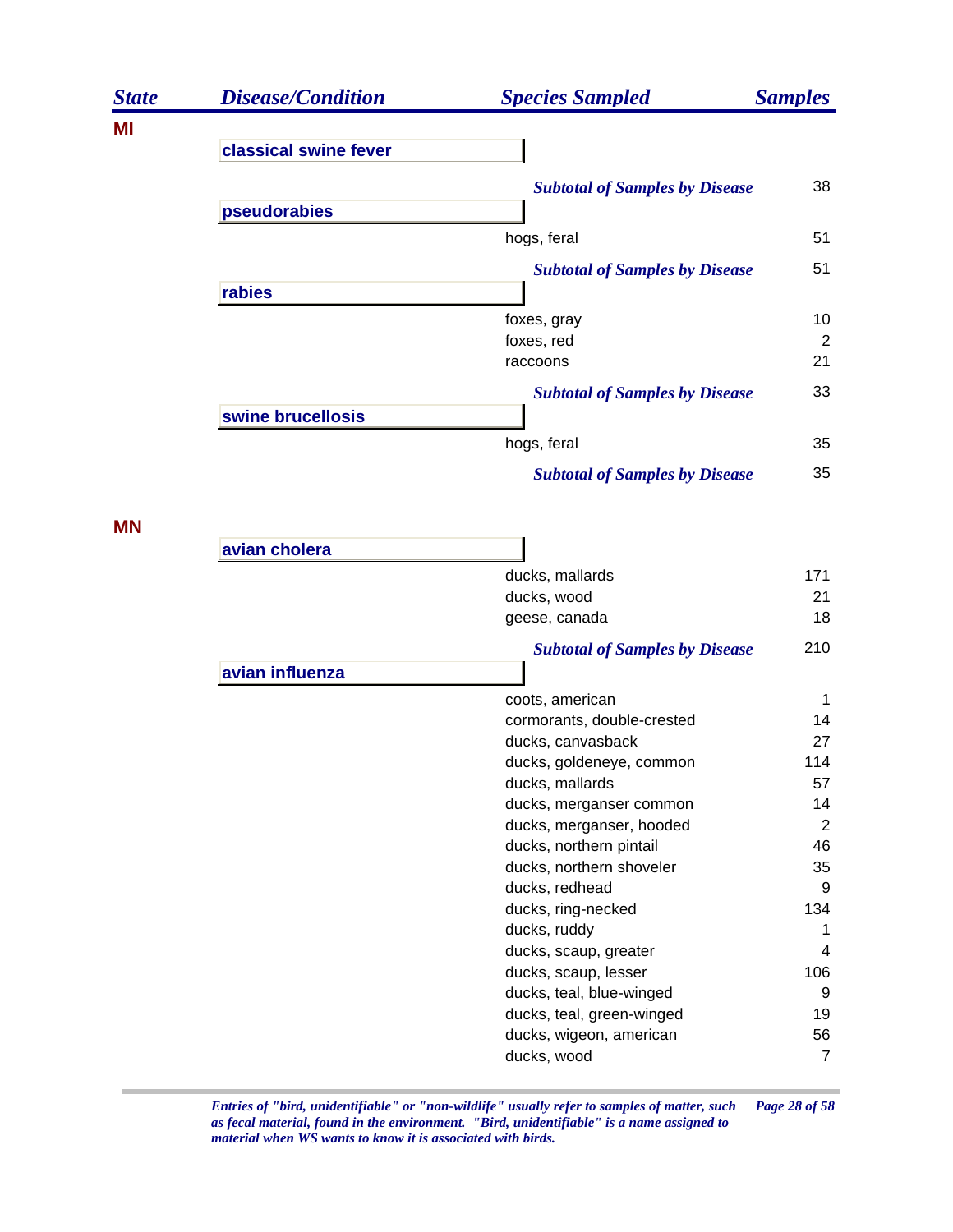| State | Disease/Condition | Species Sampled | Samples |
|---|---|---|---|
| **MI** | | | |
| | **classical swine fever** | | |
| | | ***Subtotal of Samples by Disease*** | 38 |
| | **pseudorabies** | | |
| | | hogs, feral | 51 |
| | | ***Subtotal of Samples by Disease*** | 51 |
| | **rabies** | | |
| | | foxes, gray | 10 |
| | | foxes, red | 2 |
| | | raccoons | 21 |
| | | ***Subtotal of Samples by Disease*** | 33 |
| | **swine brucellosis** | | |
| | | hogs, feral | 35 |
| | | ***Subtotal of Samples by Disease*** | 35 |
| **MN** | | | |
| | **avian cholera** | | |
| | | ducks, mallards | 171 |
| | | ducks, wood | 21 |
| | | geese, canada | 18 |
| | | ***Subtotal of Samples by Disease*** | 210 |
| | **avian influenza** | | |
| | | coots, american | 1 |
| | | cormorants, double-crested | 14 |
| | | ducks, canvasback | 27 |
| | | ducks, goldeneye, common | 114 |
| | | ducks, mallards | 57 |
| | | ducks, merganser common | 14 |
| | | ducks, merganser, hooded | 2 |
| | | ducks, northern pintail | 46 |
| | | ducks, northern shoveler | 35 |
| | | ducks, redhead | 9 |
| | | ducks, ring-necked | 134 |
| | | ducks, ruddy | 1 |
| | | ducks, scaup, greater | 4 |
| | | ducks, scaup, lesser | 106 |
| | | ducks, teal, blue-winged | 9 |
| | | ducks, teal, green-winged | 19 |
| | | ducks, wigeon, american | 56 |
| | | ducks, wood | 7 |

*Entries of "bird, unidentifiable" or "non-wildlife" usually refer to samples of matter, such as fecal material, found in the environment. "Bird, unidentifiable" is a name assigned to material when WS wants to know it is associated with birds.*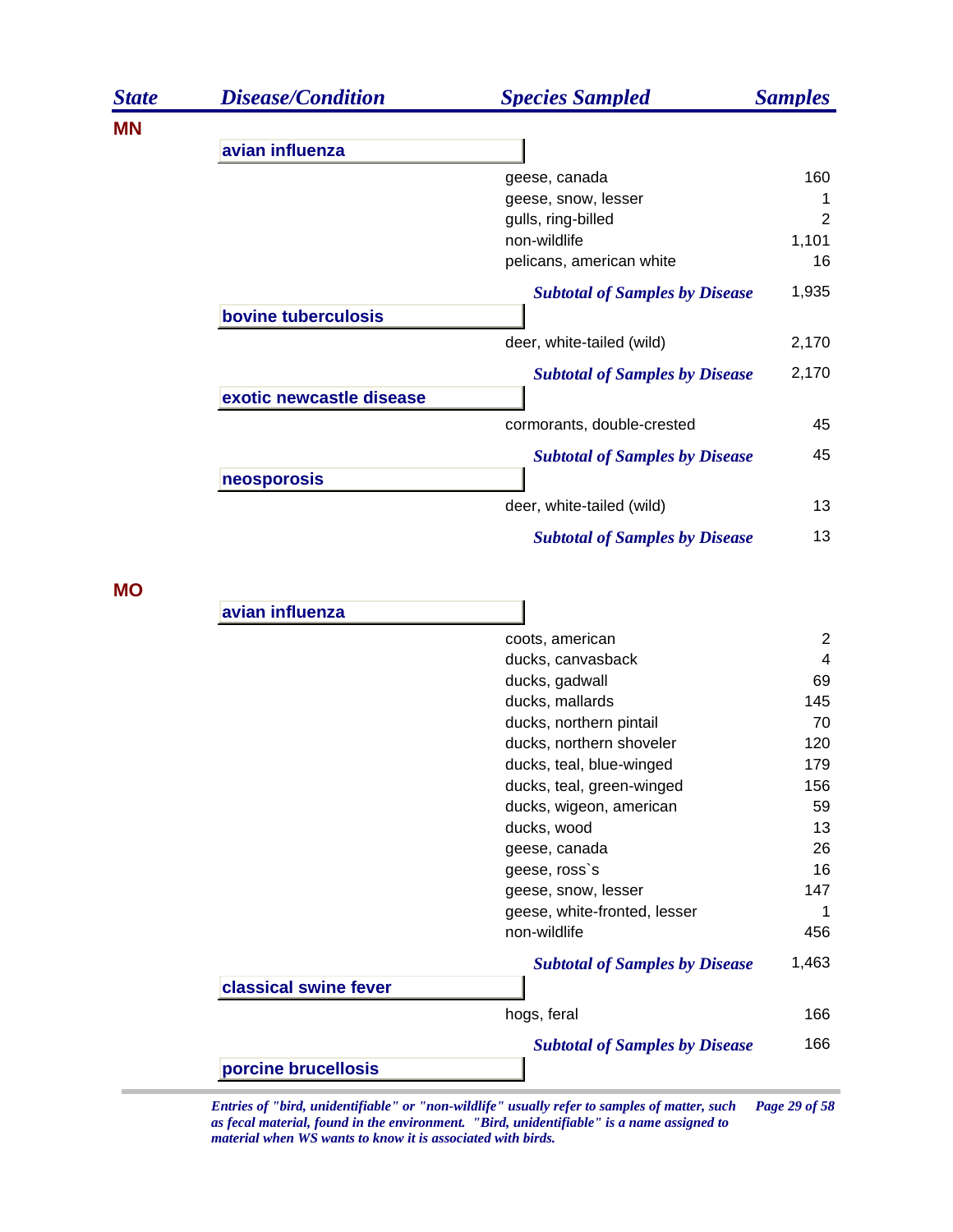| State | Disease/Condition | Species Sampled | Samples |
|---|---|---|---|
| **MN** | | | |
| | **avian influenza** | | |
| | | geese, canada | 160 |
| | | geese, snow, lesser | 1 |
| | | gulls, ring-billed | 2 |
| | | non-wildlife | 1,101 |
| | | pelicans, american white | 16 |
| | | ***Subtotal of Samples by Disease*** | 1,935 |
| | **bovine tuberculosis** | | |
| | | deer, white-tailed (wild) | 2,170 |
| | | ***Subtotal of Samples by Disease*** | 2,170 |
| | **exotic newcastle disease** | | |
| | | cormorants, double-crested | 45 |
| | | ***Subtotal of Samples by Disease*** | 45 |
| | **neosporosis** | | |
| | | deer, white-tailed (wild) | 13 |
| | | ***Subtotal of Samples by Disease*** | 13 |
| **MO** | | | |
| | **avian influenza** | | |
| | | coots, american | 2 |
| | | ducks, canvasback | 4 |
| | | ducks, gadwall | 69 |
| | | ducks, mallards | 145 |
| | | ducks, northern pintail | 70 |
| | | ducks, northern shoveler | 120 |
| | | ducks, teal, blue-winged | 179 |
| | | ducks, teal, green-winged | 156 |
| | | ducks, wigeon, american | 59 |
| | | ducks, wood | 13 |
| | | geese, canada | 26 |
| | | geese, ross`s | 16 |
| | | geese, snow, lesser | 147 |
| | | geese, white-fronted, lesser | 1 |
| | | non-wildlife | 456 |
| | | ***Subtotal of Samples by Disease*** | 1,463 |
| | **classical swine fever** | | |
| | | hogs, feral | 166 |
| | | ***Subtotal of Samples by Disease*** | 166 |
| | **porcine brucellosis** | | |

*Entries of "bird, unidentifiable" or "non-wildlife" usually refer to samples of matter, such as fecal material, found in the environment. "Bird, unidentifiable" is a name assigned to material when WS wants to know it is associated with birds.*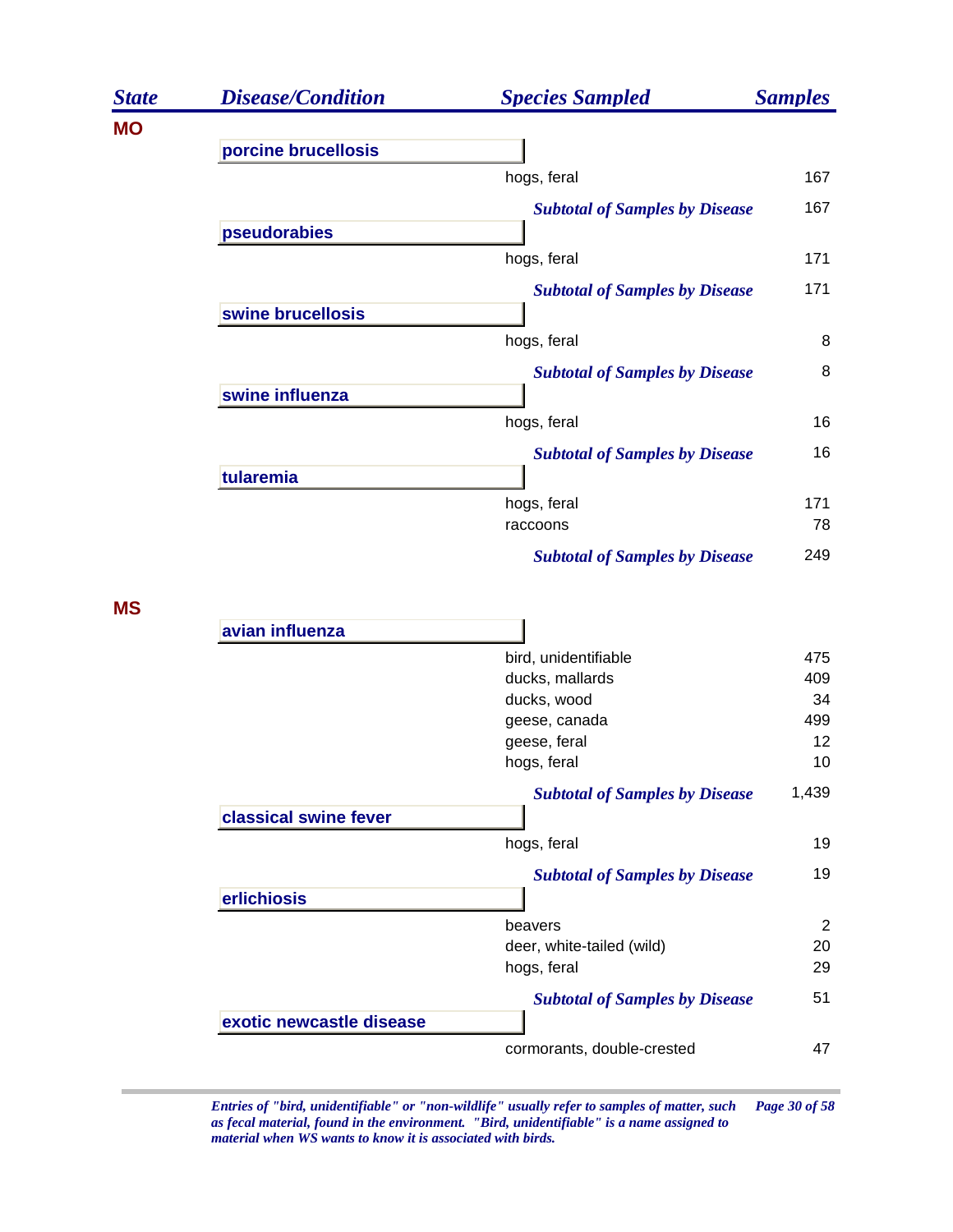| State | Disease/Condition | Species Sampled | Samples |
|---|---|---|---|
| **MO** | | | |
| | **porcine brucellosis** | | |
| | | hogs, feral | 167 |
| | | ***Subtotal of Samples by Disease*** | 167 |
| | **pseudorabies** | | |
| | | hogs, feral | 171 |
| | | ***Subtotal of Samples by Disease*** | 171 |
| | **swine brucellosis** | | |
| | | hogs, feral | 8 |
| | | ***Subtotal of Samples by Disease*** | 8 |
| | **swine influenza** | | |
| | | hogs, feral | 16 |
| | | ***Subtotal of Samples by Disease*** | 16 |
| | **tularemia** | | |
| | | hogs, feral | 171 |
| | | raccoons | 78 |
| | | ***Subtotal of Samples by Disease*** | 249 |
| **MS** | | | |
| | **avian influenza** | | |
| | | bird, unidentifiable | 475 |
| | | ducks, mallards | 409 |
| | | ducks, wood | 34 |
| | | geese, canada | 499 |
| | | geese, feral | 12 |
| | | hogs, feral | 10 |
| | | ***Subtotal of Samples by Disease*** | 1,439 |
| | **classical swine fever** | | |
| | | hogs, feral | 19 |
| | | ***Subtotal of Samples by Disease*** | 19 |
| | **erlichiosis** | | |
| | | beavers | 2 |
| | | deer, white-tailed (wild) | 20 |
| | | hogs, feral | 29 |
| | | ***Subtotal of Samples by Disease*** | 51 |
| | **exotic newcastle disease** | | |
| | | cormorants, double-crested | 47 |

*Entries of "bird, unidentifiable" or "non-wildlife" usually refer to samples of matter, such as fecal material, found in the environment. "Bird, unidentifiable" is a name assigned to material when WS wants to know it is associated with birds.*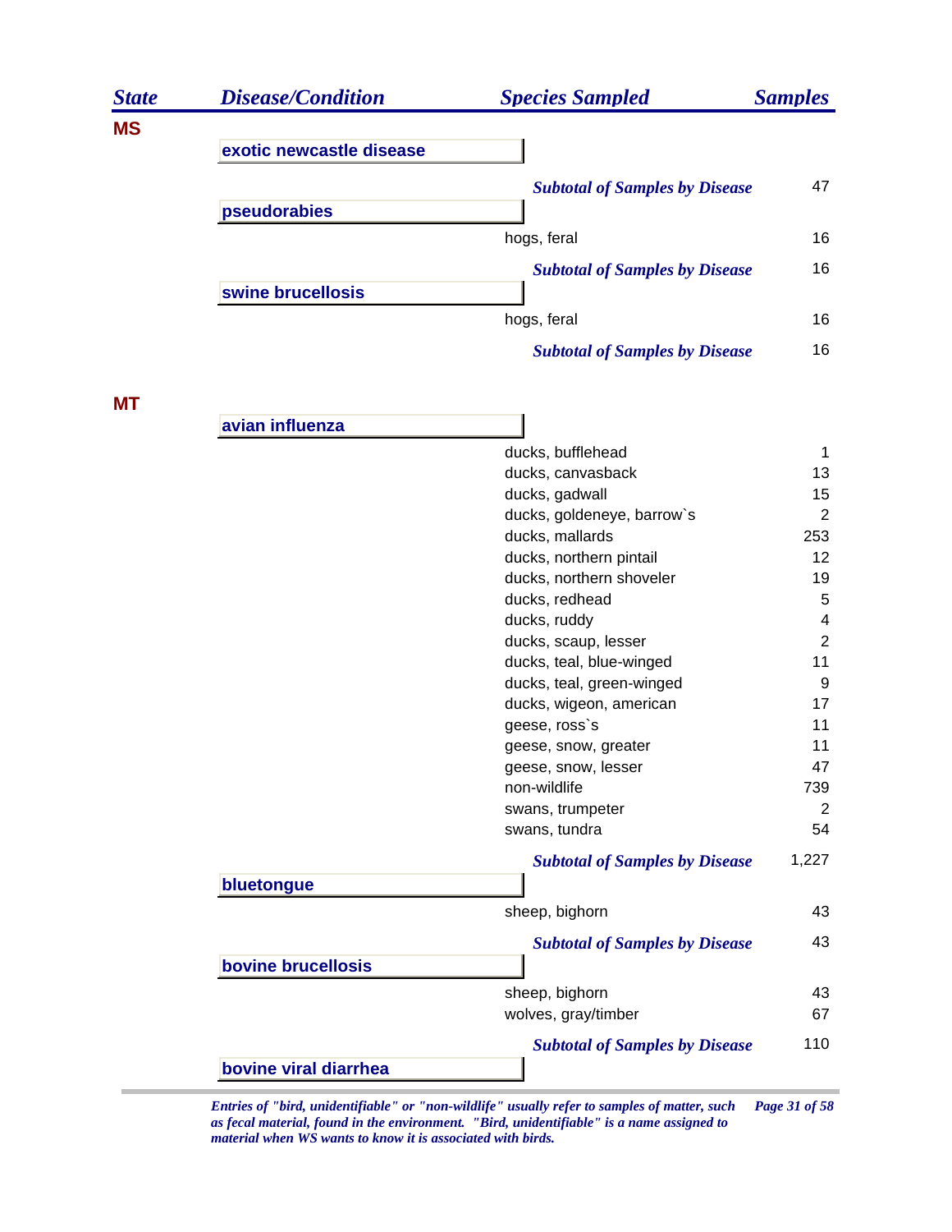| State | Disease/Condition | Species Sampled | Samples |
|---|---|---|---|
| **MS** | | | |
| | **exotic newcastle disease** | | |
| | | ***Subtotal of Samples by Disease*** | 47 |
| | **pseudorabies** | | |
| | | hogs, feral | 16 |
| | | ***Subtotal of Samples by Disease*** | 16 |
| | **swine brucellosis** | | |
| | | hogs, feral | 16 |
| | | ***Subtotal of Samples by Disease*** | 16 |
| **MT** | | | |
| | **avian influenza** | | |
| | | ducks, bufflehead | 1 |
| | | ducks, canvasback | 13 |
| | | ducks, gadwall | 15 |
| | | ducks, goldeneye, barrow`s | 2 |
| | | ducks, mallards | 253 |
| | | ducks, northern pintail | 12 |
| | | ducks, northern shoveler | 19 |
| | | ducks, redhead | 5 |
| | | ducks, ruddy | 4 |
| | | ducks, scaup, lesser | 2 |
| | | ducks, teal, blue-winged | 11 |
| | | ducks, teal, green-winged | 9 |
| | | ducks, wigeon, american | 17 |
| | | geese, ross`s | 11 |
| | | geese, snow, greater | 11 |
| | | geese, snow, lesser | 47 |
| | | non-wildlife | 739 |
| | | swans, trumpeter | 2 |
| | | swans, tundra | 54 |
| | | ***Subtotal of Samples by Disease*** | 1,227 |
| | **bluetongue** | | |
| | | sheep, bighorn | 43 |
| | | ***Subtotal of Samples by Disease*** | 43 |
| | **bovine brucellosis** | | |
| | | sheep, bighorn | 43 |
| | | wolves, gray/timber | 67 |
| | | ***Subtotal of Samples by Disease*** | 110 |
| | **bovine viral diarrhea** | | |

*Entries of "bird, unidentifiable" or "non-wildlife" usually refer to samples of matter, such as fecal material, found in the environment. "Bird, unidentifiable" is a name assigned to material when WS wants to know it is associated with birds.*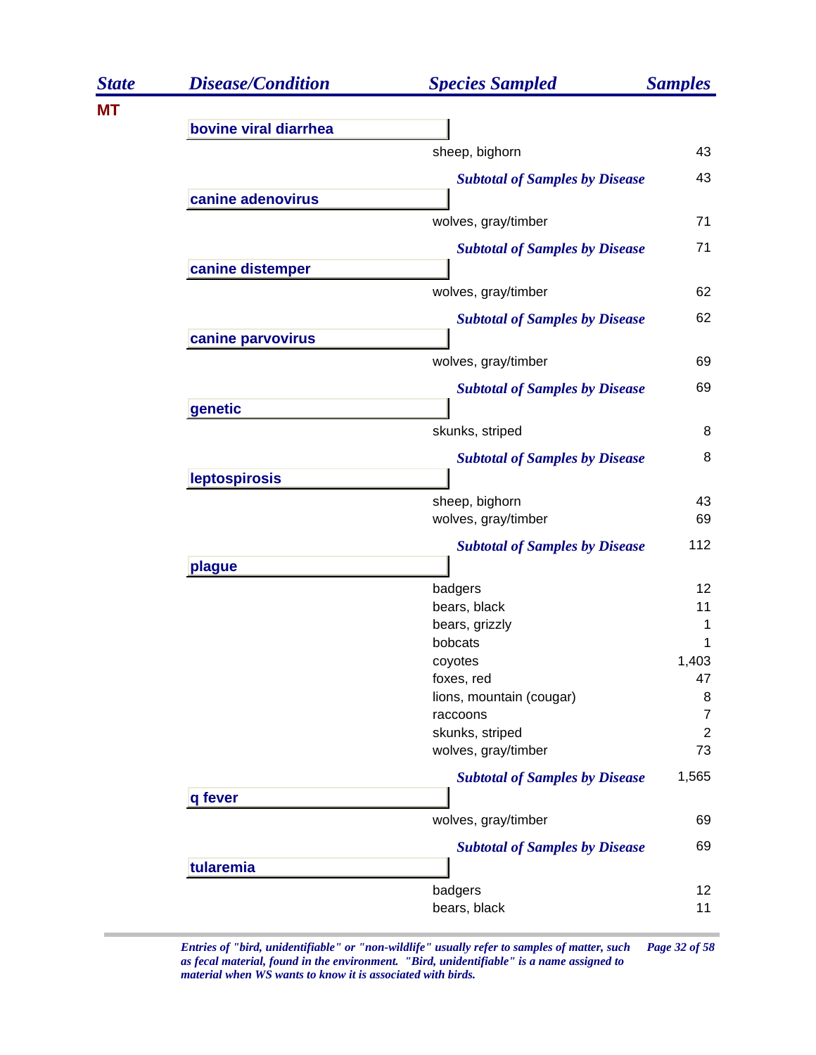| State | Disease/Condition | Species Sampled | Samples |
|---|---|---|---|
| **MT** | | | |
| | **bovine viral diarrhea** | | |
| | | sheep, bighorn | 43 |
| | | ***Subtotal of Samples by Disease*** | 43 |
| | **canine adenovirus** | | |
| | | wolves, gray/timber | 71 |
| | | ***Subtotal of Samples by Disease*** | 71 |
| | **canine distemper** | | |
| | | wolves, gray/timber | 62 |
| | | ***Subtotal of Samples by Disease*** | 62 |
| | **canine parvovirus** | | |
| | | wolves, gray/timber | 69 |
| | | ***Subtotal of Samples by Disease*** | 69 |
| | **genetic** | | |
| | | skunks, striped | 8 |
| | | ***Subtotal of Samples by Disease*** | 8 |
| | **leptospirosis** | | |
| | | sheep, bighorn | 43 |
| | | wolves, gray/timber | 69 |
| | | ***Subtotal of Samples by Disease*** | 112 |
| | **plague** | | |
| | | badgers | 12 |
| | | bears, black | 11 |
| | | bears, grizzly | 1 |
| | | bobcats | 1 |
| | | coyotes | 1,403 |
| | | foxes, red | 47 |
| | | lions, mountain (cougar) | 8 |
| | | raccoons | 7 |
| | | skunks, striped | 2 |
| | | wolves, gray/timber | 73 |
| | | ***Subtotal of Samples by Disease*** | 1,565 |
| | **q fever** | | |
| | | wolves, gray/timber | 69 |
| | | ***Subtotal of Samples by Disease*** | 69 |
| | **tularemia** | | |
| | | badgers | 12 |
| | | bears, black | 11 |

*Entries of "bird, unidentifiable" or "non-wildlife" usually refer to samples of matter, such as fecal material, found in the environment. "Bird, unidentifiable" is a name assigned to material when WS wants to know it is associated with birds.*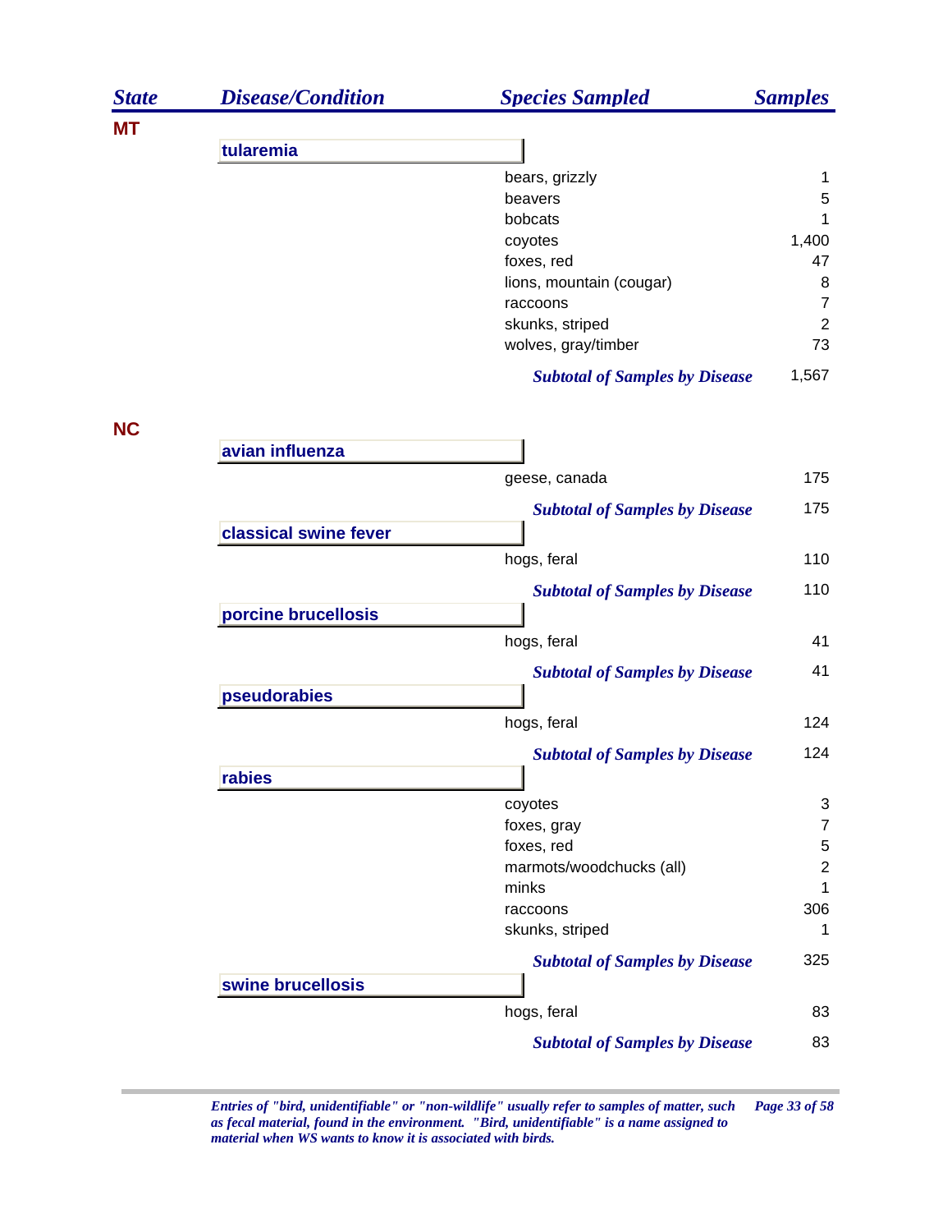| State | Disease/Condition | Species Sampled | Samples |
|---|---|---|---|
| **MT** | | | |
| | **tularemia** | | |
| | | bears, grizzly | 1 |
| | | beavers | 5 |
| | | bobcats | 1 |
| | | coyotes | 1,400 |
| | | foxes, red | 47 |
| | | lions, mountain (cougar) | 8 |
| | | raccoons | 7 |
| | | skunks, striped | 2 |
| | | wolves, gray/timber | 73 |
| | | ***Subtotal of Samples by Disease*** | 1,567 |
| **NC** | | | |
| | **avian influenza** | | |
| | | geese, canada | 175 |
| | | ***Subtotal of Samples by Disease*** | 175 |
| | **classical swine fever** | | |
| | | hogs, feral | 110 |
| | | ***Subtotal of Samples by Disease*** | 110 |
| | **porcine brucellosis** | | |
| | | hogs, feral | 41 |
| | | ***Subtotal of Samples by Disease*** | 41 |
| | **pseudorabies** | | |
| | | hogs, feral | 124 |
| | | ***Subtotal of Samples by Disease*** | 124 |
| | **rabies** | | |
| | | coyotes | 3 |
| | | foxes, gray | 7 |
| | | foxes, red | 5 |
| | | marmots/woodchucks (all) | 2 |
| | | minks | 1 |
| | | raccoons | 306 |
| | | skunks, striped | 1 |
| | | ***Subtotal of Samples by Disease*** | 325 |
| | **swine brucellosis** | | |
| | | hogs, feral | 83 |
| | | ***Subtotal of Samples by Disease*** | 83 |

*Entries of "bird, unidentifiable" or "non-wildlife" usually refer to samples of matter, such as fecal material, found in the environment. "Bird, unidentifiable" is a name assigned to material when WS wants to know it is associated with birds.*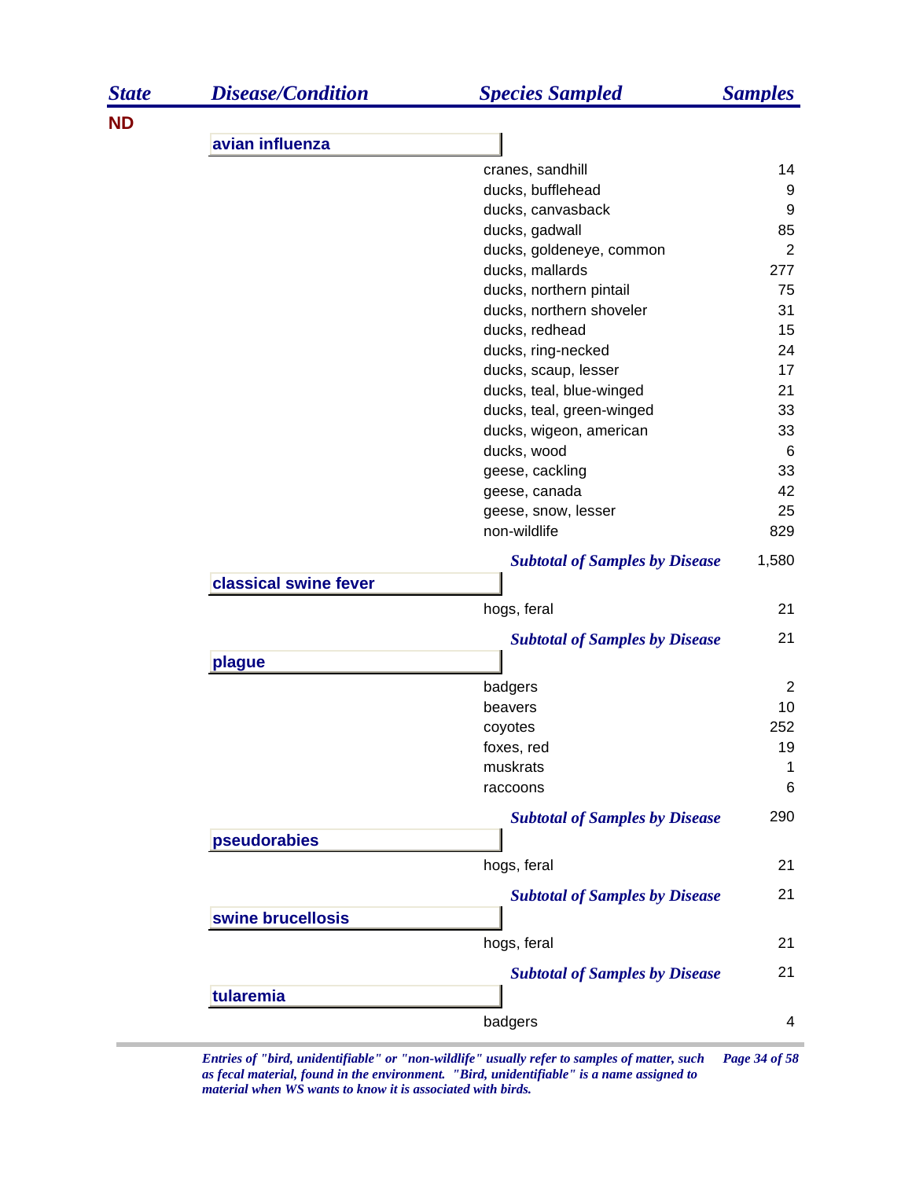| State | Disease/Condition | Species Sampled | Samples |
|---|---|---|---|
| **ND** | | | |
| | **avian influenza** | | |
| | | cranes, sandhill | 14 |
| | | ducks, bufflehead | 9 |
| | | ducks, canvasback | 9 |
| | | ducks, gadwall | 85 |
| | | ducks, goldeneye, common | 2 |
| | | ducks, mallards | 277 |
| | | ducks, northern pintail | 75 |
| | | ducks, northern shoveler | 31 |
| | | ducks, redhead | 15 |
| | | ducks, ring-necked | 24 |
| | | ducks, scaup, lesser | 17 |
| | | ducks, teal, blue-winged | 21 |
| | | ducks, teal, green-winged | 33 |
| | | ducks, wigeon, american | 33 |
| | | ducks, wood | 6 |
| | | geese, cackling | 33 |
| | | geese, canada | 42 |
| | | geese, snow, lesser | 25 |
| | | non-wildlife | 829 |
| | | ***Subtotal of Samples by Disease*** | 1,580 |
| | **classical swine fever** | | |
| | | hogs, feral | 21 |
| | | ***Subtotal of Samples by Disease*** | 21 |
| | **plague** | | |
| | | badgers | 2 |
| | | beavers | 10 |
| | | coyotes | 252 |
| | | foxes, red | 19 |
| | | muskrats | 1 |
| | | raccoons | 6 |
| | | ***Subtotal of Samples by Disease*** | 290 |
| | **pseudorabies** | | |
| | | hogs, feral | 21 |
| | | ***Subtotal of Samples by Disease*** | 21 |
| | **swine brucellosis** | | |
| | | hogs, feral | 21 |
| | | ***Subtotal of Samples by Disease*** | 21 |
| | **tularemia** | | |
| | | badgers | 4 |

*Entries of "bird, unidentifiable" or "non-wildlife" usually refer to samples of matter, such as fecal material, found in the environment. "Bird, unidentifiable" is a name assigned to material when WS wants to know it is associated with birds.*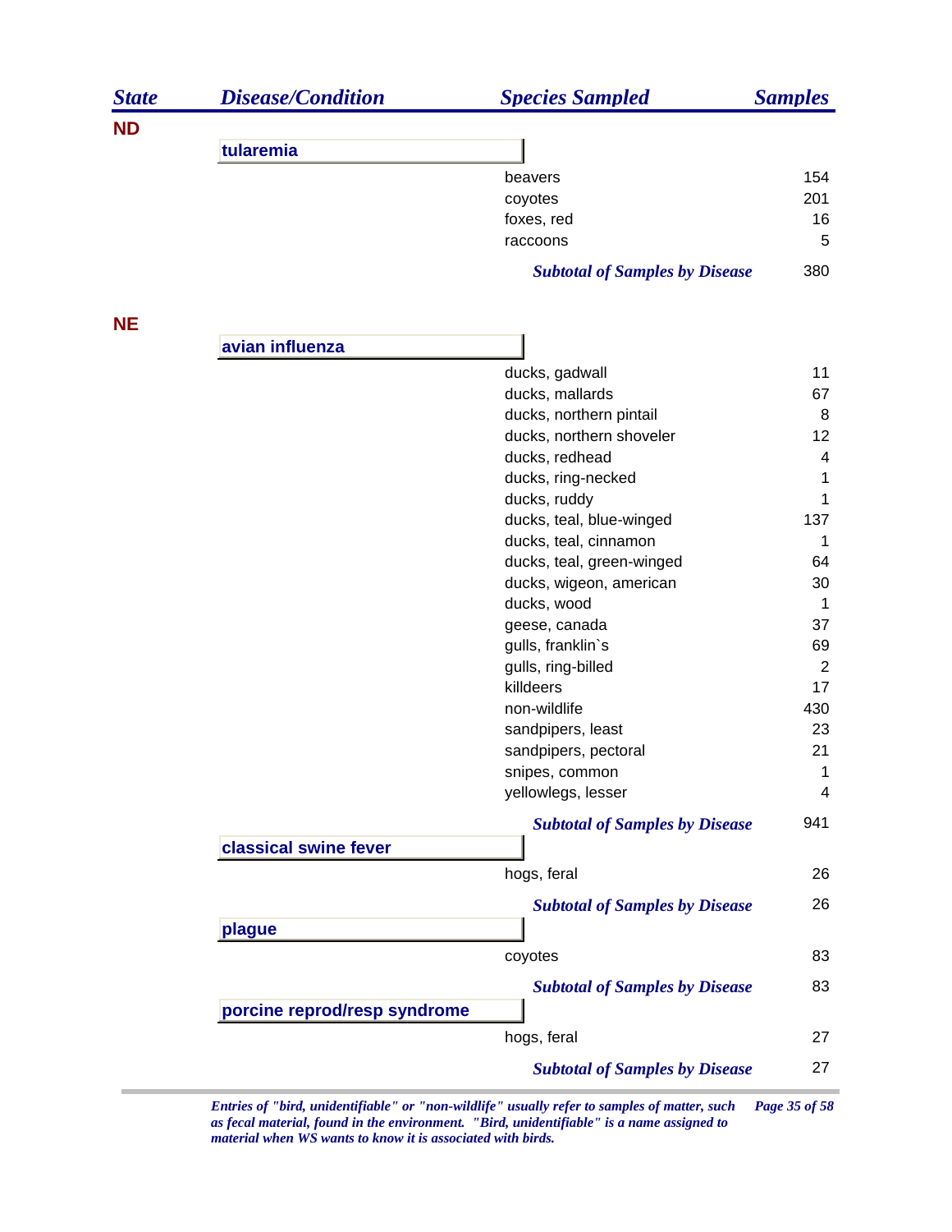| State | Disease/Condition | Species Sampled | Samples |
|---|---|---|---|
| **ND** | | | |
| | **tularemia** | | |
| | | beavers | 154 |
| | | coyotes | 201 |
| | | foxes, red | 16 |
| | | raccoons | 5 |
| | | ***Subtotal of Samples by Disease*** | 380 |
| **NE** | | | |
| | **avian influenza** | | |
| | | ducks, gadwall | 11 |
| | | ducks, mallards | 67 |
| | | ducks, northern pintail | 8 |
| | | ducks, northern shoveler | 12 |
| | | ducks, redhead | 4 |
| | | ducks, ring-necked | 1 |
| | | ducks, ruddy | 1 |
| | | ducks, teal, blue-winged | 137 |
| | | ducks, teal, cinnamon | 1 |
| | | ducks, teal, green-winged | 64 |
| | | ducks, wigeon, american | 30 |
| | | ducks, wood | 1 |
| | | geese, canada | 37 |
| | | gulls, franklin`s | 69 |
| | | gulls, ring-billed | 2 |
| | | killdeers | 17 |
| | | non-wildlife | 430 |
| | | sandpipers, least | 23 |
| | | sandpipers, pectoral | 21 |
| | | snipes, common | 1 |
| | | yellowlegs, lesser | 4 |
| | | ***Subtotal of Samples by Disease*** | 941 |
| | **classical swine fever** | | |
| | | hogs, feral | 26 |
| | | ***Subtotal of Samples by Disease*** | 26 |
| | **plague** | | |
| | | coyotes | 83 |
| | | ***Subtotal of Samples by Disease*** | 83 |
| | **porcine reprod/resp syndrome** | | |
| | | hogs, feral | 27 |
| | | ***Subtotal of Samples by Disease*** | 27 |

*Entries of "bird, unidentifiable" or "non-wildlife" usually refer to samples of matter, such as fecal material, found in the environment. "Bird, unidentifiable" is a name assigned to material when WS wants to know it is associated with birds.*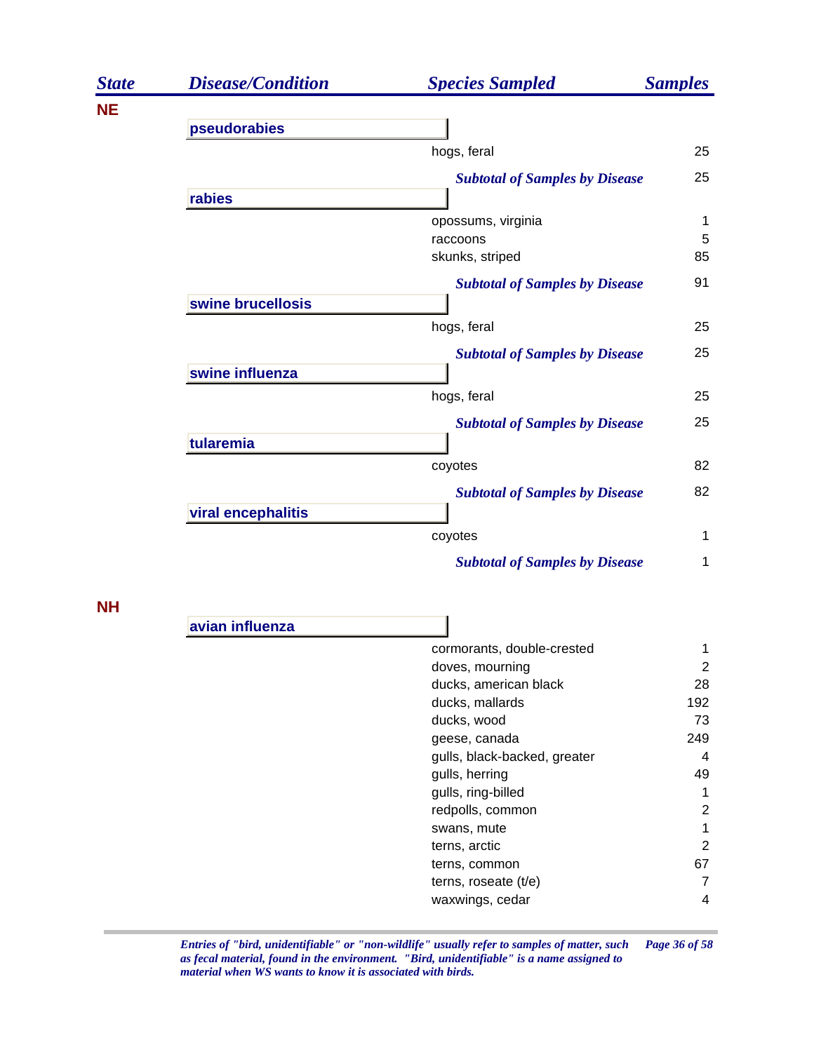| State | Disease/Condition | Species Sampled | Samples |
|---|---|---|---|
| **NE** | | | |
| | **pseudorabies** | | |
| | | hogs, feral | 25 |
| | | ***Subtotal of Samples by Disease*** | 25 |
| | **rabies** | | |
| | | opossums, virginia | 1 |
| | | raccoons | 5 |
| | | skunks, striped | 85 |
| | | ***Subtotal of Samples by Disease*** | 91 |
| | **swine brucellosis** | | |
| | | hogs, feral | 25 |
| | | ***Subtotal of Samples by Disease*** | 25 |
| | **swine influenza** | | |
| | | hogs, feral | 25 |
| | | ***Subtotal of Samples by Disease*** | 25 |
| | **tularemia** | | |
| | | coyotes | 82 |
| | | ***Subtotal of Samples by Disease*** | 82 |
| | **viral encephalitis** | | |
| | | coyotes | 1 |
| | | ***Subtotal of Samples by Disease*** | 1 |
| **NH** | | | |
| | **avian influenza** | | |
| | | cormorants, double-crested | 1 |
| | | doves, mourning | 2 |
| | | ducks, american black | 28 |
| | | ducks, mallards | 192 |
| | | ducks, wood | 73 |
| | | geese, canada | 249 |
| | | gulls, black-backed, greater | 4 |
| | | gulls, herring | 49 |
| | | gulls, ring-billed | 1 |
| | | redpolls, common | 2 |
| | | swans, mute | 1 |
| | | terns, arctic | 2 |
| | | terns, common | 67 |
| | | terns, roseate (t/e) | 7 |
| | | waxwings, cedar | 4 |

*Entries of "bird, unidentifiable" or "non-wildlife" usually refer to samples of matter, such as fecal material, found in the environment. "Bird, unidentifiable" is a name assigned to material when WS wants to know it is associated with birds.*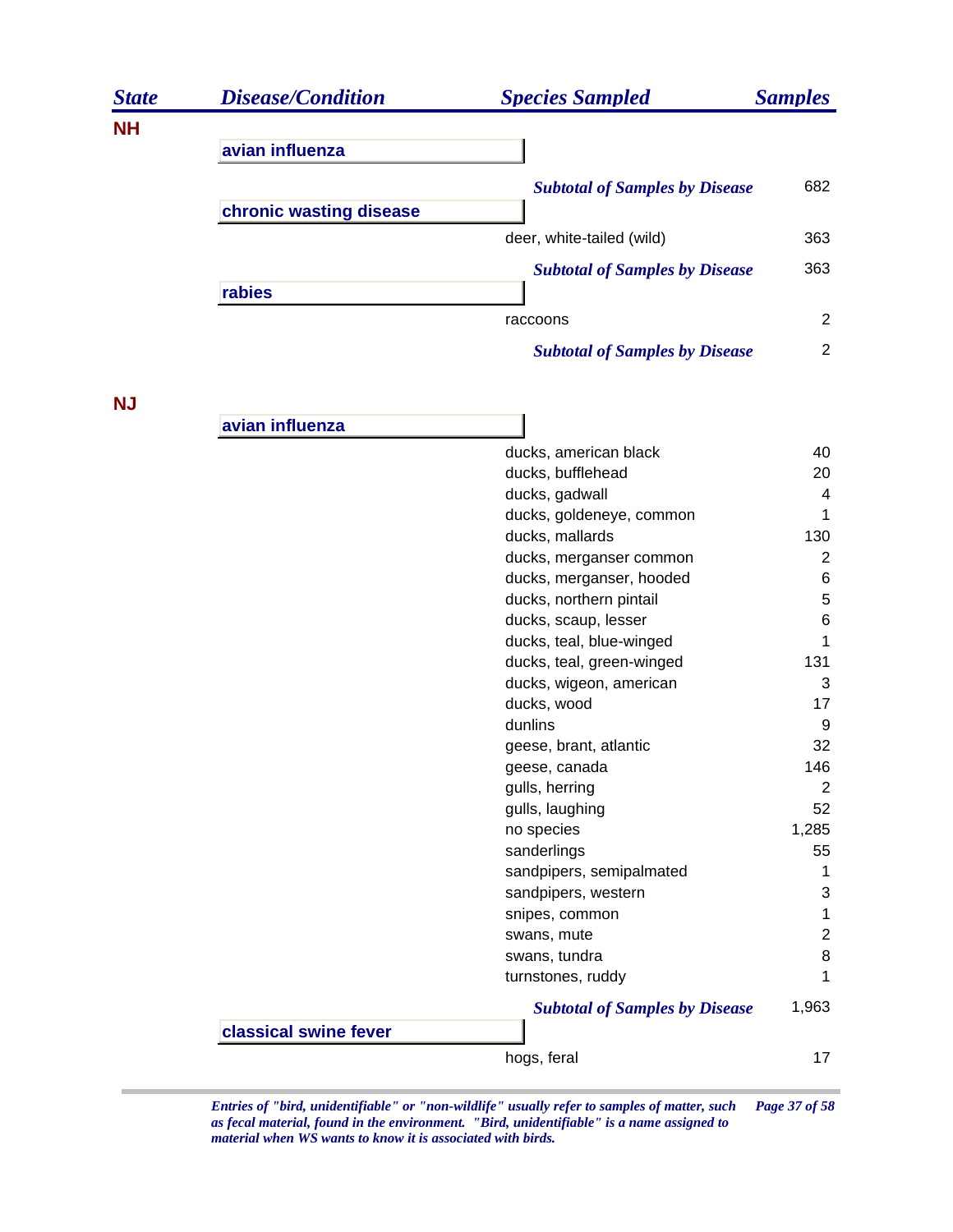| State | Disease/Condition | Species Sampled | Samples |
|---|---|---|---|
| **NH** | | | |
| | **avian influenza** | | |
| | | ***Subtotal of Samples by Disease*** | 682 |
| | **chronic wasting disease** | | |
| | | deer, white-tailed (wild) | 363 |
| | | ***Subtotal of Samples by Disease*** | 363 |
| | **rabies** | | |
| | | raccoons | 2 |
| | | ***Subtotal of Samples by Disease*** | 2 |
| **NJ** | | | |
| | **avian influenza** | | |
| | | ducks, american black | 40 |
| | | ducks, bufflehead | 20 |
| | | ducks, gadwall | 4 |
| | | ducks, goldeneye, common | 1 |
| | | ducks, mallards | 130 |
| | | ducks, merganser common | 2 |
| | | ducks, merganser, hooded | 6 |
| | | ducks, northern pintail | 5 |
| | | ducks, scaup, lesser | 6 |
| | | ducks, teal, blue-winged | 1 |
| | | ducks, teal, green-winged | 131 |
| | | ducks, wigeon, american | 3 |
| | | ducks, wood | 17 |
| | | dunlins | 9 |
| | | geese, brant, atlantic | 32 |
| | | geese, canada | 146 |
| | | gulls, herring | 2 |
| | | gulls, laughing | 52 |
| | | no species | 1,285 |
| | | sanderlings | 55 |
| | | sandpipers, semipalmated | 1 |
| | | sandpipers, western | 3 |
| | | snipes, common | 1 |
| | | swans, mute | 2 |
| | | swans, tundra | 8 |
| | | turnstones, ruddy | 1 |
| | | ***Subtotal of Samples by Disease*** | 1,963 |
| | **classical swine fever** | | |
| | | hogs, feral | 17 |

*Entries of "bird, unidentifiable" or "non-wildlife" usually refer to samples of matter, such as fecal material, found in the environment. "Bird, unidentifiable" is a name assigned to material when WS wants to know it is associated with birds.*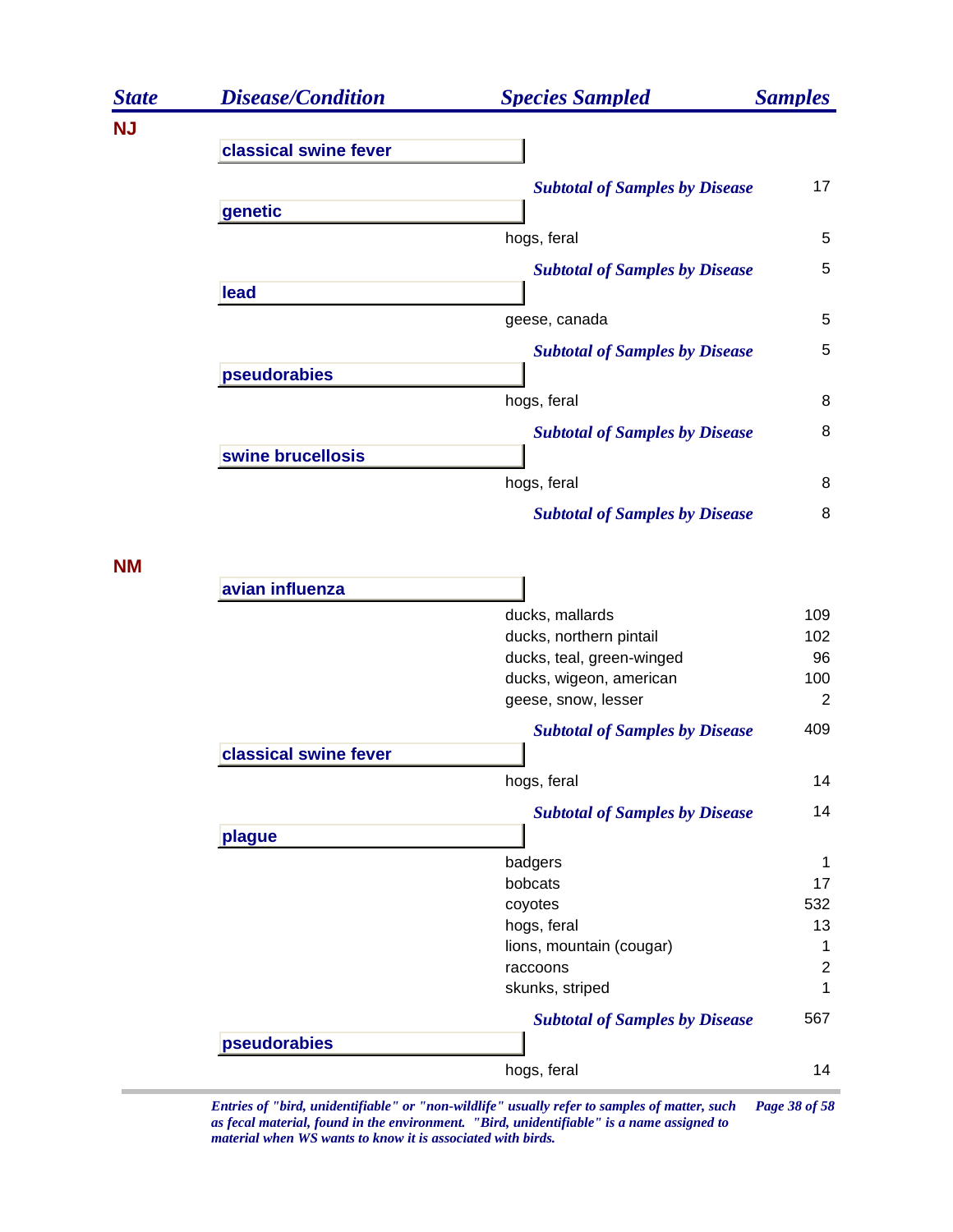| State | Disease/Condition | Species Sampled | Samples |
|---|---|---|---|
| **NJ** | | | |
| | **classical swine fever** | | |
| | | ***Subtotal of Samples by Disease*** | 17 |
| | **genetic** | | |
| | | hogs, feral | 5 |
| | | ***Subtotal of Samples by Disease*** | 5 |
| | **lead** | | |
| | | geese, canada | 5 |
| | | ***Subtotal of Samples by Disease*** | 5 |
| | **pseudorabies** | | |
| | | hogs, feral | 8 |
| | | ***Subtotal of Samples by Disease*** | 8 |
| | **swine brucellosis** | | |
| | | hogs, feral | 8 |
| | | ***Subtotal of Samples by Disease*** | 8 |
| **NM** | | | |
| | **avian influenza** | | |
| | | ducks, mallards | 109 |
| | | ducks, northern pintail | 102 |
| | | ducks, teal, green-winged | 96 |
| | | ducks, wigeon, american | 100 |
| | | geese, snow, lesser | 2 |
| | | ***Subtotal of Samples by Disease*** | 409 |
| | **classical swine fever** | | |
| | | hogs, feral | 14 |
| | | ***Subtotal of Samples by Disease*** | 14 |
| | **plague** | | |
| | | badgers | 1 |
| | | bobcats | 17 |
| | | coyotes | 532 |
| | | hogs, feral | 13 |
| | | lions, mountain (cougar) | 1 |
| | | raccoons | 2 |
| | | skunks, striped | 1 |
| | | ***Subtotal of Samples by Disease*** | 567 |
| | **pseudorabies** | | |
| | | hogs, feral | 14 |

*Entries of "bird, unidentifiable" or "non-wildlife" usually refer to samples of matter, such as fecal material, found in the environment. "Bird, unidentifiable" is a name assigned to material when WS wants to know it is associated with birds.*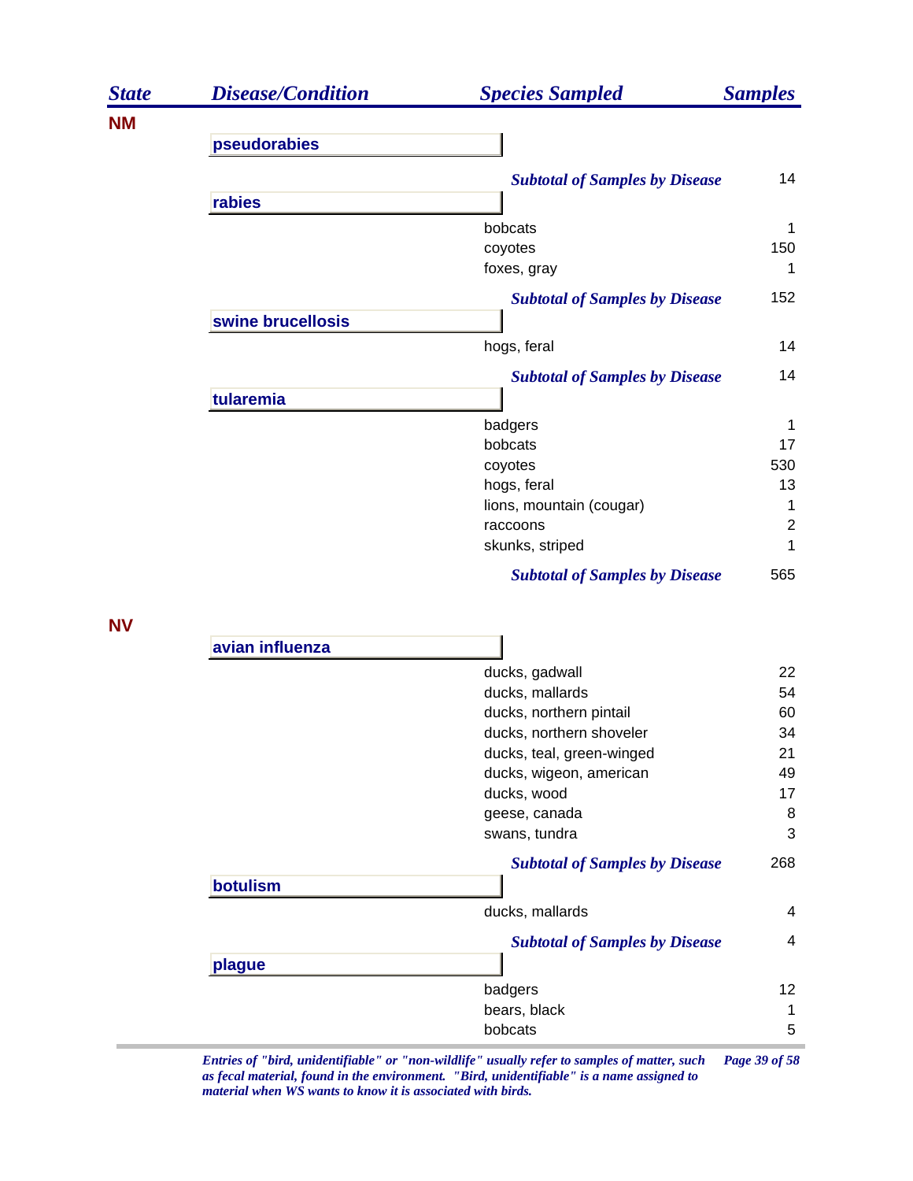| State | Disease/Condition | Species Sampled | Samples |
|---|---|---|---|
| **NM** | | | |
| | **pseudorabies** | | |
| | | ***Subtotal of Samples by Disease*** | 14 |
| | **rabies** | | |
| | | bobcats | 1 |
| | | coyotes | 150 |
| | | foxes, gray | 1 |
| | | ***Subtotal of Samples by Disease*** | 152 |
| | **swine brucellosis** | | |
| | | hogs, feral | 14 |
| | | ***Subtotal of Samples by Disease*** | 14 |
| | **tularemia** | | |
| | | badgers | 1 |
| | | bobcats | 17 |
| | | coyotes | 530 |
| | | hogs, feral | 13 |
| | | lions, mountain (cougar) | 1 |
| | | raccoons | 2 |
| | | skunks, striped | 1 |
| | | ***Subtotal of Samples by Disease*** | 565 |
| **NV** | | | |
| | **avian influenza** | | |
| | | ducks, gadwall | 22 |
| | | ducks, mallards | 54 |
| | | ducks, northern pintail | 60 |
| | | ducks, northern shoveler | 34 |
| | | ducks, teal, green-winged | 21 |
| | | ducks, wigeon, american | 49 |
| | | ducks, wood | 17 |
| | | geese, canada | 8 |
| | | swans, tundra | 3 |
| | | ***Subtotal of Samples by Disease*** | 268 |
| | **botulism** | | |
| | | ducks, mallards | 4 |
| | | ***Subtotal of Samples by Disease*** | 4 |
| | **plague** | | |
| | | badgers | 12 |
| | | bears, black | 1 |
| | | bobcats | 5 |

*Entries of "bird, unidentifiable" or "non-wildlife" usually refer to samples of matter, such as fecal material, found in the environment. "Bird, unidentifiable" is a name assigned to material when WS wants to know it is associated with birds.*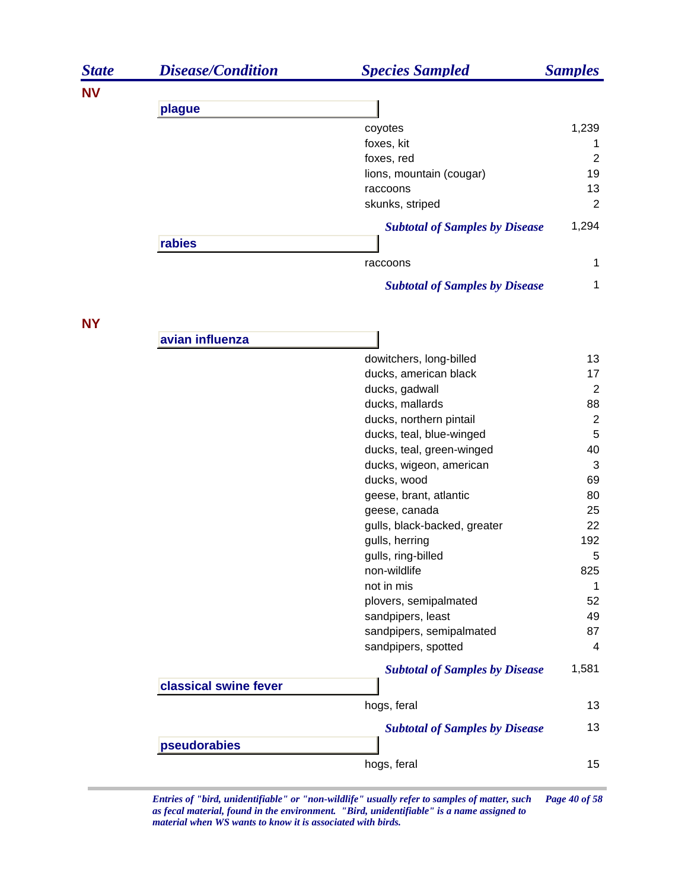| State | Disease/Condition | Species Sampled | Samples |
|---|---|---|---|
| **NV** | | | |
| | **plague** | | |
| | | coyotes | 1,239 |
| | | foxes, kit | 1 |
| | | foxes, red | 2 |
| | | lions, mountain (cougar) | 19 |
| | | raccoons | 13 |
| | | skunks, striped | 2 |
| | | ***Subtotal of Samples by Disease*** | 1,294 |
| | **rabies** | | |
| | | raccoons | 1 |
| | | ***Subtotal of Samples by Disease*** | 1 |
| **NY** | | | |
| | **avian influenza** | | |
| | | dowitchers, long-billed | 13 |
| | | ducks, american black | 17 |
| | | ducks, gadwall | 2 |
| | | ducks, mallards | 88 |
| | | ducks, northern pintail | 2 |
| | | ducks, teal, blue-winged | 5 |
| | | ducks, teal, green-winged | 40 |
| | | ducks, wigeon, american | 3 |
| | | ducks, wood | 69 |
| | | geese, brant, atlantic | 80 |
| | | geese, canada | 25 |
| | | gulls, black-backed, greater | 22 |
| | | gulls, herring | 192 |
| | | gulls, ring-billed | 5 |
| | | non-wildlife | 825 |
| | | not in mis | 1 |
| | | plovers, semipalmated | 52 |
| | | sandpipers, least | 49 |
| | | sandpipers, semipalmated | 87 |
| | | sandpipers, spotted | 4 |
| | | ***Subtotal of Samples by Disease*** | 1,581 |
| | **classical swine fever** | | |
| | | hogs, feral | 13 |
| | | ***Subtotal of Samples by Disease*** | 13 |
| | **pseudorabies** | | |
| | | hogs, feral | 15 |

*Entries of "bird, unidentifiable" or "non-wildlife" usually refer to samples of matter, such as fecal material, found in the environment. "Bird, unidentifiable" is a name assigned to material when WS wants to know it is associated with birds.*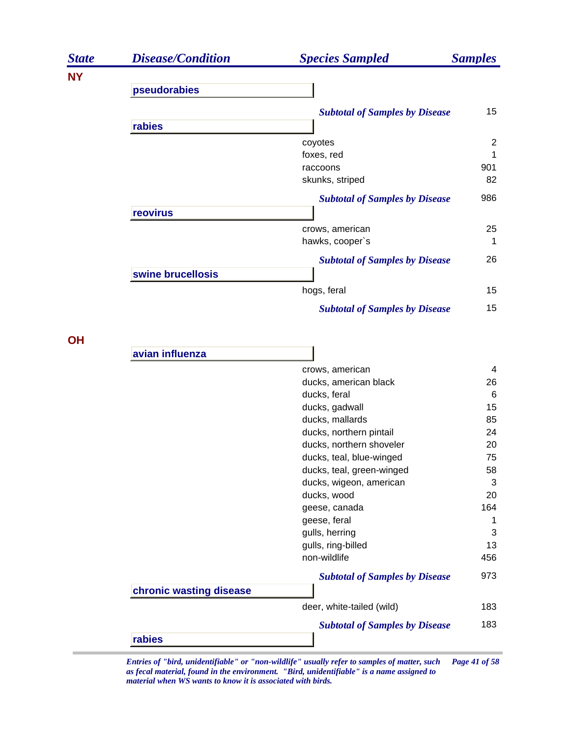| State | Disease/Condition | Species Sampled | Samples |
|---|---|---|---|
| **NY** | | | |
| | **pseudorabies** | | |
| | | ***Subtotal of Samples by Disease*** | 15 |
| | **rabies** | | |
| | | coyotes | 2 |
| | | foxes, red | 1 |
| | | raccoons | 901 |
| | | skunks, striped | 82 |
| | | ***Subtotal of Samples by Disease*** | 986 |
| | **reovirus** | | |
| | | crows, american | 25 |
| | | hawks, cooper`s | 1 |
| | | ***Subtotal of Samples by Disease*** | 26 |
| | **swine brucellosis** | | |
| | | hogs, feral | 15 |
| | | ***Subtotal of Samples by Disease*** | 15 |
| **OH** | | | |
| | **avian influenza** | | |
| | | crows, american | 4 |
| | | ducks, american black | 26 |
| | | ducks, feral | 6 |
| | | ducks, gadwall | 15 |
| | | ducks, mallards | 85 |
| | | ducks, northern pintail | 24 |
| | | ducks, northern shoveler | 20 |
| | | ducks, teal, blue-winged | 75 |
| | | ducks, teal, green-winged | 58 |
| | | ducks, wigeon, american | 3 |
| | | ducks, wood | 20 |
| | | geese, canada | 164 |
| | | geese, feral | 1 |
| | | gulls, herring | 3 |
| | | gulls, ring-billed | 13 |
| | | non-wildlife | 456 |
| | | ***Subtotal of Samples by Disease*** | 973 |
| | **chronic wasting disease** | | |
| | | deer, white-tailed (wild) | 183 |
| | | ***Subtotal of Samples by Disease*** | 183 |
| | **rabies** | | |

*Entries of "bird, unidentifiable" or "non-wildlife" usually refer to samples of matter, such as fecal material, found in the environment. "Bird, unidentifiable" is a name assigned to material when WS wants to know it is associated with birds.*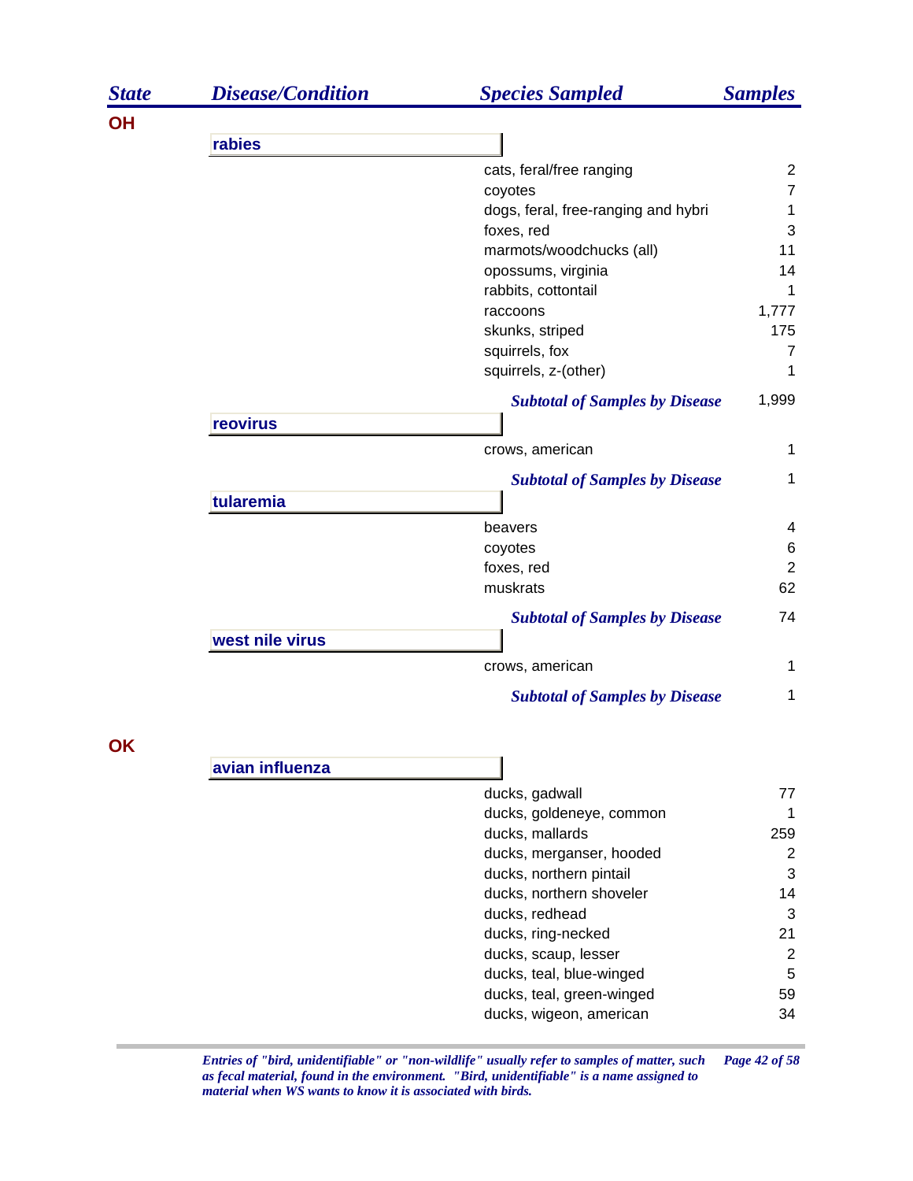| State | Disease/Condition | Species Sampled | Samples |
|---|---|---|---|
| **OH** | | | |
| | **rabies** | | |
| | | cats, feral/free ranging | 2 |
| | | coyotes | 7 |
| | | dogs, feral, free-ranging and hybri | 1 |
| | | foxes, red | 3 |
| | | marmots/woodchucks (all) | 11 |
| | | opossums, virginia | 14 |
| | | rabbits, cottontail | 1 |
| | | raccoons | 1,777 |
| | | skunks, striped | 175 |
| | | squirrels, fox | 7 |
| | | squirrels, z-(other) | 1 |
| | | ***Subtotal of Samples by Disease*** | 1,999 |
| | **reovirus** | | |
| | | crows, american | 1 |
| | | ***Subtotal of Samples by Disease*** | 1 |
| | **tularemia** | | |
| | | beavers | 4 |
| | | coyotes | 6 |
| | | foxes, red | 2 |
| | | muskrats | 62 |
| | | ***Subtotal of Samples by Disease*** | 74 |
| | **west nile virus** | | |
| | | crows, american | 1 |
| | | ***Subtotal of Samples by Disease*** | 1 |
| **OK** | | | |
| | **avian influenza** | | |
| | | ducks, gadwall | 77 |
| | | ducks, goldeneye, common | 1 |
| | | ducks, mallards | 259 |
| | | ducks, merganser, hooded | 2 |
| | | ducks, northern pintail | 3 |
| | | ducks, northern shoveler | 14 |
| | | ducks, redhead | 3 |
| | | ducks, ring-necked | 21 |
| | | ducks, scaup, lesser | 2 |
| | | ducks, teal, blue-winged | 5 |
| | | ducks, teal, green-winged | 59 |
| | | ducks, wigeon, american | 34 |

*Entries of "bird, unidentifiable" or "non-wildlife" usually refer to samples of matter, such as fecal material, found in the environment. "Bird, unidentifiable" is a name assigned to material when WS wants to know it is associated with birds.*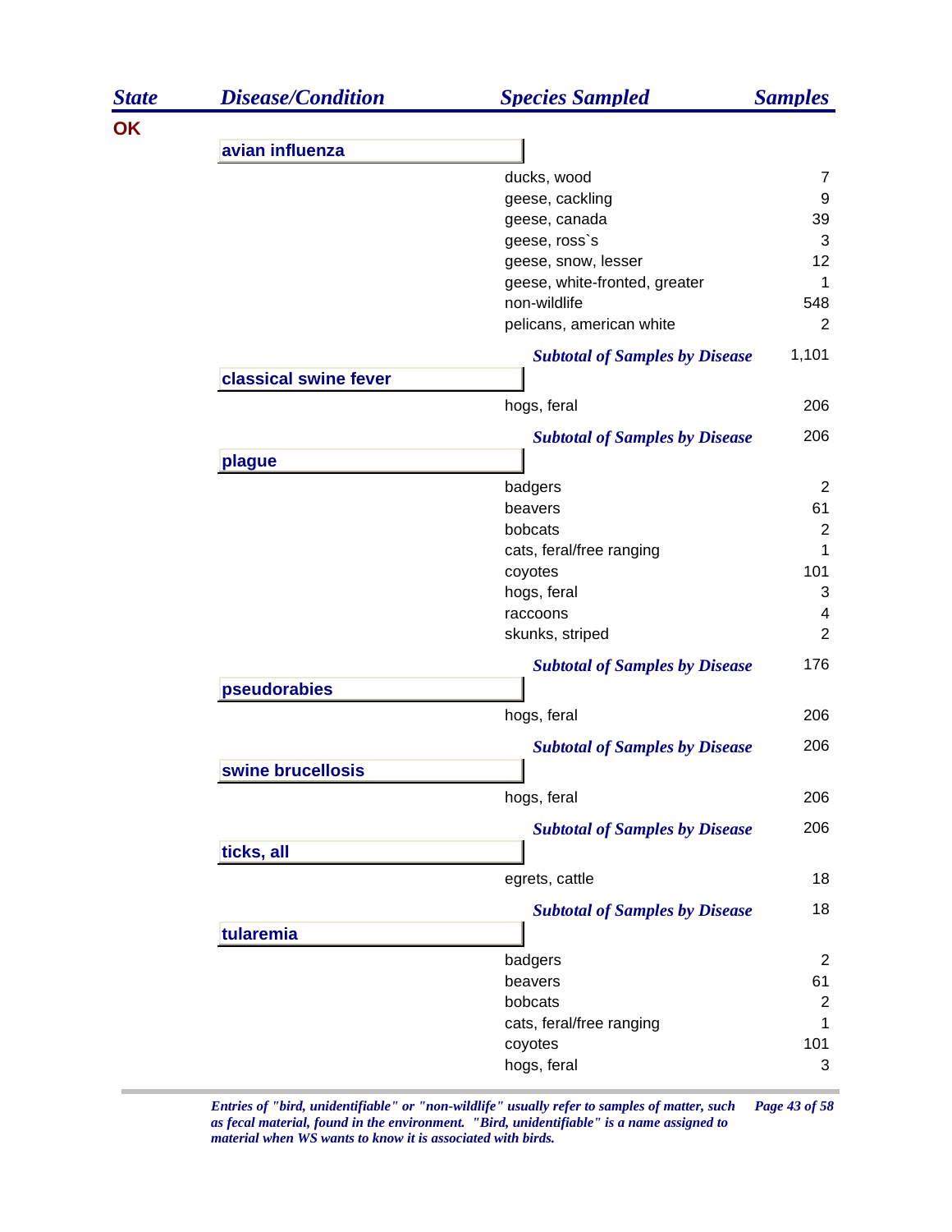| State | Disease/Condition | Species Sampled | Samples |
|---|---|---|---|
| OK | | | |
| | **avian influenza** | | |
| | | ducks, wood | 7 |
| | | geese, cackling | 9 |
| | | geese, canada | 39 |
| | | geese, ross`s | 3 |
| | | geese, snow, lesser | 12 |
| | | geese, white-fronted, greater | 1 |
| | | non-wildlife | 548 |
| | | pelicans, american white | 2 |
| | | *Subtotal of Samples by Disease* | 1,101 |
| | **classical swine fever** | | |
| | | hogs, feral | 206 |
| | | *Subtotal of Samples by Disease* | 206 |
| | **plague** | | |
| | | badgers | 2 |
| | | beavers | 61 |
| | | bobcats | 2 |
| | | cats, feral/free ranging | 1 |
| | | coyotes | 101 |
| | | hogs, feral | 3 |
| | | raccoons | 4 |
| | | skunks, striped | 2 |
| | | *Subtotal of Samples by Disease* | 176 |
| | **pseudorabies** | | |
| | | hogs, feral | 206 |
| | | *Subtotal of Samples by Disease* | 206 |
| | **swine brucellosis** | | |
| | | hogs, feral | 206 |
| | | *Subtotal of Samples by Disease* | 206 |
| | **ticks, all** | | |
| | | egrets, cattle | 18 |
| | | *Subtotal of Samples by Disease* | 18 |
| | **tularemia** | | |
| | | badgers | 2 |
| | | beavers | 61 |
| | | bobcats | 2 |
| | | cats, feral/free ranging | 1 |
| | | coyotes | 101 |
| | | hogs, feral | 3 |

*Entries of "bird, unidentifiable" or "non-wildlife" usually refer to samples of matter, such as fecal material, found in the environment. "Bird, unidentifiable" is a name assigned to material when WS wants to know it is associated with birds.*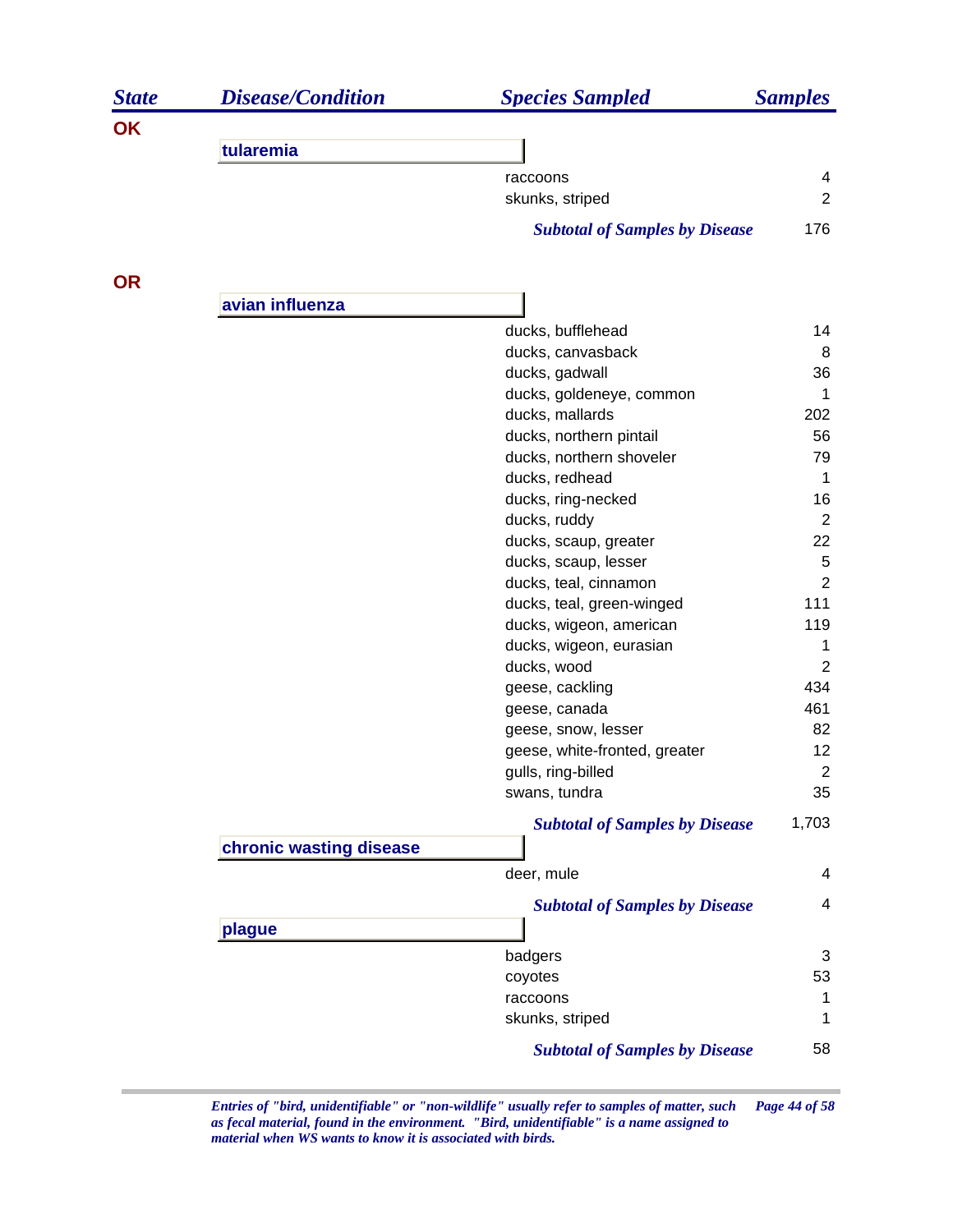| State | Disease/Condition | Species Sampled | Samples |
|---|---|---|---|
| **OK** | | | |
| | **tularemia** | | |
| | | raccoons | 4 |
| | | skunks, striped | 2 |
| | | ***Subtotal of Samples by Disease*** | 176 |
| **OR** | | | |
| | **avian influenza** | | |
| | | ducks, bufflehead | 14 |
| | | ducks, canvasback | 8 |
| | | ducks, gadwall | 36 |
| | | ducks, goldeneye, common | 1 |
| | | ducks, mallards | 202 |
| | | ducks, northern pintail | 56 |
| | | ducks, northern shoveler | 79 |
| | | ducks, redhead | 1 |
| | | ducks, ring-necked | 16 |
| | | ducks, ruddy | 2 |
| | | ducks, scaup, greater | 22 |
| | | ducks, scaup, lesser | 5 |
| | | ducks, teal, cinnamon | 2 |
| | | ducks, teal, green-winged | 111 |
| | | ducks, wigeon, american | 119 |
| | | ducks, wigeon, eurasian | 1 |
| | | ducks, wood | 2 |
| | | geese, cackling | 434 |
| | | geese, canada | 461 |
| | | geese, snow, lesser | 82 |
| | | geese, white-fronted, greater | 12 |
| | | gulls, ring-billed | 2 |
| | | swans, tundra | 35 |
| | | ***Subtotal of Samples by Disease*** | 1,703 |
| | **chronic wasting disease** | | |
| | | deer, mule | 4 |
| | | ***Subtotal of Samples by Disease*** | 4 |
| | **plague** | | |
| | | badgers | 3 |
| | | coyotes | 53 |
| | | raccoons | 1 |
| | | skunks, striped | 1 |
| | | ***Subtotal of Samples by Disease*** | 58 |

*Entries of "bird, unidentifiable" or "non-wildlife" usually refer to samples of matter, such as fecal material, found in the environment. "Bird, unidentifiable" is a name assigned to material when WS wants to know it is associated with birds.*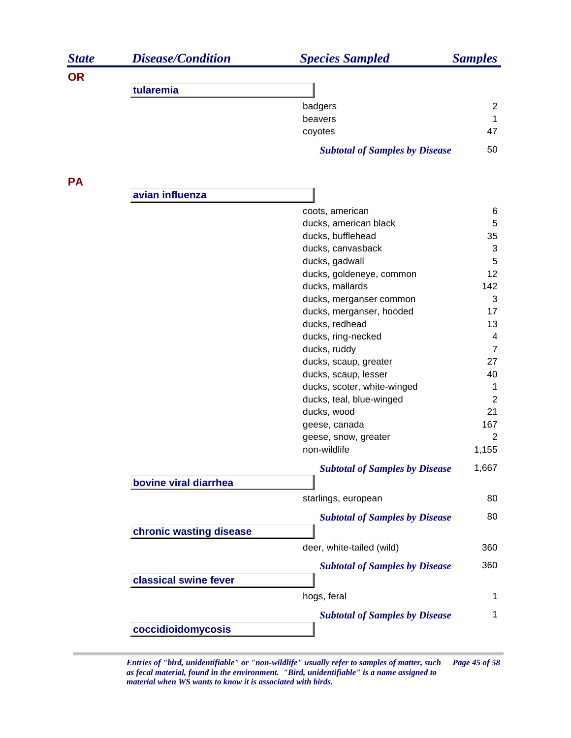| State | Disease/Condition | Species Sampled | Samples |
|---|---|---|---|
| **OR** | | | |
| | **tularemia** | | |
| | | badgers | 2 |
| | | beavers | 1 |
| | | coyotes | 47 |
| | | ***Subtotal of Samples by Disease*** | 50 |
| **PA** | | | |
| | **avian influenza** | | |
| | | coots, american | 6 |
| | | ducks, american black | 5 |
| | | ducks, bufflehead | 35 |
| | | ducks, canvasback | 3 |
| | | ducks, gadwall | 5 |
| | | ducks, goldeneye, common | 12 |
| | | ducks, mallards | 142 |
| | | ducks, merganser common | 3 |
| | | ducks, merganser, hooded | 17 |
| | | ducks, redhead | 13 |
| | | ducks, ring-necked | 4 |
| | | ducks, ruddy | 7 |
| | | ducks, scaup, greater | 27 |
| | | ducks, scaup, lesser | 40 |
| | | ducks, scoter, white-winged | 1 |
| | | ducks, teal, blue-winged | 2 |
| | | ducks, wood | 21 |
| | | geese, canada | 167 |
| | | geese, snow, greater | 2 |
| | | non-wildlife | 1,155 |
| | | ***Subtotal of Samples by Disease*** | 1,667 |
| | **bovine viral diarrhea** | | |
| | | starlings, european | 80 |
| | | ***Subtotal of Samples by Disease*** | 80 |
| | **chronic wasting disease** | | |
| | | deer, white-tailed (wild) | 360 |
| | | ***Subtotal of Samples by Disease*** | 360 |
| | **classical swine fever** | | |
| | | hogs, feral | 1 |
| | | ***Subtotal of Samples by Disease*** | 1 |
| | **coccidioidomycosis** | | |

*Entries of "bird, unidentifiable" or "non-wildlife" usually refer to samples of matter, such as fecal material, found in the environment. "Bird, unidentifiable" is a name assigned to material when WS wants to know it is associated with birds.*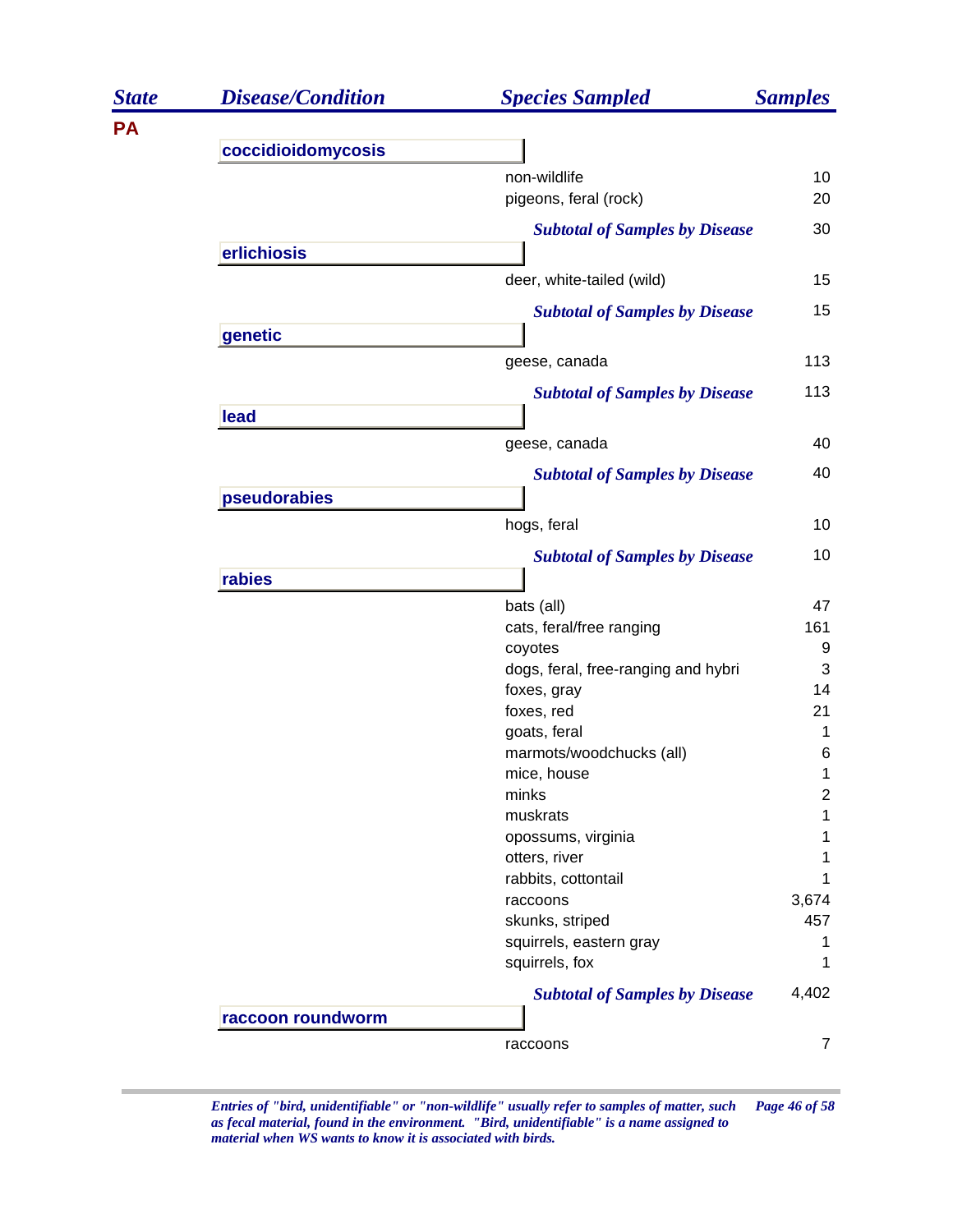| State | Disease/Condition | Species Sampled | Samples |
|---|---|---|---|
| PA | | | |
| | coccidioidomycosis | | |
| | | non-wildlife | 10 |
| | | pigeons, feral (rock) | 20 |
| | | *Subtotal of Samples by Disease* | 30 |
| | erlichiosis | | |
| | | deer, white-tailed (wild) | 15 |
| | | *Subtotal of Samples by Disease* | 15 |
| | genetic | | |
| | | geese, canada | 113 |
| | | *Subtotal of Samples by Disease* | 113 |
| | lead | | |
| | | geese, canada | 40 |
| | | *Subtotal of Samples by Disease* | 40 |
| | pseudorabies | | |
| | | hogs, feral | 10 |
| | | *Subtotal of Samples by Disease* | 10 |
| | rabies | | |
| | | bats (all) | 47 |
| | | cats, feral/free ranging | 161 |
| | | coyotes | 9 |
| | | dogs, feral, free-ranging and hybri | 3 |
| | | foxes, gray | 14 |
| | | foxes, red | 21 |
| | | goats, feral | 1 |
| | | marmots/woodchucks (all) | 6 |
| | | mice, house | 1 |
| | | minks | 2 |
| | | muskrats | 1 |
| | | opossums, virginia | 1 |
| | | otters, river | 1 |
| | | rabbits, cottontail | 1 |
| | | raccoons | 3,674 |
| | | skunks, striped | 457 |
| | | squirrels, eastern gray | 1 |
| | | squirrels, fox | 1 |
| | | *Subtotal of Samples by Disease* | 4,402 |
| | raccoon roundworm | | |
| | | raccoons | 7 |

*Entries of "bird, unidentifiable" or "non-wildlife" usually refer to samples of matter, such as fecal material, found in the environment. "Bird, unidentifiable" is a name assigned to material when WS wants to know it is associated with birds.*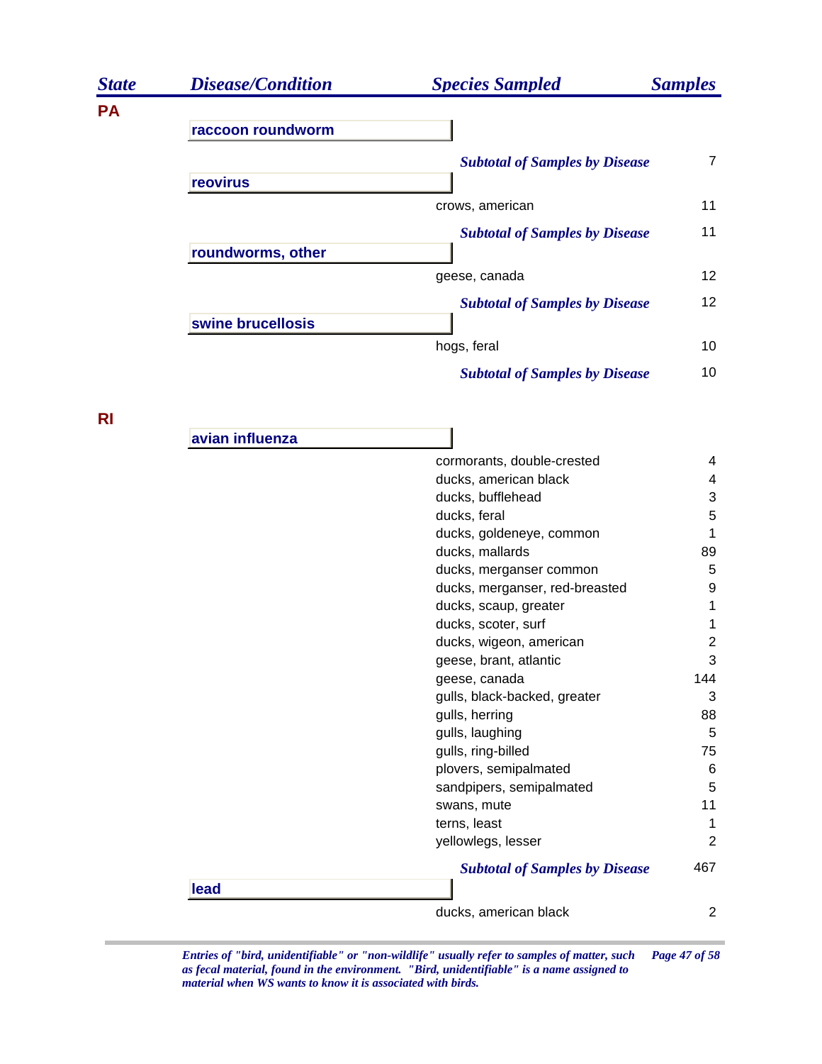| State | Disease/Condition | Species Sampled | Samples |
|---|---|---|---|
| **PA** | | | |
| | **raccoon roundworm** | | |
| | | ***Subtotal of Samples by Disease*** | 7 |
| | **reovirus** | | |
| | | crows, american | 11 |
| | | ***Subtotal of Samples by Disease*** | 11 |
| | **roundworms, other** | | |
| | | geese, canada | 12 |
| | | ***Subtotal of Samples by Disease*** | 12 |
| | **swine brucellosis** | | |
| | | hogs, feral | 10 |
| | | ***Subtotal of Samples by Disease*** | 10 |
| **RI** | | | |
| | **avian influenza** | | |
| | | cormorants, double-crested | 4 |
| | | ducks, american black | 4 |
| | | ducks, bufflehead | 3 |
| | | ducks, feral | 5 |
| | | ducks, goldeneye, common | 1 |
| | | ducks, mallards | 89 |
| | | ducks, merganser common | 5 |
| | | ducks, merganser, red-breasted | 9 |
| | | ducks, scaup, greater | 1 |
| | | ducks, scoter, surf | 1 |
| | | ducks, wigeon, american | 2 |
| | | geese, brant, atlantic | 3 |
| | | geese, canada | 144 |
| | | gulls, black-backed, greater | 3 |
| | | gulls, herring | 88 |
| | | gulls, laughing | 5 |
| | | gulls, ring-billed | 75 |
| | | plovers, semipalmated | 6 |
| | | sandpipers, semipalmated | 5 |
| | | swans, mute | 11 |
| | | terns, least | 1 |
| | | yellowlegs, lesser | 2 |
| | | ***Subtotal of Samples by Disease*** | 467 |
| | **lead** | | |
| | | ducks, american black | 2 |

*Entries of "bird, unidentifiable" or "non-wildlife" usually refer to samples of matter, such as fecal material, found in the environment. "Bird, unidentifiable" is a name assigned to material when WS wants to know it is associated with birds.*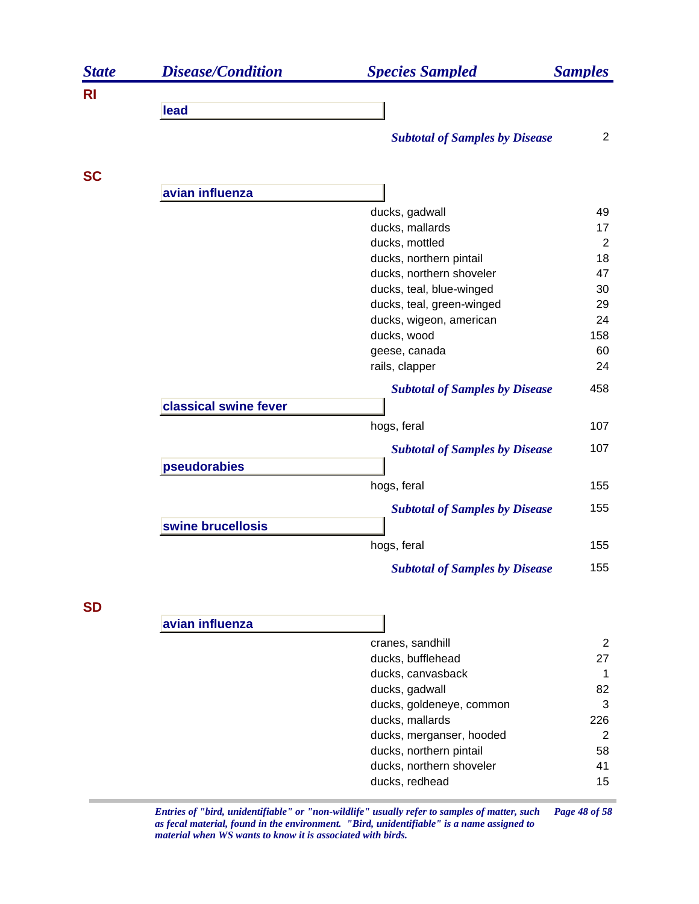| State | Disease/Condition | Species Sampled | Samples |
|---|---|---|---|
| **RI** | | | |
| | **lead** | | |
| | | ***Subtotal of Samples by Disease*** | 2 |
| **SC** | | | |
| | **avian influenza** | | |
| | | ducks, gadwall | 49 |
| | | ducks, mallards | 17 |
| | | ducks, mottled | 2 |
| | | ducks, northern pintail | 18 |
| | | ducks, northern shoveler | 47 |
| | | ducks, teal, blue-winged | 30 |
| | | ducks, teal, green-winged | 29 |
| | | ducks, wigeon, american | 24 |
| | | ducks, wood | 158 |
| | | geese, canada | 60 |
| | | rails, clapper | 24 |
| | | ***Subtotal of Samples by Disease*** | 458 |
| | **classical swine fever** | | |
| | | hogs, feral | 107 |
| | | ***Subtotal of Samples by Disease*** | 107 |
| | **pseudorabies** | | |
| | | hogs, feral | 155 |
| | | ***Subtotal of Samples by Disease*** | 155 |
| | **swine brucellosis** | | |
| | | hogs, feral | 155 |
| | | ***Subtotal of Samples by Disease*** | 155 |
| **SD** | | | |
| | **avian influenza** | | |
| | | cranes, sandhill | 2 |
| | | ducks, bufflehead | 27 |
| | | ducks, canvasback | 1 |
| | | ducks, gadwall | 82 |
| | | ducks, goldeneye, common | 3 |
| | | ducks, mallards | 226 |
| | | ducks, merganser, hooded | 2 |
| | | ducks, northern pintail | 58 |
| | | ducks, northern shoveler | 41 |
| | | ducks, redhead | 15 |

*Entries of "bird, unidentifiable" or "non-wildlife" usually refer to samples of matter, such as fecal material, found in the environment. "Bird, unidentifiable" is a name assigned to material when WS wants to know it is associated with birds.*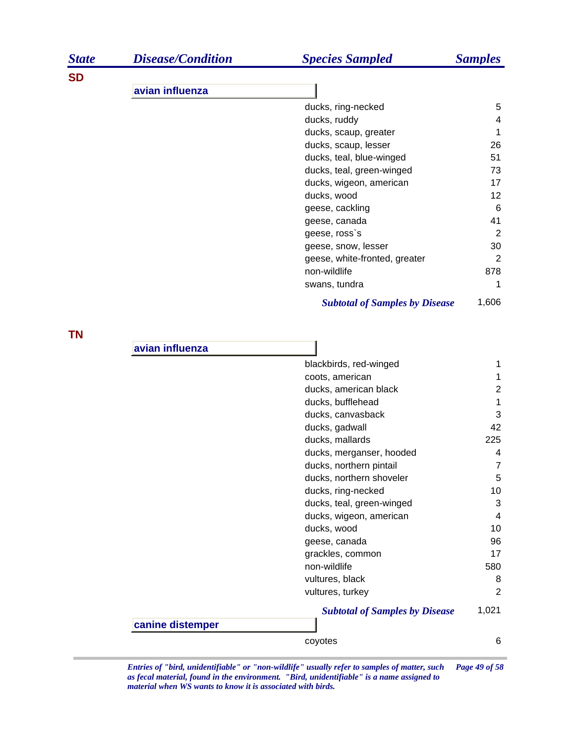| State | Disease/Condition | Species Sampled | Samples |
|---|---|---|---|
| SD | | | |
| | avian influenza | | |
| | | ducks, ring-necked | 5 |
| | | ducks, ruddy | 4 |
| | | ducks, scaup, greater | 1 |
| | | ducks, scaup, lesser | 26 |
| | | ducks, teal, blue-winged | 51 |
| | | ducks, teal, green-winged | 73 |
| | | ducks, wigeon, american | 17 |
| | | ducks, wood | 12 |
| | | geese, cackling | 6 |
| | | geese, canada | 41 |
| | | geese, ross`s | 2 |
| | | geese, snow, lesser | 30 |
| | | geese, white-fronted, greater | 2 |
| | | non-wildlife | 878 |
| | | swans, tundra | 1 |
| | | ***Subtotal of Samples by Disease*** | 1,606 |
| TN | | | |
| | avian influenza | | |
| | | blackbirds, red-winged | 1 |
| | | coots, american | 1 |
| | | ducks, american black | 2 |
| | | ducks, bufflehead | 1 |
| | | ducks, canvasback | 3 |
| | | ducks, gadwall | 42 |
| | | ducks, mallards | 225 |
| | | ducks, merganser, hooded | 4 |
| | | ducks, northern pintail | 7 |
| | | ducks, northern shoveler | 5 |
| | | ducks, ring-necked | 10 |
| | | ducks, teal, green-winged | 3 |
| | | ducks, wigeon, american | 4 |
| | | ducks, wood | 10 |
| | | geese, canada | 96 |
| | | grackles, common | 17 |
| | | non-wildlife | 580 |
| | | vultures, black | 8 |
| | | vultures, turkey | 2 |
| | | ***Subtotal of Samples by Disease*** | 1,021 |
| | canine distemper | | |
| | | coyotes | 6 |

*Entries of "bird, unidentifiable" or "non-wildlife" usually refer to samples of matter, such as fecal material, found in the environment. "Bird, unidentifiable" is a name assigned to material when WS wants to know it is associated with birds.*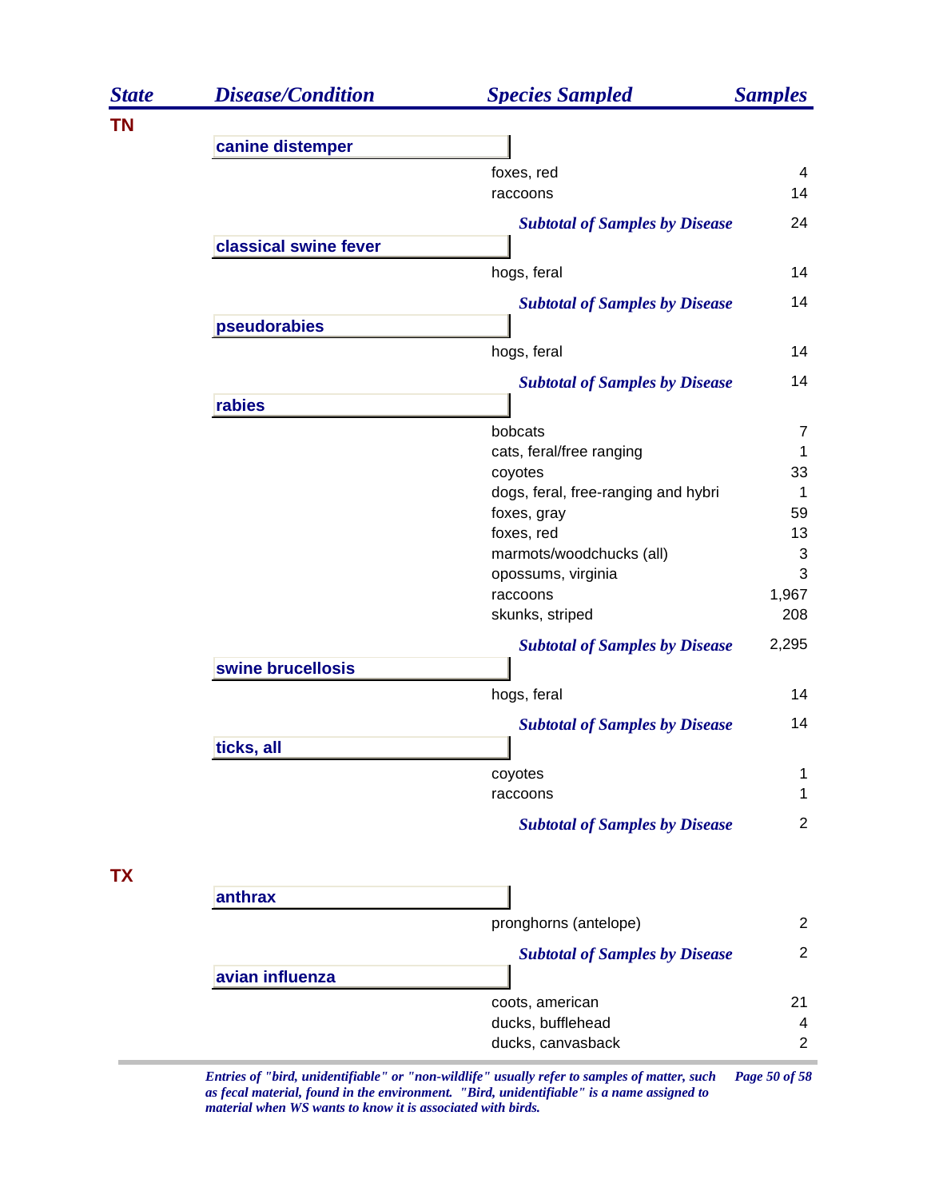| State | Disease/Condition | Species Sampled | Samples |
|---|---|---|---|
| **TN** | | | |
| | **canine distemper** | | |
| | | foxes, red | 4 |
| | | raccoons | 14 |
| | | ***Subtotal of Samples by Disease*** | 24 |
| | **classical swine fever** | | |
| | | hogs, feral | 14 |
| | | ***Subtotal of Samples by Disease*** | 14 |
| | **pseudorabies** | | |
| | | hogs, feral | 14 |
| | | ***Subtotal of Samples by Disease*** | 14 |
| | **rabies** | | |
| | | bobcats | 7 |
| | | cats, feral/free ranging | 1 |
| | | coyotes | 33 |
| | | dogs, feral, free-ranging and hybri | 1 |
| | | foxes, gray | 59 |
| | | foxes, red | 13 |
| | | marmots/woodchucks (all) | 3 |
| | | opossums, virginia | 3 |
| | | raccoons | 1,967 |
| | | skunks, striped | 208 |
| | | ***Subtotal of Samples by Disease*** | 2,295 |
| | **swine brucellosis** | | |
| | | hogs, feral | 14 |
| | | ***Subtotal of Samples by Disease*** | 14 |
| | **ticks, all** | | |
| | | coyotes | 1 |
| | | raccoons | 1 |
| | | ***Subtotal of Samples by Disease*** | 2 |
| **TX** | | | |
| | **anthrax** | | |
| | | pronghorns (antelope) | 2 |
| | | ***Subtotal of Samples by Disease*** | 2 |
| | **avian influenza** | | |
| | | coots, american | 21 |
| | | ducks, bufflehead | 4 |
| | | ducks, canvasback | 2 |

*Entries of "bird, unidentifiable" or "non-wildlife" usually refer to samples of matter, such as fecal material, found in the environment. "Bird, unidentifiable" is a name assigned to material when WS wants to know it is associated with birds.*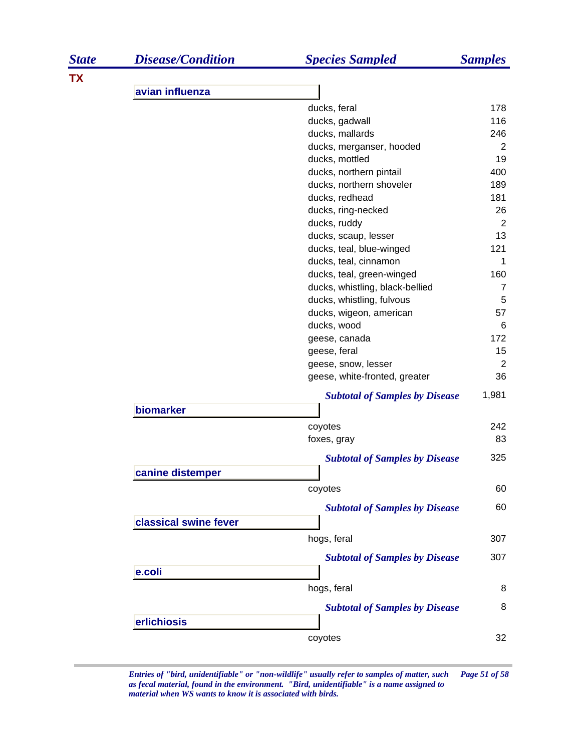| State | Disease/Condition | Species Sampled | Samples |
|---|---|---|---|
| TX | | | |
| | **avian influenza** | | |
| | | ducks, feral | 178 |
| | | ducks, gadwall | 116 |
| | | ducks, mallards | 246 |
| | | ducks, merganser, hooded | 2 |
| | | ducks, mottled | 19 |
| | | ducks, northern pintail | 400 |
| | | ducks, northern shoveler | 189 |
| | | ducks, redhead | 181 |
| | | ducks, ring-necked | 26 |
| | | ducks, ruddy | 2 |
| | | ducks, scaup, lesser | 13 |
| | | ducks, teal, blue-winged | 121 |
| | | ducks, teal, cinnamon | 1 |
| | | ducks, teal, green-winged | 160 |
| | | ducks, whistling, black-bellied | 7 |
| | | ducks, whistling, fulvous | 5 |
| | | ducks, wigeon, american | 57 |
| | | ducks, wood | 6 |
| | | geese, canada | 172 |
| | | geese, feral | 15 |
| | | geese, snow, lesser | 2 |
| | | geese, white-fronted, greater | 36 |
| | | ***Subtotal of Samples by Disease*** | 1,981 |
| | **biomarker** | | |
| | | coyotes | 242 |
| | | foxes, gray | 83 |
| | | ***Subtotal of Samples by Disease*** | 325 |
| | **canine distemper** | | |
| | | coyotes | 60 |
| | | ***Subtotal of Samples by Disease*** | 60 |
| | **classical swine fever** | | |
| | | hogs, feral | 307 |
| | | ***Subtotal of Samples by Disease*** | 307 |
| | **e.coli** | | |
| | | hogs, feral | 8 |
| | | ***Subtotal of Samples by Disease*** | 8 |
| | **erlichiosis** | | |
| | | coyotes | 32 |

*Entries of "bird, unidentifiable" or "non-wildlife" usually refer to samples of matter, such as fecal material, found in the environment. "Bird, unidentifiable" is a name assigned to material when WS wants to know it is associated with birds.*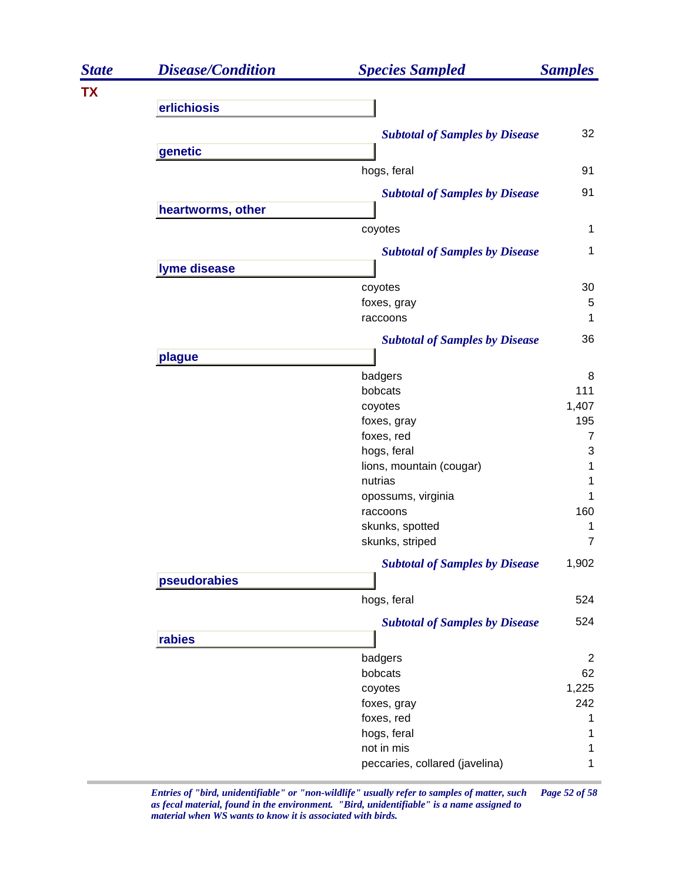| State | Disease/Condition | Species Sampled | Samples |
|---|---|---|---|
| TX | | | |
| | **erlichiosis** | | |
| | | ***Subtotal of Samples by Disease*** | 32 |
| | **genetic** | | |
| | | hogs, feral | 91 |
| | | ***Subtotal of Samples by Disease*** | 91 |
| | **heartworms, other** | | |
| | | coyotes | 1 |
| | | ***Subtotal of Samples by Disease*** | 1 |
| | **lyme disease** | | |
| | | coyotes | 30 |
| | | foxes, gray | 5 |
| | | raccoons | 1 |
| | | ***Subtotal of Samples by Disease*** | 36 |
| | **plague** | | |
| | | badgers | 8 |
| | | bobcats | 111 |
| | | coyotes | 1,407 |
| | | foxes, gray | 195 |
| | | foxes, red | 7 |
| | | hogs, feral | 3 |
| | | lions, mountain (cougar) | 1 |
| | | nutrias | 1 |
| | | opossums, virginia | 1 |
| | | raccoons | 160 |
| | | skunks, spotted | 1 |
| | | skunks, striped | 7 |
| | | ***Subtotal of Samples by Disease*** | 1,902 |
| | **pseudorabies** | | |
| | | hogs, feral | 524 |
| | | ***Subtotal of Samples by Disease*** | 524 |
| | **rabies** | | |
| | | badgers | 2 |
| | | bobcats | 62 |
| | | coyotes | 1,225 |
| | | foxes, gray | 242 |
| | | foxes, red | 1 |
| | | hogs, feral | 1 |
| | | not in mis | 1 |
| | | peccaries, collared (javelina) | 1 |

*Entries of "bird, unidentifiable" or "non-wildlife" usually refer to samples of matter, such as fecal material, found in the environment. "Bird, unidentifiable" is a name assigned to material when WS wants to know it is associated with birds.*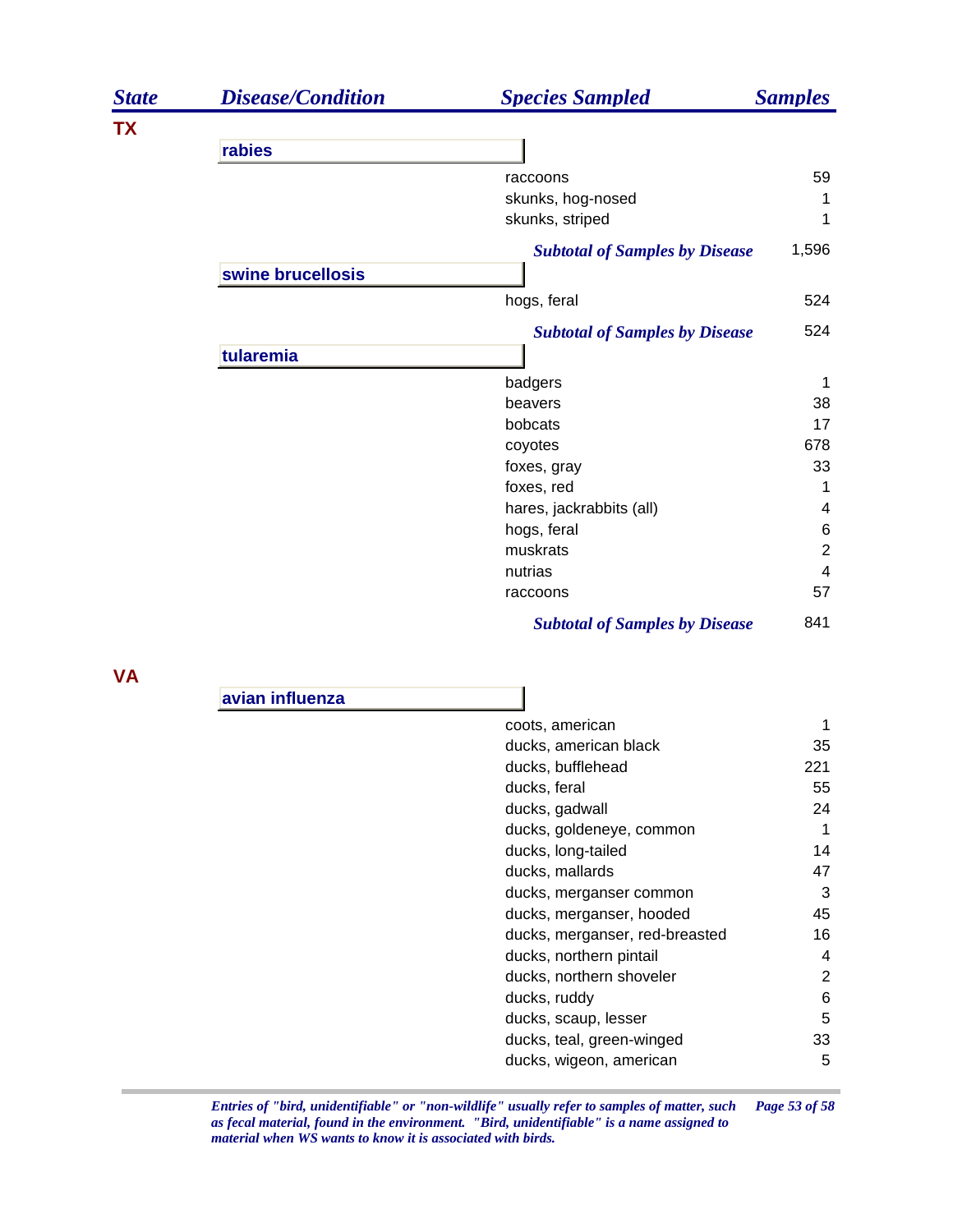| State | Disease/Condition | Species Sampled | Samples |
|---|---|---|---|
| **TX** | | | |
| | **rabies** | | |
| | | raccoons | 59 |
| | | skunks, hog-nosed | 1 |
| | | skunks, striped | 1 |
| | | ***Subtotal of Samples by Disease*** | 1,596 |
| | **swine brucellosis** | | |
| | | hogs, feral | 524 |
| | | ***Subtotal of Samples by Disease*** | 524 |
| | **tularemia** | | |
| | | badgers | 1 |
| | | beavers | 38 |
| | | bobcats | 17 |
| | | coyotes | 678 |
| | | foxes, gray | 33 |
| | | foxes, red | 1 |
| | | hares, jackrabbits (all) | 4 |
| | | hogs, feral | 6 |
| | | muskrats | 2 |
| | | nutrias | 4 |
| | | raccoons | 57 |
| | | ***Subtotal of Samples by Disease*** | 841 |
| **VA** | | | |
| | **avian influenza** | | |
| | | coots, american | 1 |
| | | ducks, american black | 35 |
| | | ducks, bufflehead | 221 |
| | | ducks, feral | 55 |
| | | ducks, gadwall | 24 |
| | | ducks, goldeneye, common | 1 |
| | | ducks, long-tailed | 14 |
| | | ducks, mallards | 47 |
| | | ducks, merganser common | 3 |
| | | ducks, merganser, hooded | 45 |
| | | ducks, merganser, red-breasted | 16 |
| | | ducks, northern pintail | 4 |
| | | ducks, northern shoveler | 2 |
| | | ducks, ruddy | 6 |
| | | ducks, scaup, lesser | 5 |
| | | ducks, teal, green-winged | 33 |
| | | ducks, wigeon, american | 5 |

*Entries of "bird, unidentifiable" or "non-wildlife" usually refer to samples of matter, such as fecal material, found in the environment. "Bird, unidentifiable" is a name assigned to material when WS wants to know it is associated with birds.*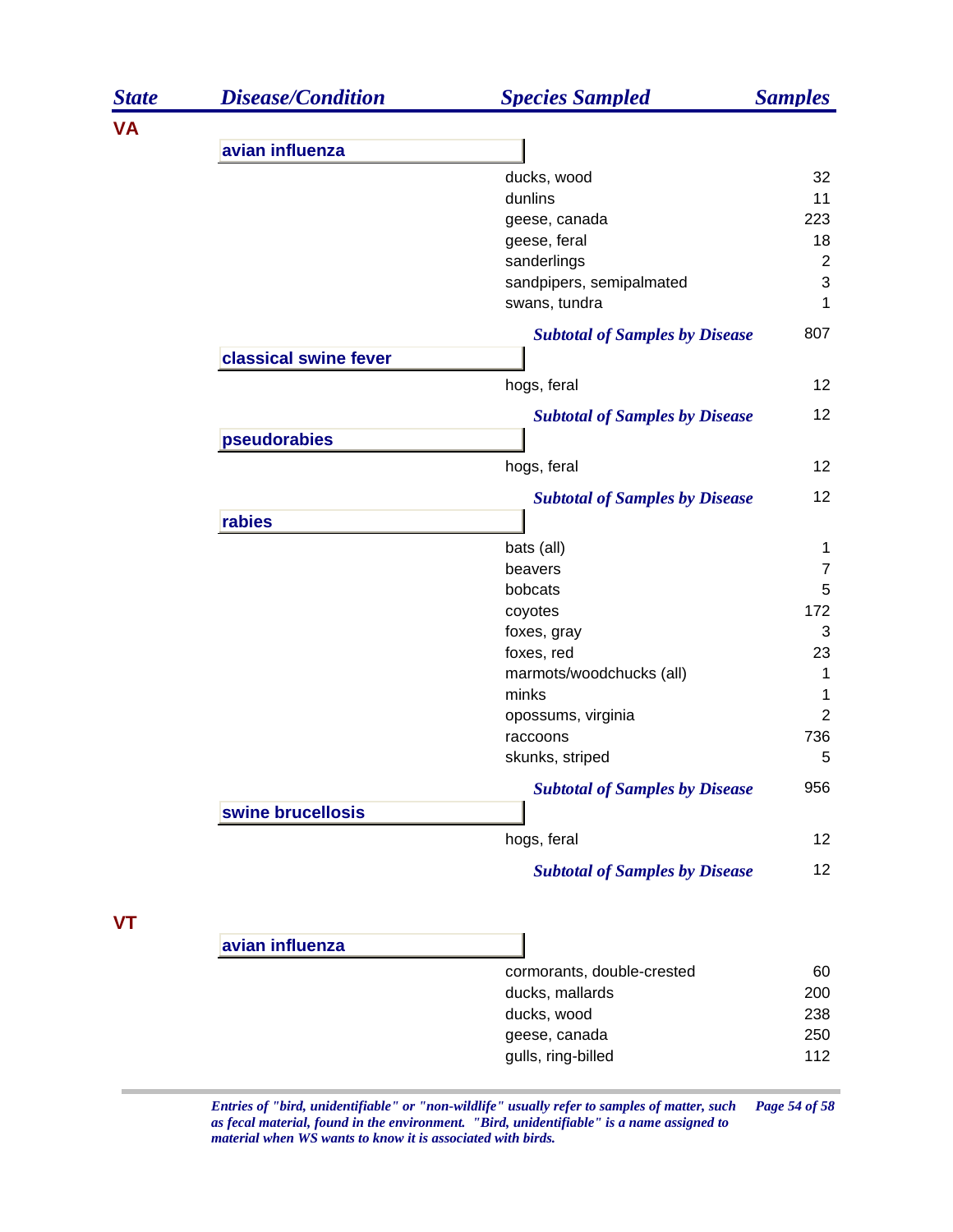| State | Disease/Condition | Species Sampled | Samples |
|---|---|---|---|
| **VA** | | | |
| | **avian influenza** | | |
| | | ducks, wood | 32 |
| | | dunlins | 11 |
| | | geese, canada | 223 |
| | | geese, feral | 18 |
| | | sanderlings | 2 |
| | | sandpipers, semipalmated | 3 |
| | | swans, tundra | 1 |
| | | ***Subtotal of Samples by Disease*** | 807 |
| | **classical swine fever** | | |
| | | hogs, feral | 12 |
| | | ***Subtotal of Samples by Disease*** | 12 |
| | **pseudorabies** | | |
| | | hogs, feral | 12 |
| | | ***Subtotal of Samples by Disease*** | 12 |
| | **rabies** | | |
| | | bats (all) | 1 |
| | | beavers | 7 |
| | | bobcats | 5 |
| | | coyotes | 172 |
| | | foxes, gray | 3 |
| | | foxes, red | 23 |
| | | marmots/woodchucks (all) | 1 |
| | | minks | 1 |
| | | opossums, virginia | 2 |
| | | raccoons | 736 |
| | | skunks, striped | 5 |
| | | ***Subtotal of Samples by Disease*** | 956 |
| | **swine brucellosis** | | |
| | | hogs, feral | 12 |
| | | ***Subtotal of Samples by Disease*** | 12 |
| **VT** | | | |
| | **avian influenza** | | |
| | | cormorants, double-crested | 60 |
| | | ducks, mallards | 200 |
| | | ducks, wood | 238 |
| | | geese, canada | 250 |
| | | gulls, ring-billed | 112 |

*Entries of "bird, unidentifiable" or "non-wildlife" usually refer to samples of matter, such as fecal material, found in the environment. "Bird, unidentifiable" is a name assigned to material when WS wants to know it is associated with birds.*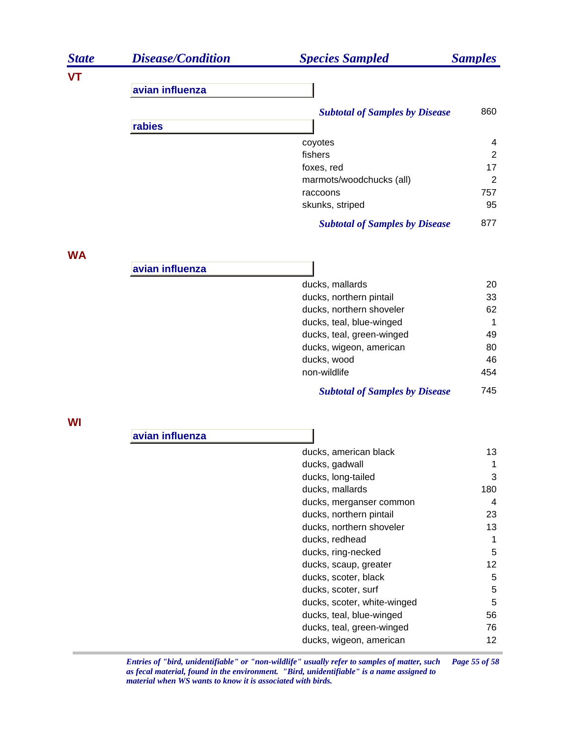| State | Disease/Condition | Species Sampled | Samples |
|---|---|---|---|
| VT | | | |
| | avian influenza | | |
| | | *Subtotal of Samples by Disease* | 860 |
| | rabies | | |
| | | coyotes | 4 |
| | | fishers | 2 |
| | | foxes, red | 17 |
| | | marmots/woodchucks (all) | 2 |
| | | raccoons | 757 |
| | | skunks, striped | 95 |
| | | *Subtotal of Samples by Disease* | 877 |
| WA | | | |
| | avian influenza | | |
| | | ducks, mallards | 20 |
| | | ducks, northern pintail | 33 |
| | | ducks, northern shoveler | 62 |
| | | ducks, teal, blue-winged | 1 |
| | | ducks, teal, green-winged | 49 |
| | | ducks, wigeon, american | 80 |
| | | ducks, wood | 46 |
| | | non-wildlife | 454 |
| | | *Subtotal of Samples by Disease* | 745 |
| WI | | | |
| | avian influenza | | |
| | | ducks, american black | 13 |
| | | ducks, gadwall | 1 |
| | | ducks, long-tailed | 3 |
| | | ducks, mallards | 180 |
| | | ducks, merganser common | 4 |
| | | ducks, northern pintail | 23 |
| | | ducks, northern shoveler | 13 |
| | | ducks, redhead | 1 |
| | | ducks, ring-necked | 5 |
| | | ducks, scaup, greater | 12 |
| | | ducks, scoter, black | 5 |
| | | ducks, scoter, surf | 5 |
| | | ducks, scoter, white-winged | 5 |
| | | ducks, teal, blue-winged | 56 |
| | | ducks, teal, green-winged | 76 |
| | | ducks, wigeon, american | 12 |

*Entries of "bird, unidentifiable" or "non-wildlife" usually refer to samples of matter, such as fecal material, found in the environment. "Bird, unidentifiable" is a name assigned to material when WS wants to know it is associated with birds.*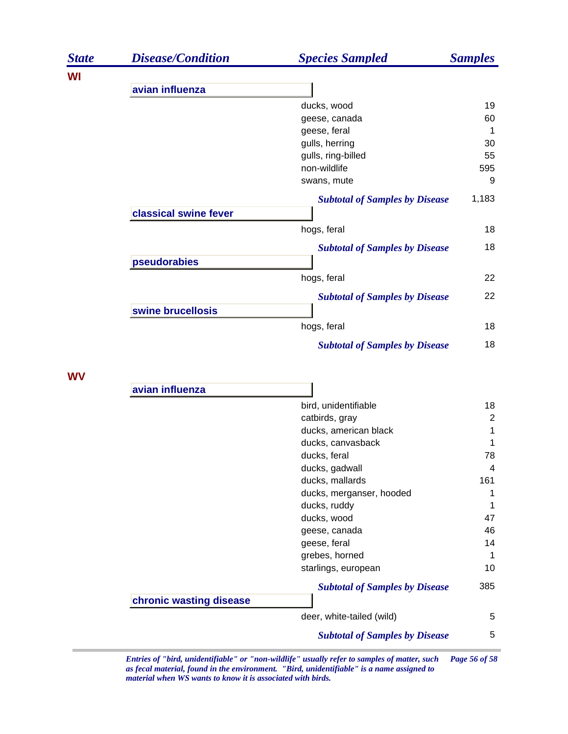| State | Disease/Condition | Species Sampled | Samples |
|---|---|---|---|
| **WI** | | | |
| | **avian influenza** | | |
| | | ducks, wood | 19 |
| | | geese, canada | 60 |
| | | geese, feral | 1 |
| | | gulls, herring | 30 |
| | | gulls, ring-billed | 55 |
| | | non-wildlife | 595 |
| | | swans, mute | 9 |
| | | ***Subtotal of Samples by Disease*** | 1,183 |
| | **classical swine fever** | | |
| | | hogs, feral | 18 |
| | | ***Subtotal of Samples by Disease*** | 18 |
| | **pseudorabies** | | |
| | | hogs, feral | 22 |
| | | ***Subtotal of Samples by Disease*** | 22 |
| | **swine brucellosis** | | |
| | | hogs, feral | 18 |
| | | ***Subtotal of Samples by Disease*** | 18 |
| **WV** | | | |
| | **avian influenza** | | |
| | | bird, unidentifiable | 18 |
| | | catbirds, gray | 2 |
| | | ducks, american black | 1 |
| | | ducks, canvasback | 1 |
| | | ducks, feral | 78 |
| | | ducks, gadwall | 4 |
| | | ducks, mallards | 161 |
| | | ducks, merganser, hooded | 1 |
| | | ducks, ruddy | 1 |
| | | ducks, wood | 47 |
| | | geese, canada | 46 |
| | | geese, feral | 14 |
| | | grebes, horned | 1 |
| | | starlings, european | 10 |
| | | ***Subtotal of Samples by Disease*** | 385 |
| | **chronic wasting disease** | | |
| | | deer, white-tailed (wild) | 5 |
| | | ***Subtotal of Samples by Disease*** | 5 |

*Entries of "bird, unidentifiable" or "non-wildlife" usually refer to samples of matter, such as fecal material, found in the environment. "Bird, unidentifiable" is a name assigned to material when WS wants to know it is associated with birds.*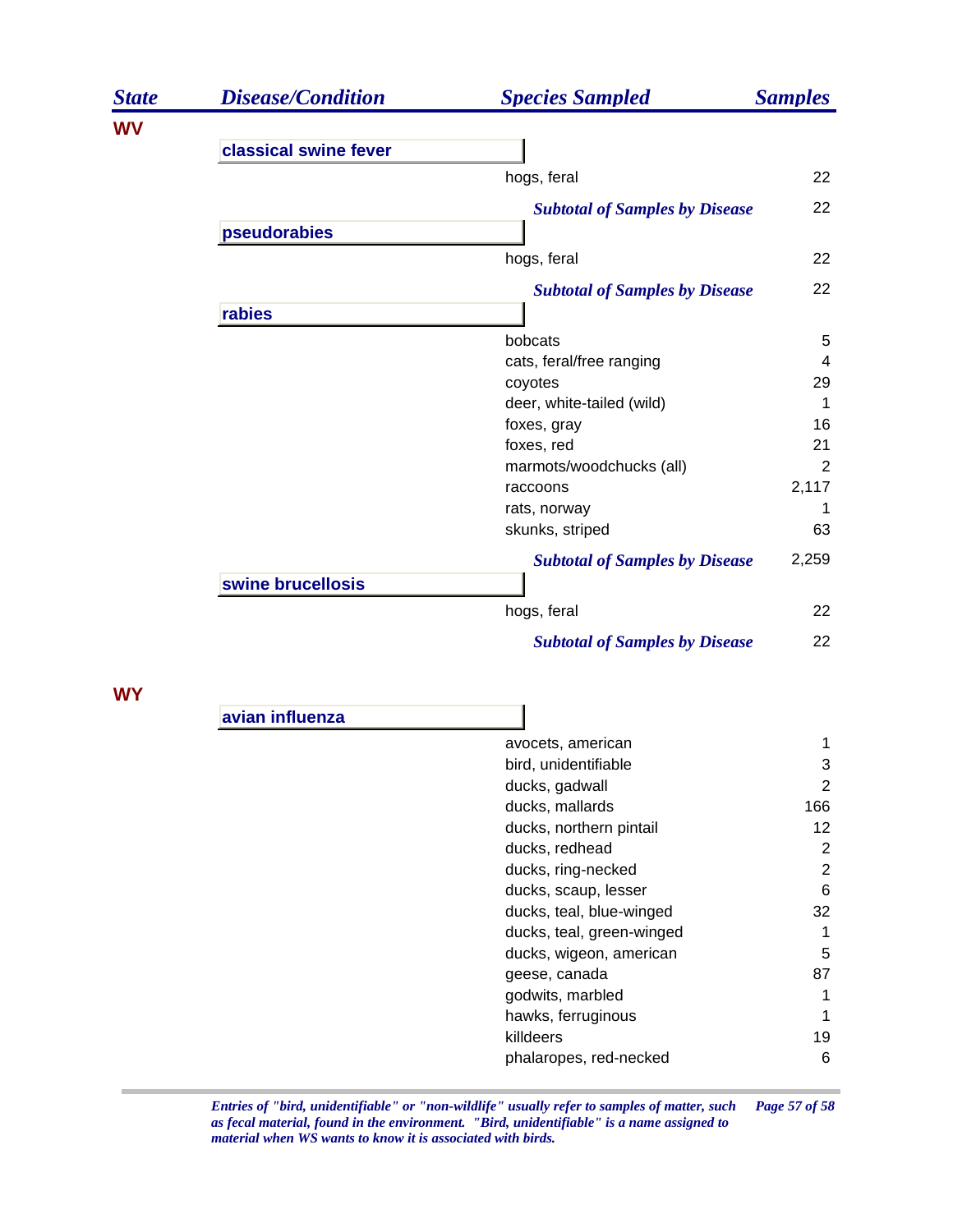| State | Disease/Condition | Species Sampled | Samples |
|---|---|---|---|
| **WV** | | | |
| | **classical swine fever** | | |
| | | hogs, feral | 22 |
| | | ***Subtotal of Samples by Disease*** | 22 |
| | **pseudorabies** | | |
| | | hogs, feral | 22 |
| | | ***Subtotal of Samples by Disease*** | 22 |
| | **rabies** | | |
| | | bobcats | 5 |
| | | cats, feral/free ranging | 4 |
| | | coyotes | 29 |
| | | deer, white-tailed (wild) | 1 |
| | | foxes, gray | 16 |
| | | foxes, red | 21 |
| | | marmots/woodchucks (all) | 2 |
| | | raccoons | 2,117 |
| | | rats, norway | 1 |
| | | skunks, striped | 63 |
| | | ***Subtotal of Samples by Disease*** | 2,259 |
| | **swine brucellosis** | | |
| | | hogs, feral | 22 |
| | | ***Subtotal of Samples by Disease*** | 22 |
| **WY** | | | |
| | **avian influenza** | | |
| | | avocets, american | 1 |
| | | bird, unidentifiable | 3 |
| | | ducks, gadwall | 2 |
| | | ducks, mallards | 166 |
| | | ducks, northern pintail | 12 |
| | | ducks, redhead | 2 |
| | | ducks, ring-necked | 2 |
| | | ducks, scaup, lesser | 6 |
| | | ducks, teal, blue-winged | 32 |
| | | ducks, teal, green-winged | 1 |
| | | ducks, wigeon, american | 5 |
| | | geese, canada | 87 |
| | | godwits, marbled | 1 |
| | | hawks, ferruginous | 1 |
| | | killdeers | 19 |
| | | phalaropes, red-necked | 6 |

***Entries of "bird, unidentifiable" or "non-wildlife" usually refer to samples of matter, such as fecal material, found in the environment. "Bird, unidentifiable" is a name assigned to material when WS wants to know it is associated with birds.***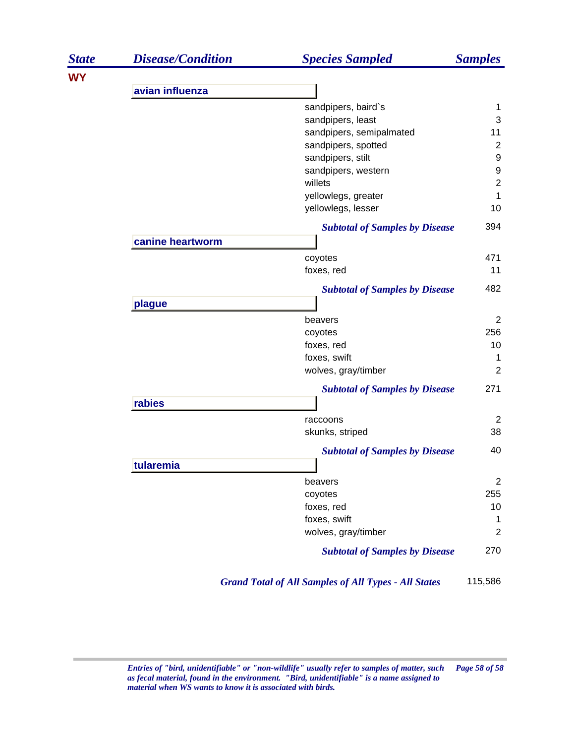| State | Disease/Condition | Species Sampled | Samples |
|---|---|---|---|
| WY | | | |
| | avian influenza | | |
| | | sandpipers, baird`s | 1 |
| | | sandpipers, least | 3 |
| | | sandpipers, semipalmated | 11 |
| | | sandpipers, spotted | 2 |
| | | sandpipers, stilt | 9 |
| | | sandpipers, western | 9 |
| | | willets | 2 |
| | | yellowlegs, greater | 1 |
| | | yellowlegs, lesser | 10 |
| | | ***Subtotal of Samples by Disease*** | 394 |
| | canine heartworm | | |
| | | coyotes | 471 |
| | | foxes, red | 11 |
| | | ***Subtotal of Samples by Disease*** | 482 |
| | plague | | |
| | | beavers | 2 |
| | | coyotes | 256 |
| | | foxes, red | 10 |
| | | foxes, swift | 1 |
| | | wolves, gray/timber | 2 |
| | | ***Subtotal of Samples by Disease*** | 271 |
| | rabies | | |
| | | raccoons | 2 |
| | | skunks, striped | 38 |
| | | ***Subtotal of Samples by Disease*** | 40 |
| | tularemia | | |
| | | beavers | 2 |
| | | coyotes | 255 |
| | | foxes, red | 10 |
| | | foxes, swift | 1 |
| | | wolves, gray/timber | 2 |
| | | ***Subtotal of Samples by Disease*** | 270 |
| | | ***Grand Total of All Samples of All Types - All States*** | 115,586 |

*Entries of "bird, unidentifiable" or "non-wildlife" usually refer to samples of matter, such as fecal material, found in the environment. "Bird, unidentifiable" is a name assigned to material when WS wants to know it is associated with birds.*